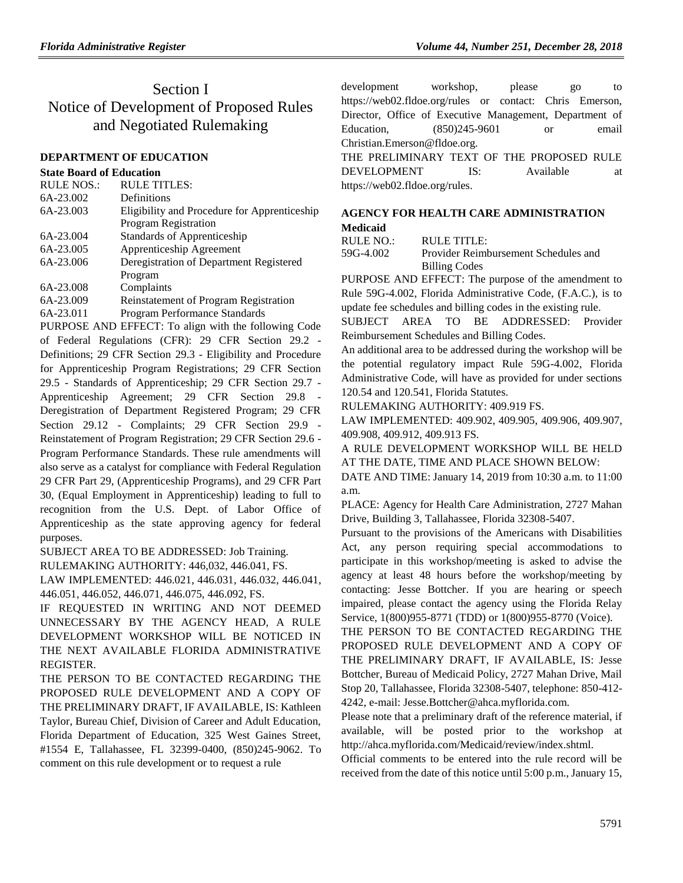# Section I
# Notice of Development of Proposed Rules and Negotiated Rulemaking

## DEPARTMENT OF EDUCATION

### State Board of Education

| RULE NOS.: | RULE TITLES: |
|---|---|
| 6A-23.002 | Definitions |
| 6A-23.003 | Eligibility and Procedure for Apprenticeship Program Registration |
| 6A-23.004 | Standards of Apprenticeship |
| 6A-23.005 | Apprenticeship Agreement |
| 6A-23.006 | Deregistration of Department Registered Program |
| 6A-23.008 | Complaints |
| 6A-23.009 | Reinstatement of Program Registration |
| 6A-23.011 | Program Performance Standards |

PURPOSE AND EFFECT: To align with the following Code of Federal Regulations (CFR): 29 CFR Section 29.2 - Definitions; 29 CFR Section 29.3 - Eligibility and Procedure for Apprenticeship Program Registrations; 29 CFR Section 29.5 - Standards of Apprenticeship; 29 CFR Section 29.7 - Apprenticeship Agreement; 29 CFR Section 29.8 - Deregistration of Department Registered Program; 29 CFR Section 29.12 - Complaints; 29 CFR Section 29.9 - Reinstatement of Program Registration; 29 CFR Section 29.6 - Program Performance Standards. These rule amendments will also serve as a catalyst for compliance with Federal Regulation 29 CFR Part 29, (Apprenticeship Programs), and 29 CFR Part 30, (Equal Employment in Apprenticeship) leading to full to recognition from the U.S. Dept. of Labor Office of Apprenticeship as the state approving agency for federal purposes.

SUBJECT AREA TO BE ADDRESSED: Job Training.

RULEMAKING AUTHORITY: 446,032, 446.041, FS.

LAW IMPLEMENTED: 446.021, 446.031, 446.032, 446.041, 446.051, 446.052, 446.071, 446.075, 446.092, FS.

IF REQUESTED IN WRITING AND NOT DEEMED UNNECESSARY BY THE AGENCY HEAD, A RULE DEVELOPMENT WORKSHOP WILL BE NOTICED IN THE NEXT AVAILABLE FLORIDA ADMINISTRATIVE REGISTER.

THE PERSON TO BE CONTACTED REGARDING THE PROPOSED RULE DEVELOPMENT AND A COPY OF THE PRELIMINARY DRAFT, IF AVAILABLE, IS: Kathleen Taylor, Bureau Chief, Division of Career and Adult Education, Florida Department of Education, 325 West Gaines Street, #1554 E, Tallahassee, FL 32399-0400, (850)245-9062. To comment on this rule development or to request a rule development workshop, please go to https://web02.fldoe.org/rules or contact: Chris Emerson, Director, Office of Executive Management, Department of Education, (850)245-9601 or email Christian.Emerson@fldoe.org.

THE PRELIMINARY TEXT OF THE PROPOSED RULE DEVELOPMENT IS: Available at https://web02.fldoe.org/rules.

## AGENCY FOR HEALTH CARE ADMINISTRATION

### Medicaid

| RULE NO.: | RULE TITLE: |
|---|---|
| 59G-4.002 | Provider Reimbursement Schedules and Billing Codes |

PURPOSE AND EFFECT: The purpose of the amendment to Rule 59G-4.002, Florida Administrative Code, (F.A.C.), is to update fee schedules and billing codes in the existing rule.

SUBJECT AREA TO BE ADDRESSED: Provider Reimbursement Schedules and Billing Codes.

An additional area to be addressed during the workshop will be the potential regulatory impact Rule 59G-4.002, Florida Administrative Code, will have as provided for under sections 120.54 and 120.541, Florida Statutes.

RULEMAKING AUTHORITY: 409.919 FS.

LAW IMPLEMENTED: 409.902, 409.905, 409.906, 409.907, 409.908, 409.912, 409.913 FS.

A RULE DEVELOPMENT WORKSHOP WILL BE HELD AT THE DATE, TIME AND PLACE SHOWN BELOW:

DATE AND TIME: January 14, 2019 from 10:30 a.m. to 11:00 a.m.

PLACE: Agency for Health Care Administration, 2727 Mahan Drive, Building 3, Tallahassee, Florida 32308-5407.

Pursuant to the provisions of the Americans with Disabilities Act, any person requiring special accommodations to participate in this workshop/meeting is asked to advise the agency at least 48 hours before the workshop/meeting by contacting: Jesse Bottcher. If you are hearing or speech impaired, please contact the agency using the Florida Relay Service, 1(800)955-8771 (TDD) or 1(800)955-8770 (Voice).

THE PERSON TO BE CONTACTED REGARDING THE PROPOSED RULE DEVELOPMENT AND A COPY OF THE PRELIMINARY DRAFT, IF AVAILABLE, IS: Jesse Bottcher, Bureau of Medicaid Policy, 2727 Mahan Drive, Mail Stop 20, Tallahassee, Florida 32308-5407, telephone: 850-412-4242, e-mail: Jesse.Bottcher@ahca.myflorida.com.

Please note that a preliminary draft of the reference material, if available, will be posted prior to the workshop at http://ahca.myflorida.com/Medicaid/review/index.shtml.

Official comments to be entered into the rule record will be received from the date of this notice until 5:00 p.m., January 15,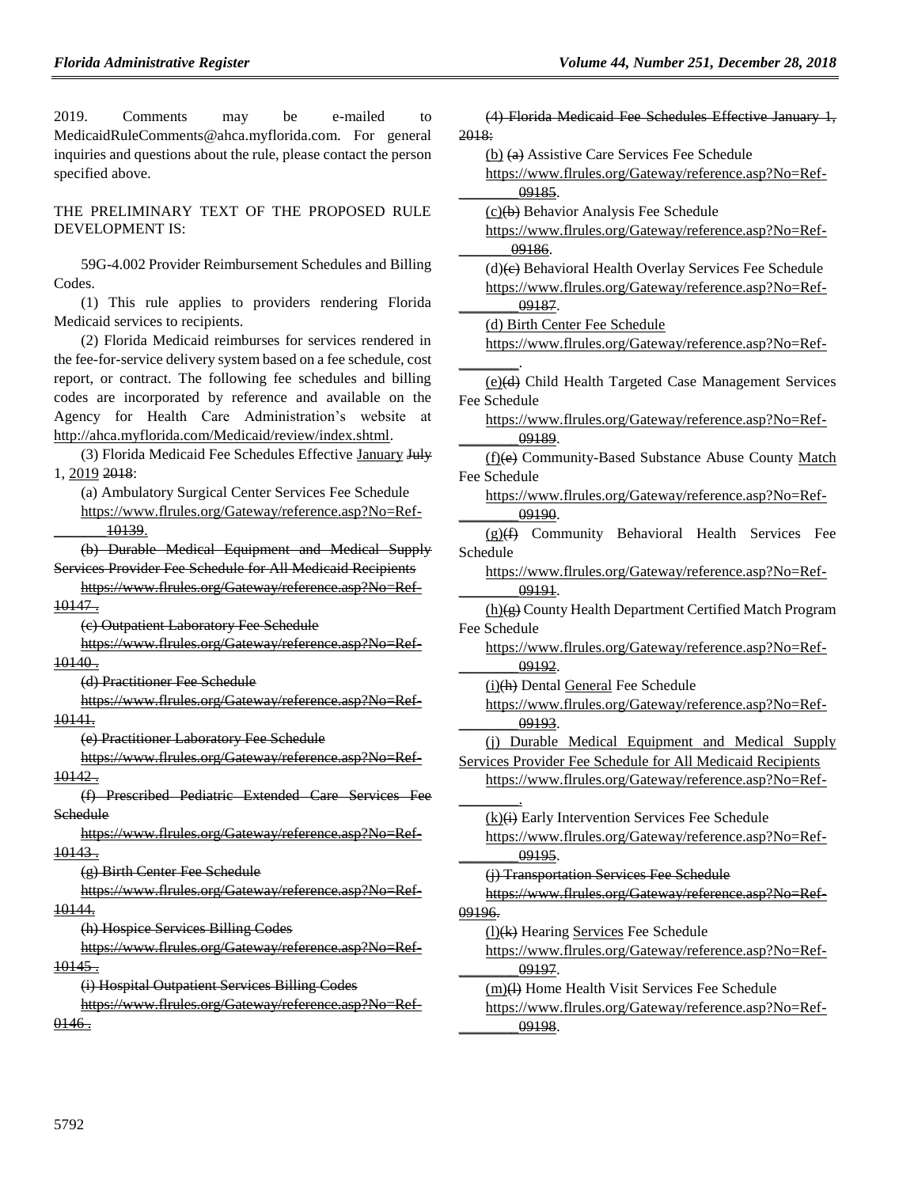2019. Comments may be e-mailed to MedicaidRuleComments@ahca.myflorida.com. For general inquiries and questions about the rule, please contact the person specified above.

THE PRELIMINARY TEXT OF THE PROPOSED RULE DEVELOPMENT IS:

59G-4.002 Provider Reimbursement Schedules and Billing Codes.

(1) This rule applies to providers rendering Florida Medicaid services to recipients.

(2) Florida Medicaid reimburses for services rendered in the fee-for-service delivery system based on a fee schedule, cost report, or contract. The following fee schedules and billing codes are incorporated by reference and available on the Agency for Health Care Administration's website at http://ahca.myflorida.com/Medicaid/review/index.shtml.

(3) Florida Medicaid Fee Schedules Effective January ~~July~~ 1, 2019 ~~2018~~:

(a) Ambulatory Surgical Center Services Fee Schedule https://www.flrules.org/Gateway/reference.asp?No=Ref-________ ~~10139~~.

~~(b) Durable Medical Equipment and Medical Supply Services Provider Fee Schedule for All Medicaid Recipients https://www.flrules.org/Gateway/reference.asp?No=Ref-10147 .~~

~~(c) Outpatient Laboratory Fee Schedule https://www.flrules.org/Gateway/reference.asp?No=Ref-10140 .~~

~~(d) Practitioner Fee Schedule https://www.flrules.org/Gateway/reference.asp?No=Ref-10141.~~

~~(e) Practitioner Laboratory Fee Schedule https://www.flrules.org/Gateway/reference.asp?No=Ref-10142 .~~

~~(f) Prescribed Pediatric Extended Care Services Fee Schedule https://www.flrules.org/Gateway/reference.asp?No=Ref-10143 .~~

~~(g) Birth Center Fee Schedule https://www.flrules.org/Gateway/reference.asp?No=Ref-10144.~~

~~(h) Hospice Services Billing Codes https://www.flrules.org/Gateway/reference.asp?No=Ref-10145 .~~

~~(i) Hospital Outpatient Services Billing Codes https://www.flrules.org/Gateway/reference.asp?No=Ref-0146 .~~

~~(4) Florida Medicaid Fee Schedules Effective January 1, 2018:~~

(b) ~~(a)~~ Assistive Care Services Fee Schedule https://www.flrules.org/Gateway/reference.asp?No=Ref-________ ~~09185~~.

(c)~~(b)~~ Behavior Analysis Fee Schedule https://www.flrules.org/Gateway/reference.asp?No=Ref-________ ~~09186~~.

(d)~~(c)~~ Behavioral Health Overlay Services Fee Schedule https://www.flrules.org/Gateway/reference.asp?No=Ref-________ ~~09187~~.

(d) Birth Center Fee Schedule https://www.flrules.org/Gateway/reference.asp?No=Ref-________.

(e)~~(d)~~ Child Health Targeted Case Management Services Fee Schedule https://www.flrules.org/Gateway/reference.asp?No=Ref-________ ~~09189~~.

(f)~~(e)~~ Community-Based Substance Abuse County Match Fee Schedule https://www.flrules.org/Gateway/reference.asp?No=Ref-________ ~~09190~~.

(g)~~(f)~~ Community Behavioral Health Services Fee Schedule https://www.flrules.org/Gateway/reference.asp?No=Ref-________ ~~09191~~.

(h)~~(g)~~ County Health Department Certified Match Program Fee Schedule https://www.flrules.org/Gateway/reference.asp?No=Ref-________ ~~09192~~.

(i)~~(h)~~ Dental General Fee Schedule https://www.flrules.org/Gateway/reference.asp?No=Ref-________ ~~09193~~.

(j) Durable Medical Equipment and Medical Supply Services Provider Fee Schedule for All Medicaid Recipients https://www.flrules.org/Gateway/reference.asp?No=Ref-________.

(k)~~(i)~~ Early Intervention Services Fee Schedule https://www.flrules.org/Gateway/reference.asp?No=Ref-________ ~~09195~~.

~~(j) Transportation Services Fee Schedule https://www.flrules.org/Gateway/reference.asp?No=Ref-09196.~~

(l)~~(k)~~ Hearing Services Fee Schedule https://www.flrules.org/Gateway/reference.asp?No=Ref-________ ~~09197~~.

(m)~~(l)~~ Home Health Visit Services Fee Schedule https://www.flrules.org/Gateway/reference.asp?No=Ref-________ ~~09198~~.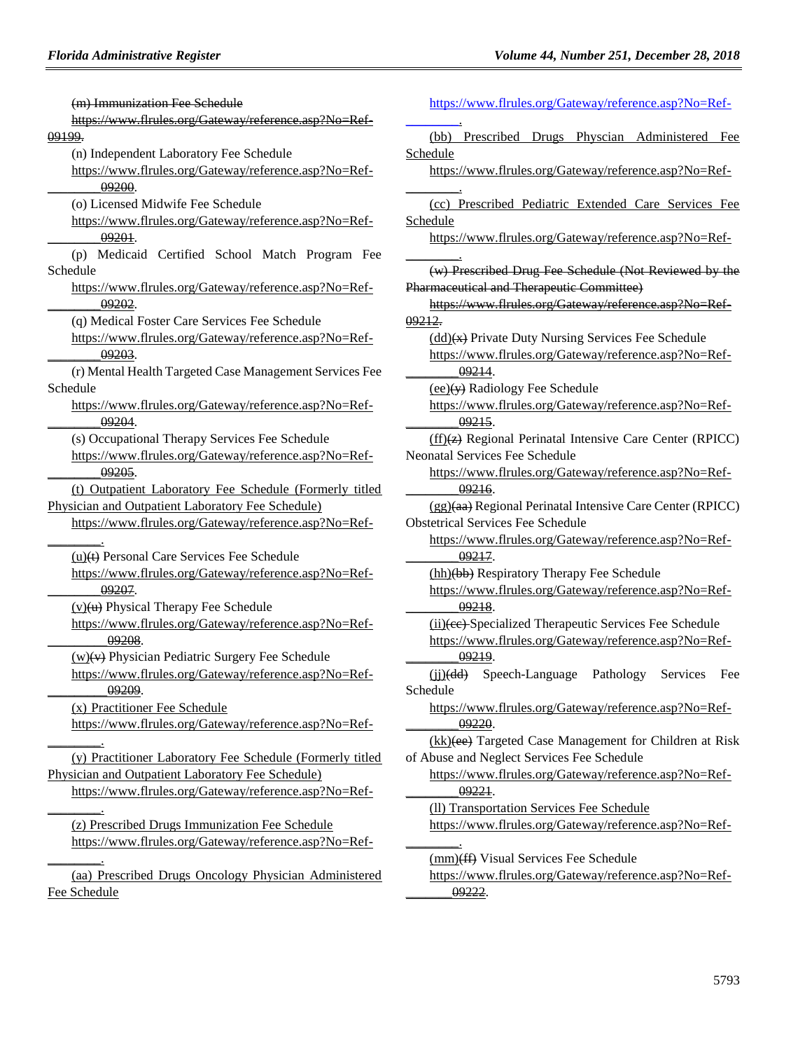(m) Immunization Fee Schedule

https://www.flrules.org/Gateway/reference.asp?No=Ref-09199.

(n) Independent Laboratory Fee Schedule

https://www.flrules.org/Gateway/reference.asp?No=Ref-________09200.

(o) Licensed Midwife Fee Schedule

https://www.flrules.org/Gateway/reference.asp?No=Ref-________09201.

(p) Medicaid Certified School Match Program Fee Schedule

https://www.flrules.org/Gateway/reference.asp?No=Ref-________09202.

(q) Medical Foster Care Services Fee Schedule

https://www.flrules.org/Gateway/reference.asp?No=Ref-________09203.

(r) Mental Health Targeted Case Management Services Fee Schedule

https://www.flrules.org/Gateway/reference.asp?No=Ref-________09204.

(s) Occupational Therapy Services Fee Schedule

https://www.flrules.org/Gateway/reference.asp?No=Ref-________09205.

(t) Outpatient Laboratory Fee Schedule (Formerly titled Physician and Outpatient Laboratory Fee Schedule)

https://www.flrules.org/Gateway/reference.asp?No=Ref-________.

(u)(t) Personal Care Services Fee Schedule

https://www.flrules.org/Gateway/reference.asp?No=Ref-________09207.

(v)(u) Physical Therapy Fee Schedule

https://www.flrules.org/Gateway/reference.asp?No=Ref-________09208.

(w)(v) Physician Pediatric Surgery Fee Schedule

https://www.flrules.org/Gateway/reference.asp?No=Ref-________09209.

(x) Practitioner Fee Schedule

https://www.flrules.org/Gateway/reference.asp?No=Ref-________.

(y) Practitioner Laboratory Fee Schedule (Formerly titled Physician and Outpatient Laboratory Fee Schedule)

https://www.flrules.org/Gateway/reference.asp?No=Ref-________.

(z) Prescribed Drugs Immunization Fee Schedule

https://www.flrules.org/Gateway/reference.asp?No=Ref-________.

(aa) Prescribed Drugs Oncology Physician Administered Fee Schedule

https://www.flrules.org/Gateway/reference.asp?No=Ref-________.

(bb) Prescribed Drugs Physcian Administered Fee Schedule

https://www.flrules.org/Gateway/reference.asp?No=Ref-________.

(cc) Prescribed Pediatric Extended Care Services Fee Schedule

https://www.flrules.org/Gateway/reference.asp?No=Ref-________.

(w) Prescribed Drug Fee Schedule (Not Reviewed by the Pharmaceutical and Therapeutic Committee)

https://www.flrules.org/Gateway/reference.asp?No=Ref-09212.

(dd)(x) Private Duty Nursing Services Fee Schedule

https://www.flrules.org/Gateway/reference.asp?No=Ref-________09214.

(ee)(y) Radiology Fee Schedule

https://www.flrules.org/Gateway/reference.asp?No=Ref-________09215.

(ff)(z) Regional Perinatal Intensive Care Center (RPICC) Neonatal Services Fee Schedule

https://www.flrules.org/Gateway/reference.asp?No=Ref-________09216.

(gg)(aa) Regional Perinatal Intensive Care Center (RPICC) Obstetrical Services Fee Schedule

https://www.flrules.org/Gateway/reference.asp?No=Ref-________09217.

(hh)(bb) Respiratory Therapy Fee Schedule

https://www.flrules.org/Gateway/reference.asp?No=Ref-________09218.

(ii)(cc) Specialized Therapeutic Services Fee Schedule

https://www.flrules.org/Gateway/reference.asp?No=Ref-________09219.

(jj)(dd) Speech-Language Pathology Services Fee Schedule

https://www.flrules.org/Gateway/reference.asp?No=Ref-________09220.

(kk)(ee) Targeted Case Management for Children at Risk of Abuse and Neglect Services Fee Schedule

https://www.flrules.org/Gateway/reference.asp?No=Ref-________09221.

(ll) Transportation Services Fee Schedule

https://www.flrules.org/Gateway/reference.asp?No=Ref-________.

(mm)(ff) Visual Services Fee Schedule

https://www.flrules.org/Gateway/reference.asp?No=Ref-________09222.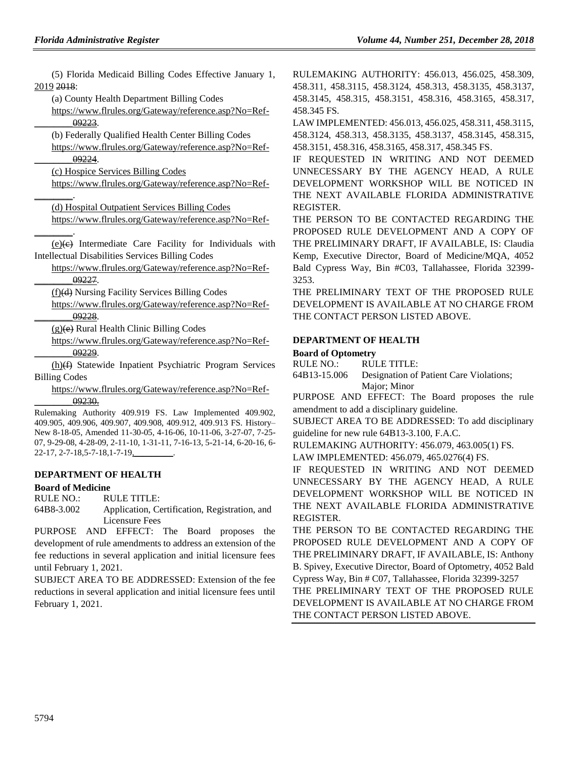(5) Florida Medicaid Billing Codes Effective January 1, 2019 2018:

(a) County Health Department Billing Codes
https://www.flrules.org/Gateway/reference.asp?No=Ref-________09223.

(b) Federally Qualified Health Center Billing Codes
https://www.flrules.org/Gateway/reference.asp?No=Ref-________09224.

(c) Hospice Services Billing Codes
https://www.flrules.org/Gateway/reference.asp?No=Ref-________.

(d) Hospital Outpatient Services Billing Codes
https://www.flrules.org/Gateway/reference.asp?No=Ref-________.

(e)(c) Intermediate Care Facility for Individuals with Intellectual Disabilities Services Billing Codes
https://www.flrules.org/Gateway/reference.asp?No=Ref-________09227.

(f)(d) Nursing Facility Services Billing Codes
https://www.flrules.org/Gateway/reference.asp?No=Ref-________09228.

(g)(e) Rural Health Clinic Billing Codes
https://www.flrules.org/Gateway/reference.asp?No=Ref-________09229.

(h)(f) Statewide Inpatient Psychiatric Program Services Billing Codes
https://www.flrules.org/Gateway/reference.asp?No=Ref-________09230.

Rulemaking Authority 409.919 FS. Law Implemented 409.902, 409.905, 409.906, 409.907, 409.908, 409.912, 409.913 FS. History–New 8-18-05, Amended 11-30-05, 4-16-06, 10-11-06, 3-27-07, 7-25-07, 9-29-08, 4-28-09, 2-11-10, 1-31-11, 7-16-13, 5-21-14, 6-20-16, 6-22-17, 2-7-18,5-7-18,1-7-19,________.

## DEPARTMENT OF HEALTH

### Board of Medicine

RULE NO.: RULE TITLE:
64B8-3.002 Application, Certification, Registration, and Licensure Fees

PURPOSE AND EFFECT: The Board proposes the development of rule amendments to address an extension of the fee reductions in several application and initial licensure fees until February 1, 2021.

SUBJECT AREA TO BE ADDRESSED: Extension of the fee reductions in several application and initial licensure fees until February 1, 2021.

RULEMAKING AUTHORITY: 456.013, 456.025, 458.309, 458.311, 458.3115, 458.3124, 458.313, 458.3135, 458.3137, 458.3145, 458.315, 458.3151, 458.316, 458.3165, 458.317, 458.345 FS.

LAW IMPLEMENTED: 456.013, 456.025, 458.311, 458.3115, 458.3124, 458.313, 458.3135, 458.3137, 458.3145, 458.315, 458.3151, 458.316, 458.3165, 458.317, 458.345 FS.

IF REQUESTED IN WRITING AND NOT DEEMED UNNECESSARY BY THE AGENCY HEAD, A RULE DEVELOPMENT WORKSHOP WILL BE NOTICED IN THE NEXT AVAILABLE FLORIDA ADMINISTRATIVE REGISTER.

THE PERSON TO BE CONTACTED REGARDING THE PROPOSED RULE DEVELOPMENT AND A COPY OF THE PRELIMINARY DRAFT, IF AVAILABLE, IS: Claudia Kemp, Executive Director, Board of Medicine/MQA, 4052 Bald Cypress Way, Bin #C03, Tallahassee, Florida 32399-3253.

THE PRELIMINARY TEXT OF THE PROPOSED RULE DEVELOPMENT IS AVAILABLE AT NO CHARGE FROM THE CONTACT PERSON LISTED ABOVE.

## DEPARTMENT OF HEALTH

### Board of Optometry

RULE NO.: RULE TITLE:
64B13-15.006 Designation of Patient Care Violations; Major; Minor

PURPOSE AND EFFECT: The Board proposes the rule amendment to add a disciplinary guideline.

SUBJECT AREA TO BE ADDRESSED: To add disciplinary guideline for new rule 64B13-3.100, F.A.C.

RULEMAKING AUTHORITY: 456.079, 463.005(1) FS.

LAW IMPLEMENTED: 456.079, 465.0276(4) FS.

IF REQUESTED IN WRITING AND NOT DEEMED UNNECESSARY BY THE AGENCY HEAD, A RULE DEVELOPMENT WORKSHOP WILL BE NOTICED IN THE NEXT AVAILABLE FLORIDA ADMINISTRATIVE REGISTER.

THE PERSON TO BE CONTACTED REGARDING THE PROPOSED RULE DEVELOPMENT AND A COPY OF THE PRELIMINARY DRAFT, IF AVAILABLE, IS: Anthony B. Spivey, Executive Director, Board of Optometry, 4052 Bald Cypress Way, Bin # C07, Tallahassee, Florida 32399-3257

THE PRELIMINARY TEXT OF THE PROPOSED RULE DEVELOPMENT IS AVAILABLE AT NO CHARGE FROM THE CONTACT PERSON LISTED ABOVE.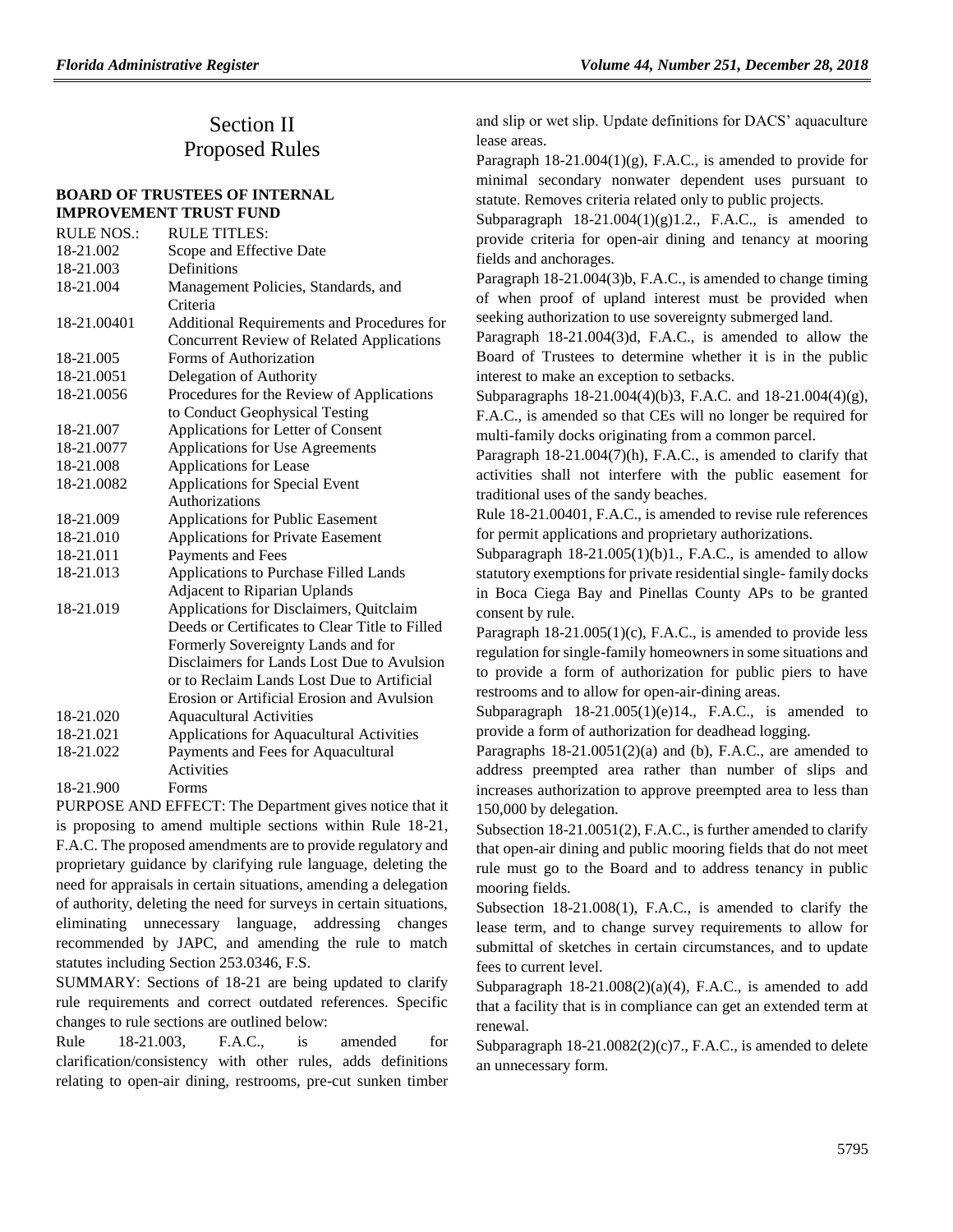# Section II
# Proposed Rules

## BOARD OF TRUSTEES OF INTERNAL IMPROVEMENT TRUST FUND

| RULE NOS.: | RULE TITLES: |
|---|---|
| 18-21.002 | Scope and Effective Date |
| 18-21.003 | Definitions |
| 18-21.004 | Management Policies, Standards, and Criteria |
| 18-21.00401 | Additional Requirements and Procedures for Concurrent Review of Related Applications |
| 18-21.005 | Forms of Authorization |
| 18-21.0051 | Delegation of Authority |
| 18-21.0056 | Procedures for the Review of Applications to Conduct Geophysical Testing |
| 18-21.007 | Applications for Letter of Consent |
| 18-21.0077 | Applications for Use Agreements |
| 18-21.008 | Applications for Lease |
| 18-21.0082 | Applications for Special Event Authorizations |
| 18-21.009 | Applications for Public Easement |
| 18-21.010 | Applications for Private Easement |
| 18-21.011 | Payments and Fees |
| 18-21.013 | Applications to Purchase Filled Lands Adjacent to Riparian Uplands |
| 18-21.019 | Applications for Disclaimers, Quitclaim Deeds or Certificates to Clear Title to Filled Formerly Sovereignty Lands and for Disclaimers for Lands Lost Due to Avulsion or to Reclaim Lands Lost Due to Artificial Erosion or Artificial Erosion and Avulsion |
| 18-21.020 | Aquacultural Activities |
| 18-21.021 | Applications for Aquacultural Activities |
| 18-21.022 | Payments and Fees for Aquacultural Activities |
| 18-21.900 | Forms |

PURPOSE AND EFFECT: The Department gives notice that it is proposing to amend multiple sections within Rule 18-21, F.A.C. The proposed amendments are to provide regulatory and proprietary guidance by clarifying rule language, deleting the need for appraisals in certain situations, amending a delegation of authority, deleting the need for surveys in certain situations, eliminating unnecessary language, addressing changes recommended by JAPC, and amending the rule to match statutes including Section 253.0346, F.S.

SUMMARY: Sections of 18-21 are being updated to clarify rule requirements and correct outdated references. Specific changes to rule sections are outlined below:

Rule 18-21.003, F.A.C., is amended for clarification/consistency with other rules, adds definitions relating to open-air dining, restrooms, pre-cut sunken timber and slip or wet slip. Update definitions for DACS' aquaculture lease areas.

Paragraph 18-21.004(1)(g), F.A.C., is amended to provide for minimal secondary nonwater dependent uses pursuant to statute. Removes criteria related only to public projects.

Subparagraph 18-21.004(1)(g)1.2., F.A.C., is amended to provide criteria for open-air dining and tenancy at mooring fields and anchorages.

Paragraph 18-21.004(3)b, F.A.C., is amended to change timing of when proof of upland interest must be provided when seeking authorization to use sovereignty submerged land.

Paragraph 18-21.004(3)d, F.A.C., is amended to allow the Board of Trustees to determine whether it is in the public interest to make an exception to setbacks.

Subparagraphs 18-21.004(4)(b)3, F.A.C. and 18-21.004(4)(g), F.A.C., is amended so that CEs will no longer be required for multi-family docks originating from a common parcel.

Paragraph 18-21.004(7)(h), F.A.C., is amended to clarify that activities shall not interfere with the public easement for traditional uses of the sandy beaches.

Rule 18-21.00401, F.A.C., is amended to revise rule references for permit applications and proprietary authorizations.

Subparagraph 18-21.005(1)(b)1., F.A.C., is amended to allow statutory exemptions for private residential single- family docks in Boca Ciega Bay and Pinellas County APs to be granted consent by rule.

Paragraph 18-21.005(1)(c), F.A.C., is amended to provide less regulation for single-family homeowners in some situations and to provide a form of authorization for public piers to have restrooms and to allow for open-air-dining areas.

Subparagraph 18-21.005(1)(e)14., F.A.C., is amended to provide a form of authorization for deadhead logging.

Paragraphs 18-21.0051(2)(a) and (b), F.A.C., are amended to address preempted area rather than number of slips and increases authorization to approve preempted area to less than 150,000 by delegation.

Subsection 18-21.0051(2), F.A.C., is further amended to clarify that open-air dining and public mooring fields that do not meet rule must go to the Board and to address tenancy in public mooring fields.

Subsection 18-21.008(1), F.A.C., is amended to clarify the lease term, and to change survey requirements to allow for submittal of sketches in certain circumstances, and to update fees to current level.

Subparagraph 18-21.008(2)(a)(4), F.A.C., is amended to add that a facility that is in compliance can get an extended term at renewal.

Subparagraph 18-21.0082(2)(c)7., F.A.C., is amended to delete an unnecessary form.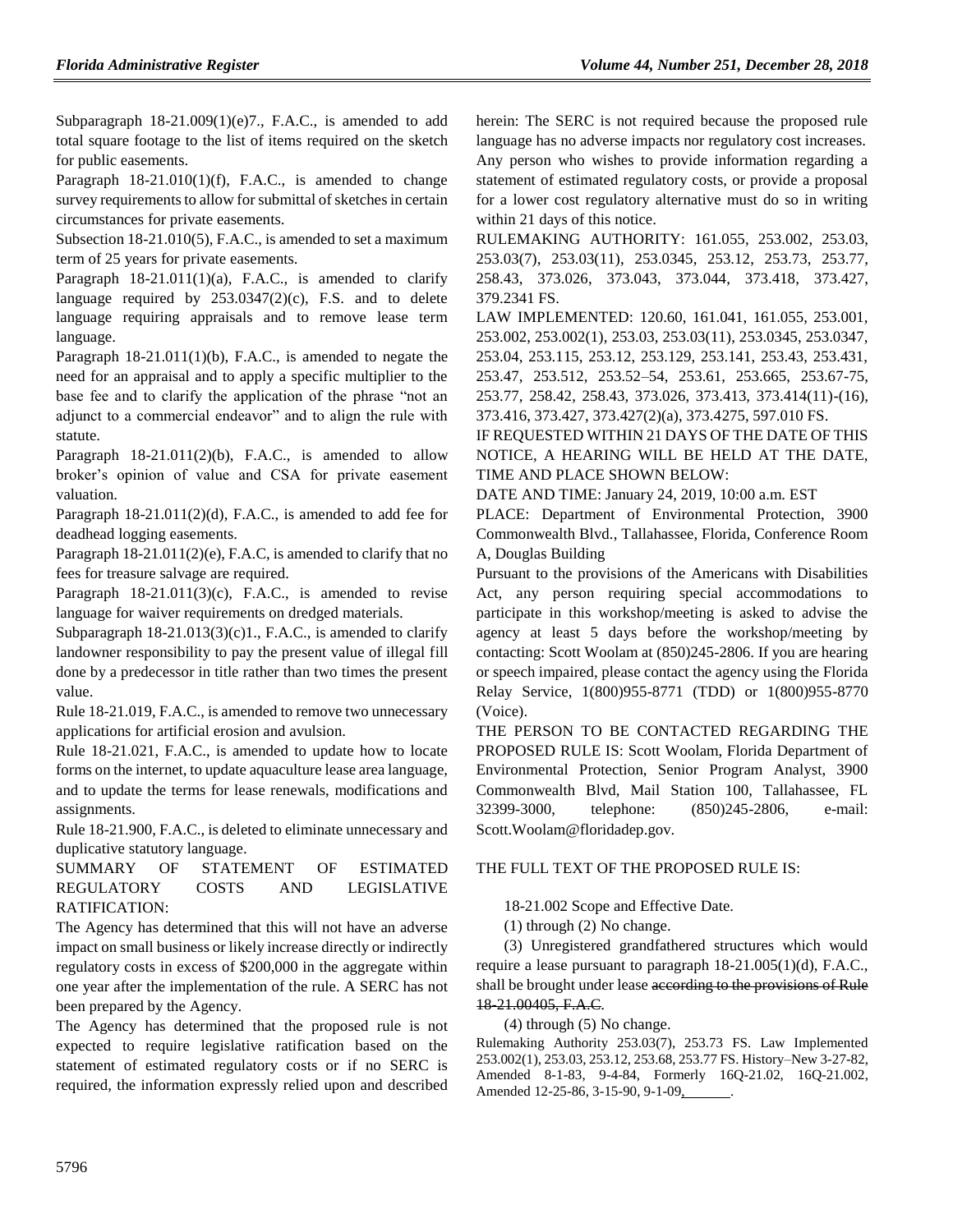Subparagraph 18-21.009(1)(e)7., F.A.C., is amended to add total square footage to the list of items required on the sketch for public easements.

Paragraph 18-21.010(1)(f), F.A.C., is amended to change survey requirements to allow for submittal of sketches in certain circumstances for private easements.

Subsection 18-21.010(5), F.A.C., is amended to set a maximum term of 25 years for private easements.

Paragraph 18-21.011(1)(a), F.A.C., is amended to clarify language required by 253.0347(2)(c), F.S. and to delete language requiring appraisals and to remove lease term language.

Paragraph 18-21.011(1)(b), F.A.C., is amended to negate the need for an appraisal and to apply a specific multiplier to the base fee and to clarify the application of the phrase "not an adjunct to a commercial endeavor" and to align the rule with statute.

Paragraph 18-21.011(2)(b), F.A.C., is amended to allow broker's opinion of value and CSA for private easement valuation.

Paragraph 18-21.011(2)(d), F.A.C., is amended to add fee for deadhead logging easements.

Paragraph 18-21.011(2)(e), F.A.C, is amended to clarify that no fees for treasure salvage are required.

Paragraph 18-21.011(3)(c), F.A.C., is amended to revise language for waiver requirements on dredged materials.

Subparagraph 18-21.013(3)(c)1., F.A.C., is amended to clarify landowner responsibility to pay the present value of illegal fill done by a predecessor in title rather than two times the present value.

Rule 18-21.019, F.A.C., is amended to remove two unnecessary applications for artificial erosion and avulsion.

Rule 18-21.021, F.A.C., is amended to update how to locate forms on the internet, to update aquaculture lease area language, and to update the terms for lease renewals, modifications and assignments.

Rule 18-21.900, F.A.C., is deleted to eliminate unnecessary and duplicative statutory language.

SUMMARY OF STATEMENT OF ESTIMATED REGULATORY COSTS AND LEGISLATIVE RATIFICATION:

The Agency has determined that this will not have an adverse impact on small business or likely increase directly or indirectly regulatory costs in excess of $200,000 in the aggregate within one year after the implementation of the rule. A SERC has not been prepared by the Agency.

The Agency has determined that the proposed rule is not expected to require legislative ratification based on the statement of estimated regulatory costs or if no SERC is required, the information expressly relied upon and described herein: The SERC is not required because the proposed rule language has no adverse impacts nor regulatory cost increases.

Any person who wishes to provide information regarding a statement of estimated regulatory costs, or provide a proposal for a lower cost regulatory alternative must do so in writing within 21 days of this notice.

RULEMAKING AUTHORITY: 161.055, 253.002, 253.03, 253.03(7), 253.03(11), 253.0345, 253.12, 253.73, 253.77, 258.43, 373.026, 373.043, 373.044, 373.418, 373.427, 379.2341 FS.

LAW IMPLEMENTED: 120.60, 161.041, 161.055, 253.001, 253.002, 253.002(1), 253.03, 253.03(11), 253.0345, 253.0347, 253.04, 253.115, 253.12, 253.129, 253.141, 253.43, 253.431, 253.47, 253.512, 253.52–54, 253.61, 253.665, 253.67-75, 253.77, 258.42, 258.43, 373.026, 373.413, 373.414(11)-(16), 373.416, 373.427, 373.427(2)(a), 373.4275, 597.010 FS.

IF REQUESTED WITHIN 21 DAYS OF THE DATE OF THIS NOTICE, A HEARING WILL BE HELD AT THE DATE, TIME AND PLACE SHOWN BELOW:

DATE AND TIME: January 24, 2019, 10:00 a.m. EST

PLACE: Department of Environmental Protection, 3900 Commonwealth Blvd., Tallahassee, Florida, Conference Room A, Douglas Building

Pursuant to the provisions of the Americans with Disabilities Act, any person requiring special accommodations to participate in this workshop/meeting is asked to advise the agency at least 5 days before the workshop/meeting by contacting: Scott Woolam at (850)245-2806. If you are hearing or speech impaired, please contact the agency using the Florida Relay Service, 1(800)955-8771 (TDD) or 1(800)955-8770 (Voice).

THE PERSON TO BE CONTACTED REGARDING THE PROPOSED RULE IS: Scott Woolam, Florida Department of Environmental Protection, Senior Program Analyst, 3900 Commonwealth Blvd, Mail Station 100, Tallahassee, FL 32399-3000, telephone: (850)245-2806, e-mail: Scott.Woolam@floridadep.gov.

THE FULL TEXT OF THE PROPOSED RULE IS:

18-21.002 Scope and Effective Date.

(1) through (2) No change.

(3) Unregistered grandfathered structures which would require a lease pursuant to paragraph 18-21.005(1)(d), F.A.C., shall be brought under lease ~~according to the provisions of Rule 18-21.00405, F.A.C~~.

(4) through (5) No change.

Rulemaking Authority 253.03(7), 253.73 FS. Law Implemented 253.002(1), 253.03, 253.12, 253.68, 253.77 FS. History–New 3-27-82, Amended 8-1-83, 9-4-84, Formerly 16Q-21.02, 16Q-21.002, Amended 12-25-86, 3-15-90, 9-1-09, ______.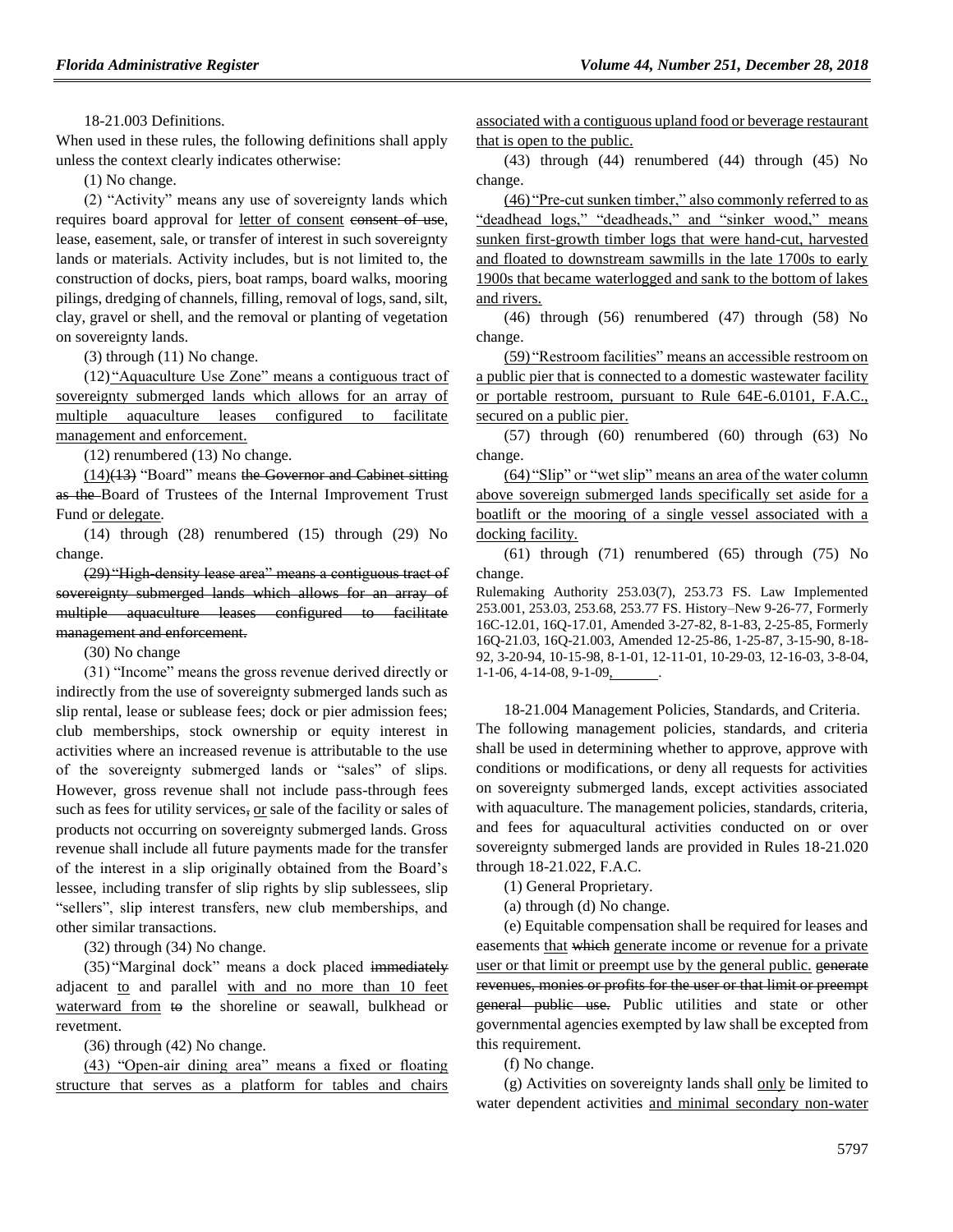18-21.003 Definitions.

When used in these rules, the following definitions shall apply unless the context clearly indicates otherwise:

(1) No change.

(2) "Activity" means any use of sovereignty lands which requires board approval for letter of consent ~~consent of use~~, lease, easement, sale, or transfer of interest in such sovereignty lands or materials. Activity includes, but is not limited to, the construction of docks, piers, boat ramps, board walks, mooring pilings, dredging of channels, filling, removal of logs, sand, silt, clay, gravel or shell, and the removal or planting of vegetation on sovereignty lands.

(3) through (11) No change.

(12) "Aquaculture Use Zone" means a contiguous tract of sovereignty submerged lands which allows for an array of multiple aquaculture leases configured to facilitate management and enforcement.

(12) renumbered (13) No change.

(14)~~(13)~~ "Board" means ~~the Governor and Cabinet sitting as the~~ Board of Trustees of the Internal Improvement Trust Fund or delegate.

(14) through (28) renumbered (15) through (29) No change.

~~(29) "High-density lease area" means a contiguous tract of sovereignty submerged lands which allows for an array of multiple aquaculture leases configured to facilitate management and enforcement.~~

(30) No change

(31) "Income" means the gross revenue derived directly or indirectly from the use of sovereignty submerged lands such as slip rental, lease or sublease fees; dock or pier admission fees; club memberships, stock ownership or equity interest in activities where an increased revenue is attributable to the use of the sovereignty submerged lands or "sales" of slips. However, gross revenue shall not include pass-through fees such as fees for utility services~~,~~ or sale of the facility or sales of products not occurring on sovereignty submerged lands. Gross revenue shall include all future payments made for the transfer of the interest in a slip originally obtained from the Board's lessee, including transfer of slip rights by slip sublessees, slip "sellers", slip interest transfers, new club memberships, and other similar transactions.

(32) through (34) No change.

(35) "Marginal dock" means a dock placed ~~immediately~~ adjacent to and parallel with and no more than 10 feet waterward from ~~to~~ the shoreline or seawall, bulkhead or revetment.

(36) through (42) No change.

(43) "Open-air dining area" means a fixed or floating structure that serves as a platform for tables and chairs associated with a contiguous upland food or beverage restaurant that is open to the public.

(43) through (44) renumbered (44) through (45) No change.

(46) "Pre-cut sunken timber," also commonly referred to as "deadhead logs," "deadheads," and "sinker wood," means sunken first-growth timber logs that were hand-cut, harvested and floated to downstream sawmills in the late 1700s to early 1900s that became waterlogged and sank to the bottom of lakes and rivers.

(46) through (56) renumbered (47) through (58) No change.

(59) "Restroom facilities" means an accessible restroom on a public pier that is connected to a domestic wastewater facility or portable restroom, pursuant to Rule 64E-6.0101, F.A.C., secured on a public pier.

(57) through (60) renumbered (60) through (63) No change.

(64) "Slip" or "wet slip" means an area of the water column above sovereign submerged lands specifically set aside for a boatlift or the mooring of a single vessel associated with a docking facility.

(61) through (71) renumbered (65) through (75) No change.

Rulemaking Authority 253.03(7), 253.73 FS. Law Implemented 253.001, 253.03, 253.68, 253.77 FS. History–New 9-26-77, Formerly 16C-12.01, 16Q-17.01, Amended 3-27-82, 8-1-83, 2-25-85, Formerly 16Q-21.03, 16Q-21.003, Amended 12-25-86, 1-25-87, 3-15-90, 8-18-92, 3-20-94, 10-15-98, 8-1-01, 12-11-01, 10-29-03, 12-16-03, 3-8-04, 1-1-06, 4-14-08, 9-1-09, ______.

18-21.004 Management Policies, Standards, and Criteria.

The following management policies, standards, and criteria shall be used in determining whether to approve, approve with conditions or modifications, or deny all requests for activities on sovereignty submerged lands, except activities associated with aquaculture. The management policies, standards, criteria, and fees for aquacultural activities conducted on or over sovereignty submerged lands are provided in Rules 18-21.020 through 18-21.022, F.A.C.

(1) General Proprietary.

(a) through (d) No change.

(e) Equitable compensation shall be required for leases and easements that ~~which~~ generate income or revenue for a private user or that limit or preempt use by the general public. ~~generate revenues, monies or profits for the user or that limit or preempt general public use.~~ Public utilities and state or other governmental agencies exempted by law shall be excepted from this requirement.

(f) No change.

(g) Activities on sovereignty lands shall only be limited to water dependent activities and minimal secondary non-water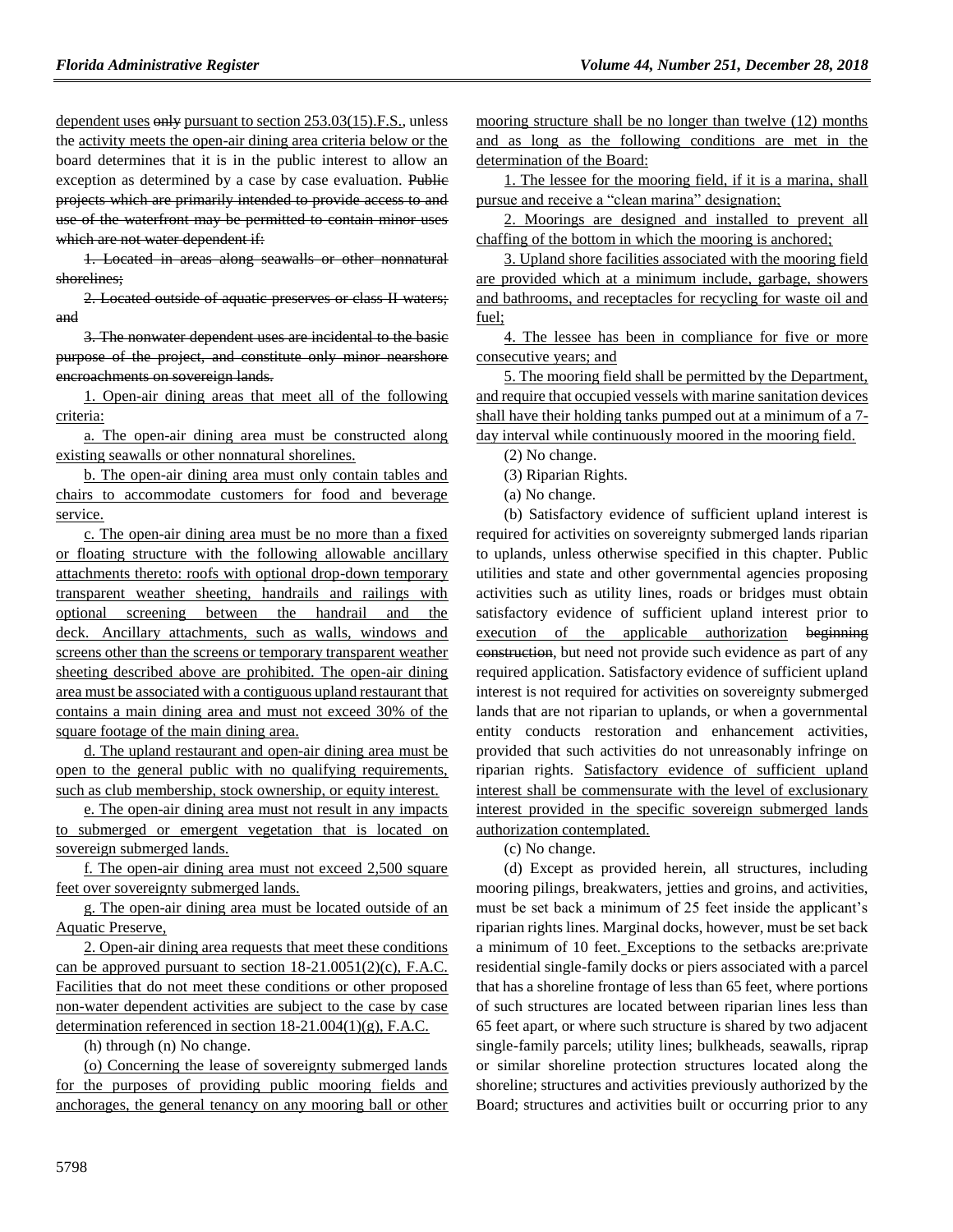dependent uses ~~only~~ pursuant to section 253.03(15).F.S., unless the activity meets the open-air dining area criteria below or the board determines that it is in the public interest to allow an exception as determined by a case by case evaluation. ~~Public projects which are primarily intended to provide access to and use of the waterfront may be permitted to contain minor uses which are not water dependent if:~~

~~1. Located in areas along seawalls or other nonnatural shorelines;~~

~~2. Located outside of aquatic preserves or class II waters; and~~

~~3. The nonwater dependent uses are incidental to the basic purpose of the project, and constitute only minor nearshore encroachments on sovereign lands.~~

1. Open-air dining areas that meet all of the following criteria:

a. The open-air dining area must be constructed along existing seawalls or other nonnatural shorelines.

b. The open-air dining area must only contain tables and chairs to accommodate customers for food and beverage service.

c. The open-air dining area must be no more than a fixed or floating structure with the following allowable ancillary attachments thereto: roofs with optional drop-down temporary transparent weather sheeting, handrails and railings with optional screening between the handrail and the deck. Ancillary attachments, such as walls, windows and screens other than the screens or temporary transparent weather sheeting described above are prohibited. The open-air dining area must be associated with a contiguous upland restaurant that contains a main dining area and must not exceed 30% of the square footage of the main dining area.

d. The upland restaurant and open-air dining area must be open to the general public with no qualifying requirements, such as club membership, stock ownership, or equity interest.

e. The open-air dining area must not result in any impacts to submerged or emergent vegetation that is located on sovereign submerged lands.

f. The open-air dining area must not exceed 2,500 square feet over sovereignty submerged lands.

g. The open-air dining area must be located outside of an Aquatic Preserve,

2. Open-air dining area requests that meet these conditions can be approved pursuant to section 18-21.0051(2)(c), F.A.C. Facilities that do not meet these conditions or other proposed non-water dependent activities are subject to the case by case determination referenced in section 18-21.004(1)(g), F.A.C.

(h) through (n) No change.

(o) Concerning the lease of sovereignty submerged lands for the purposes of providing public mooring fields and anchorages, the general tenancy on any mooring ball or other mooring structure shall be no longer than twelve (12) months and as long as the following conditions are met in the determination of the Board:

1. The lessee for the mooring field, if it is a marina, shall pursue and receive a "clean marina" designation;

2. Moorings are designed and installed to prevent all chaffing of the bottom in which the mooring is anchored;

3. Upland shore facilities associated with the mooring field are provided which at a minimum include, garbage, showers and bathrooms, and receptacles for recycling for waste oil and fuel;

4. The lessee has been in compliance for five or more consecutive years; and

5. The mooring field shall be permitted by the Department, and require that occupied vessels with marine sanitation devices shall have their holding tanks pumped out at a minimum of a 7-day interval while continuously moored in the mooring field.

(2) No change.

(3) Riparian Rights.

(a) No change.

(b) Satisfactory evidence of sufficient upland interest is required for activities on sovereignty submerged lands riparian to uplands, unless otherwise specified in this chapter. Public utilities and state and other governmental agencies proposing activities such as utility lines, roads or bridges must obtain satisfactory evidence of sufficient upland interest prior to execution of the applicable authorization ~~beginning construction~~, but need not provide such evidence as part of any required application. Satisfactory evidence of sufficient upland interest is not required for activities on sovereignty submerged lands that are not riparian to uplands, or when a governmental entity conducts restoration and enhancement activities, provided that such activities do not unreasonably infringe on riparian rights. Satisfactory evidence of sufficient upland interest shall be commensurate with the level of exclusionary interest provided in the specific sovereign submerged lands authorization contemplated.

(c) No change.

(d) Except as provided herein, all structures, including mooring pilings, breakwaters, jetties and groins, and activities, must be set back a minimum of 25 feet inside the applicant's riparian rights lines. Marginal docks, however, must be set back a minimum of 10 feet. Exceptions to the setbacks are:private residential single-family docks or piers associated with a parcel that has a shoreline frontage of less than 65 feet, where portions of such structures are located between riparian lines less than 65 feet apart, or where such structure is shared by two adjacent single-family parcels; utility lines; bulkheads, seawalls, riprap or similar shoreline protection structures located along the shoreline; structures and activities previously authorized by the Board; structures and activities built or occurring prior to any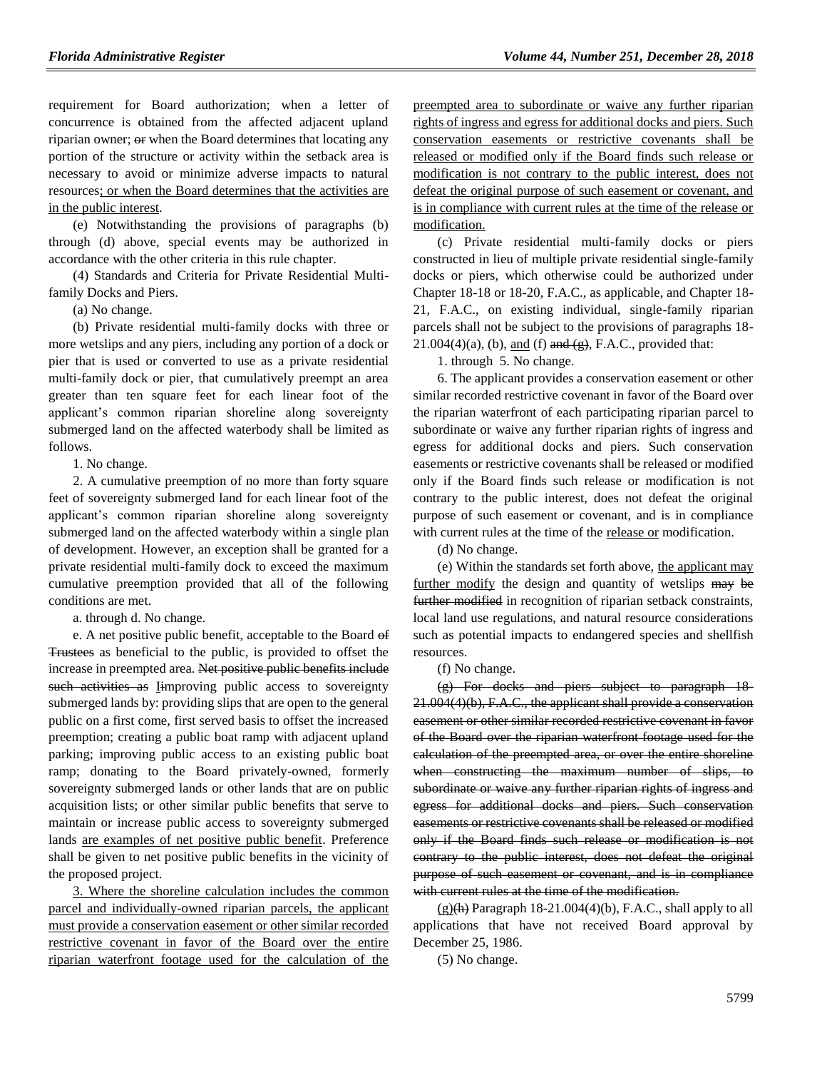requirement for Board authorization; when a letter of concurrence is obtained from the affected adjacent upland riparian owner; ~~or~~ when the Board determines that locating any portion of the structure or activity within the setback area is necessary to avoid or minimize adverse impacts to natural resources<u>; or when the Board determines that the activities are in the public interest</u>.

(e) Notwithstanding the provisions of paragraphs (b) through (d) above, special events may be authorized in accordance with the other criteria in this rule chapter.

(4) Standards and Criteria for Private Residential Multi-family Docks and Piers.

(a) No change.

(b) Private residential multi-family docks with three or more wetslips and any piers, including any portion of a dock or pier that is used or converted to use as a private residential multi-family dock or pier, that cumulatively preempt an area greater than ten square feet for each linear foot of the applicant's common riparian shoreline along sovereignty submerged land on the affected waterbody shall be limited as follows.

1. No change.

2. A cumulative preemption of no more than forty square feet of sovereignty submerged land for each linear foot of the applicant's common riparian shoreline along sovereignty submerged land on the affected waterbody within a single plan of development. However, an exception shall be granted for a private residential multi-family dock to exceed the maximum cumulative preemption provided that all of the following conditions are met.

a. through d. No change.

e. A net positive public benefit, acceptable to the Board ~~of Trustees~~ as beneficial to the public, is provided to offset the increase in preempted area. ~~Net positive public benefits include such activities as~~ ~~I~~<u>I</u>mproving public access to sovereignty submerged lands by: providing slips that are open to the general public on a first come, first served basis to offset the increased preemption; creating a public boat ramp with adjacent upland parking; improving public access to an existing public boat ramp; donating to the Board privately-owned, formerly sovereignty submerged lands or other lands that are on public acquisition lists; or other similar public benefits that serve to maintain or increase public access to sovereignty submerged lands <u>are examples of net positive public benefit</u>. Preference shall be given to net positive public benefits in the vicinity of the proposed project.

<u>3. Where the shoreline calculation includes the common parcel and individually-owned riparian parcels, the applicant must provide a conservation easement or other similar recorded restrictive covenant in favor of the Board over the entire riparian waterfront footage used for the calculation of the preempted area to subordinate or waive any further riparian rights of ingress and egress for additional docks and piers. Such conservation easements or restrictive covenants shall be released or modified only if the Board finds such release or modification is not contrary to the public interest, does not defeat the original purpose of such easement or covenant, and is in compliance with current rules at the time of the release or modification.</u>

(c) Private residential multi-family docks or piers constructed in lieu of multiple private residential single-family docks or piers, which otherwise could be authorized under Chapter 18-18 or 18-20, F.A.C., as applicable, and Chapter 18-21, F.A.C., on existing individual, single-family riparian parcels shall not be subject to the provisions of paragraphs 18-21.004(4)(a), (b), <u>and</u> (f) ~~and (g)~~, F.A.C., provided that:

1. through 5. No change.

6. The applicant provides a conservation easement or other similar recorded restrictive covenant in favor of the Board over the riparian waterfront of each participating riparian parcel to subordinate or waive any further riparian rights of ingress and egress for additional docks and piers. Such conservation easements or restrictive covenants shall be released or modified only if the Board finds such release or modification is not contrary to the public interest, does not defeat the original purpose of such easement or covenant, and is in compliance with current rules at the time of the <u>release or</u> modification.

(d) No change.

(e) Within the standards set forth above, <u>the applicant may further modify</u> the design and quantity of wetslips ~~may be further modified~~ in recognition of riparian setback constraints, local land use regulations, and natural resource considerations such as potential impacts to endangered species and shellfish resources.

(f) No change.

~~(g) For docks and piers subject to paragraph 18-21.004(4)(b), F.A.C., the applicant shall provide a conservation easement or other similar recorded restrictive covenant in favor of the Board over the riparian waterfront footage used for the calculation of the preempted area, or over the entire shoreline when constructing the maximum number of slips, to subordinate or waive any further riparian rights of ingress and egress for additional docks and piers. Such conservation easements or restrictive covenants shall be released or modified only if the Board finds such release or modification is not contrary to the public interest, does not defeat the original purpose of such easement or covenant, and is in compliance with current rules at the time of the modification.~~

<u>(g)</u>~~(h)~~ Paragraph 18-21.004(4)(b), F.A.C., shall apply to all applications that have not received Board approval by December 25, 1986.

(5) No change.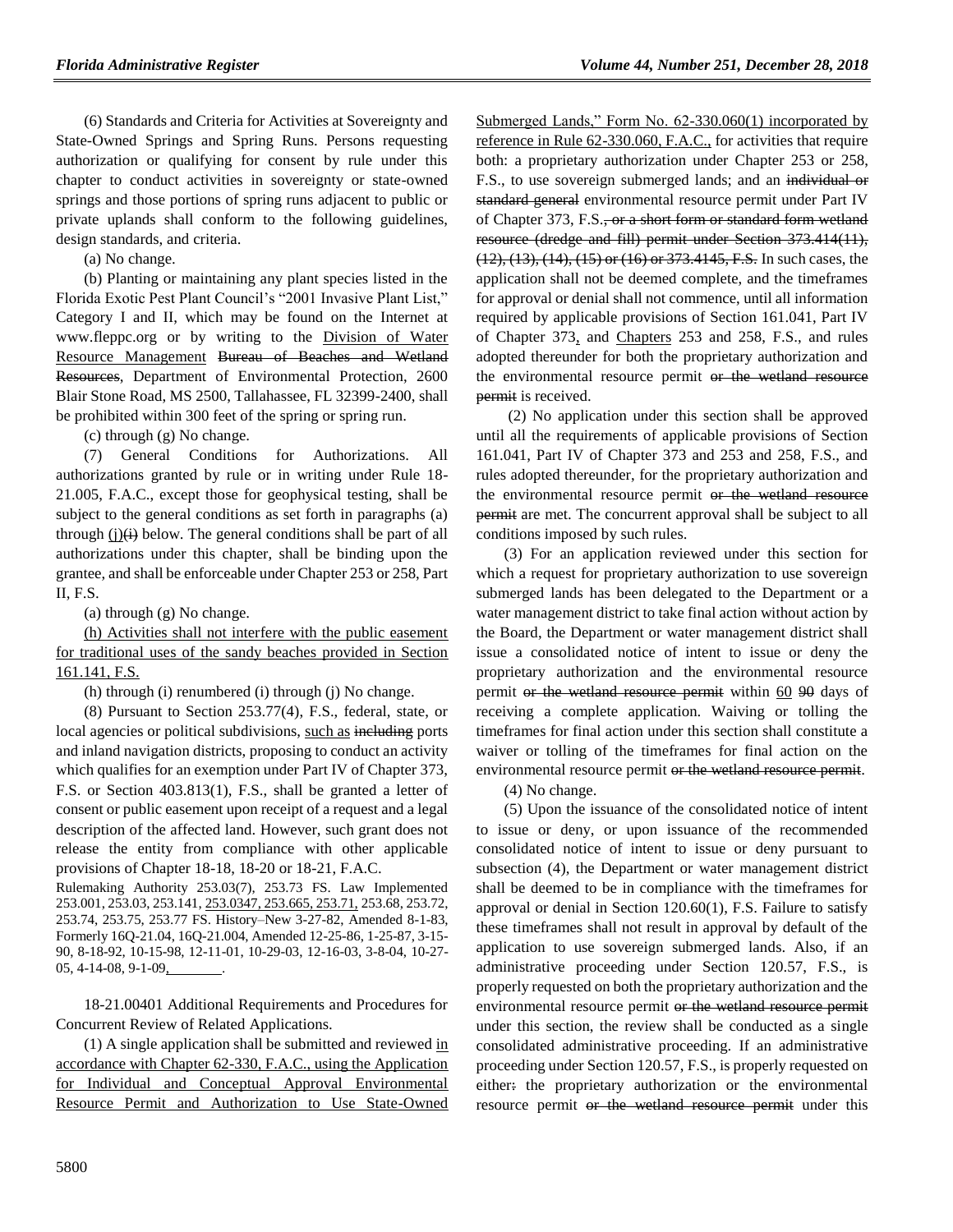(6) Standards and Criteria for Activities at Sovereignty and State-Owned Springs and Spring Runs. Persons requesting authorization or qualifying for consent by rule under this chapter to conduct activities in sovereignty or state-owned springs and those portions of spring runs adjacent to public or private uplands shall conform to the following guidelines, design standards, and criteria.

(a) No change.

(b) Planting or maintaining any plant species listed in the Florida Exotic Pest Plant Council's "2001 Invasive Plant List," Category I and II, which may be found on the Internet at www.fleppc.org or by writing to the Division of Water Resource Management ~~Bureau of Beaches and Wetland Resources~~, Department of Environmental Protection, 2600 Blair Stone Road, MS 2500, Tallahassee, FL 32399-2400, shall be prohibited within 300 feet of the spring or spring run.

(c) through (g) No change.

(7) General Conditions for Authorizations. All authorizations granted by rule or in writing under Rule 18-21.005, F.A.C., except those for geophysical testing, shall be subject to the general conditions as set forth in paragraphs (a) through (j)~~(i)~~ below. The general conditions shall be part of all authorizations under this chapter, shall be binding upon the grantee, and shall be enforceable under Chapter 253 or 258, Part II, F.S.

(a) through (g) No change.

(h) Activities shall not interfere with the public easement for traditional uses of the sandy beaches provided in Section 161.141, F.S.

(h) through (i) renumbered (i) through (j) No change.

(8) Pursuant to Section 253.77(4), F.S., federal, state, or local agencies or political subdivisions, such as ~~including~~ ports and inland navigation districts, proposing to conduct an activity which qualifies for an exemption under Part IV of Chapter 373, F.S. or Section 403.813(1), F.S., shall be granted a letter of consent or public easement upon receipt of a request and a legal description of the affected land. However, such grant does not release the entity from compliance with other applicable provisions of Chapter 18-18, 18-20 or 18-21, F.A.C.

Rulemaking Authority 253.03(7), 253.73 FS. Law Implemented 253.001, 253.03, 253.141, 253.0347, 253.665, 253.71, 253.68, 253.72, 253.74, 253.75, 253.77 FS. History–New 3-27-82, Amended 8-1-83, Formerly 16Q-21.04, 16Q-21.004, Amended 12-25-86, 1-25-87, 3-15-90, 8-18-92, 10-15-98, 12-11-01, 10-29-03, 12-16-03, 3-8-04, 10-27-05, 4-14-08, 9-1-09, ________.

18-21.00401 Additional Requirements and Procedures for Concurrent Review of Related Applications.

(1) A single application shall be submitted and reviewed in accordance with Chapter 62-330, F.A.C., using the Application for Individual and Conceptual Approval Environmental Resource Permit and Authorization to Use State-Owned Submerged Lands," Form No. 62-330.060(1) incorporated by reference in Rule 62-330.060, F.A.C., for activities that require both: a proprietary authorization under Chapter 253 or 258, F.S., to use sovereign submerged lands; and an ~~individual or standard general~~ environmental resource permit under Part IV of Chapter 373, F.S.~~, or a short form or standard form wetland resource (dredge and fill) permit under Section 373.414(11), (12), (13), (14), (15) or (16) or 373.4145, F.S.~~ In such cases, the application shall not be deemed complete, and the timeframes for approval or denial shall not commence, until all information required by applicable provisions of Section 161.041, Part IV of Chapter 373, and Chapters 253 and 258, F.S., and rules adopted thereunder for both the proprietary authorization and the environmental resource permit ~~or the wetland resource permit~~ is received.

(2) No application under this section shall be approved until all the requirements of applicable provisions of Section 161.041, Part IV of Chapter 373 and 253 and 258, F.S., and rules adopted thereunder, for the proprietary authorization and the environmental resource permit ~~or the wetland resource permit~~ are met. The concurrent approval shall be subject to all conditions imposed by such rules.

(3) For an application reviewed under this section for which a request for proprietary authorization to use sovereign submerged lands has been delegated to the Department or a water management district to take final action without action by the Board, the Department or water management district shall issue a consolidated notice of intent to issue or deny the proprietary authorization and the environmental resource permit ~~or the wetland resource permit~~ within 60 ~~90~~ days of receiving a complete application. Waiving or tolling the timeframes for final action under this section shall constitute a waiver or tolling of the timeframes for final action on the environmental resource permit ~~or the wetland resource permit~~.

(4) No change.

(5) Upon the issuance of the consolidated notice of intent to issue or deny, or upon issuance of the recommended consolidated notice of intent to issue or deny pursuant to subsection (4), the Department or water management district shall be deemed to be in compliance with the timeframes for approval or denial in Section 120.60(1), F.S. Failure to satisfy these timeframes shall not result in approval by default of the application to use sovereign submerged lands. Also, if an administrative proceeding under Section 120.57, F.S., is properly requested on both the proprietary authorization and the environmental resource permit ~~or the wetland resource permit~~ under this section, the review shall be conducted as a single consolidated administrative proceeding. If an administrative proceeding under Section 120.57, F.S., is properly requested on either~~:~~ the proprietary authorization or the environmental resource permit ~~or the wetland resource permit~~ under this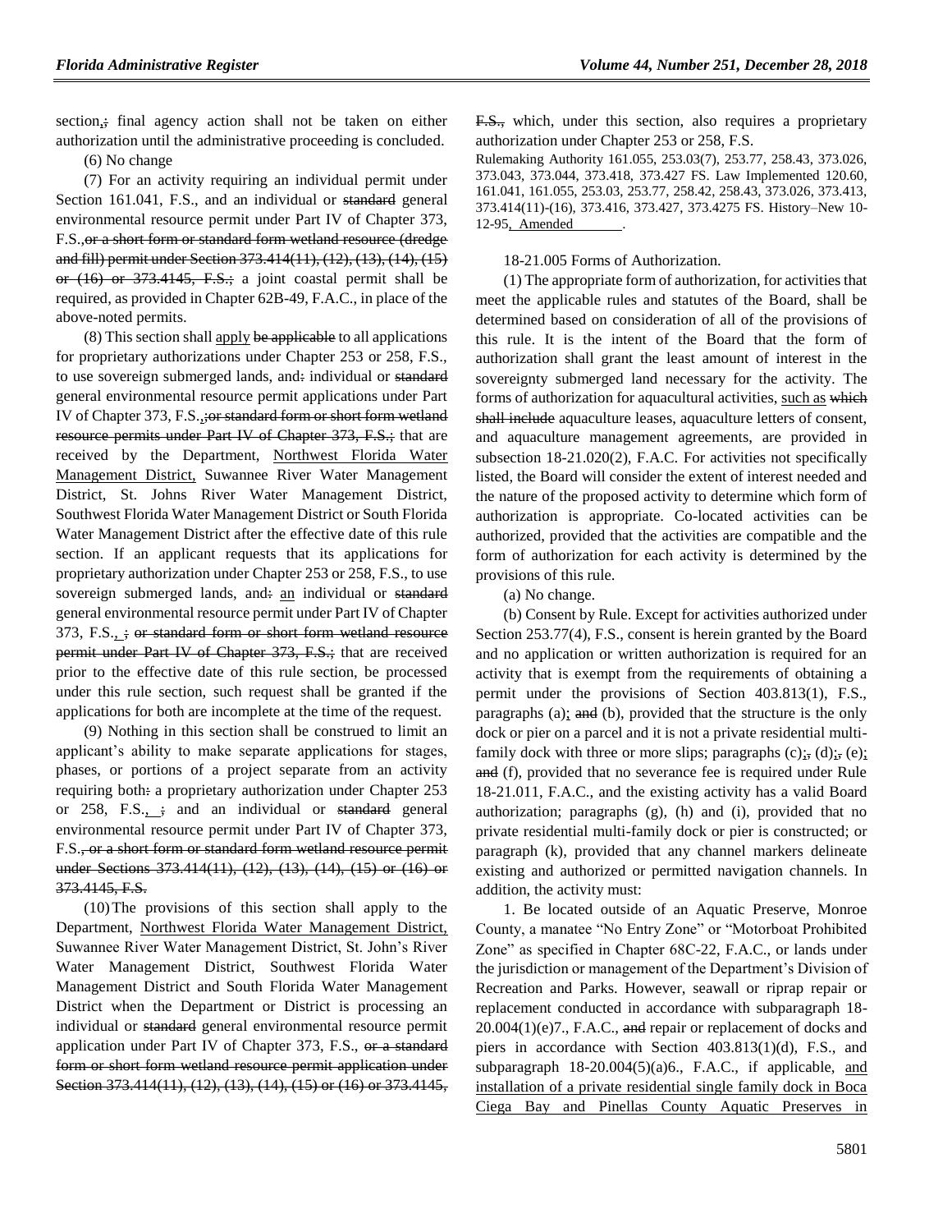section,; final agency action shall not be taken on either authorization until the administrative proceeding is concluded.

(6) No change

(7) For an activity requiring an individual permit under Section 161.041, F.S., and an individual or ~~standard~~ general environmental resource permit under Part IV of Chapter 373, F.S.,~~or a short form or standard form wetland resource (dredge and fill) permit under Section 373.414(11), (12), (13), (14), (15) or (16) or 373.4145, F.S.;~~ a joint coastal permit shall be required, as provided in Chapter 62B-49, F.A.C., in place of the above-noted permits.

(8) This section shall apply ~~be applicable~~ to all applications for proprietary authorizations under Chapter 253 or 258, F.S., to use sovereign submerged lands, and~~:~~ individual or ~~standard~~ general environmental resource permit applications under Part IV of Chapter 373, F.S.,~~;or standard form or short form wetland resource permits under Part IV of Chapter 373, F.S.;~~ that are received by the Department, Northwest Florida Water Management District, Suwannee River Water Management District, St. Johns River Water Management District, Southwest Florida Water Management District or South Florida Water Management District after the effective date of this rule section. If an applicant requests that its applications for proprietary authorization under Chapter 253 or 258, F.S., to use sovereign submerged lands, and~~:~~ an individual or ~~standard~~ general environmental resource permit under Part IV of Chapter 373, F.S., ~~; or standard form or short form wetland resource permit under Part IV of Chapter 373, F.S.;~~ that are received prior to the effective date of this rule section, be processed under this rule section, such request shall be granted if the applications for both are incomplete at the time of the request.

(9) Nothing in this section shall be construed to limit an applicant's ability to make separate applications for stages, phases, or portions of a project separate from an activity requiring both~~:~~ a proprietary authorization under Chapter 253 or 258, F.S., ~~;~~ and an individual or ~~standard~~ general environmental resource permit under Part IV of Chapter 373, F.S.~~, or a short form or standard form wetland resource permit under Sections 373.414(11), (12), (13), (14), (15) or (16) or 373.4145, F.S.~~

(10) The provisions of this section shall apply to the Department, Northwest Florida Water Management District, Suwannee River Water Management District, St. John's River Water Management District, Southwest Florida Water Management District and South Florida Water Management District when the Department or District is processing an individual or ~~standard~~ general environmental resource permit application under Part IV of Chapter 373, F.S., ~~or a standard form or short form wetland resource permit application under Section 373.414(11), (12), (13), (14), (15) or (16) or 373.4145, F.S.,~~ which, under this section, also requires a proprietary authorization under Chapter 253 or 258, F.S.

Rulemaking Authority 161.055, 253.03(7), 253.77, 258.43, 373.026, 373.043, 373.044, 373.418, 373.427 FS. Law Implemented 120.60, 161.041, 161.055, 253.03, 253.77, 258.42, 258.43, 373.026, 373.413, 373.414(11)-(16), 373.416, 373.427, 373.4275 FS. History–New 10-12-95, Amended ________.

18-21.005 Forms of Authorization.

(1) The appropriate form of authorization, for activities that meet the applicable rules and statutes of the Board, shall be determined based on consideration of all of the provisions of this rule. It is the intent of the Board that the form of authorization shall grant the least amount of interest in the sovereignty submerged land necessary for the activity. The forms of authorization for aquacultural activities, such as ~~which shall include~~ aquaculture leases, aquaculture letters of consent, and aquaculture management agreements, are provided in subsection 18-21.020(2), F.A.C. For activities not specifically listed, the Board will consider the extent of interest needed and the nature of the proposed activity to determine which form of authorization is appropriate. Co-located activities can be authorized, provided that the activities are compatible and the form of authorization for each activity is determined by the provisions of this rule.

(a) No change.

(b) Consent by Rule. Except for activities authorized under Section 253.77(4), F.S., consent is herein granted by the Board and no application or written authorization is required for an activity that is exempt from the requirements of obtaining a permit under the provisions of Section 403.813(1), F.S., paragraphs (a); ~~and~~ (b), provided that the structure is the only dock or pier on a parcel and it is not a private residential multi-family dock with three or more slips; paragraphs (c);~~,~~ (d);~~,~~ (e); ~~and~~ (f), provided that no severance fee is required under Rule 18-21.011, F.A.C., and the existing activity has a valid Board authorization; paragraphs (g), (h) and (i), provided that no private residential multi-family dock or pier is constructed; or paragraph (k), provided that any channel markers delineate existing and authorized or permitted navigation channels. In addition, the activity must:

1. Be located outside of an Aquatic Preserve, Monroe County, a manatee "No Entry Zone" or "Motorboat Prohibited Zone" as specified in Chapter 68C-22, F.A.C., or lands under the jurisdiction or management of the Department's Division of Recreation and Parks. However, seawall or riprap repair or replacement conducted in accordance with subparagraph 18-20.004(1)(e)7., F.A.C., ~~and~~ repair or replacement of docks and piers in accordance with Section 403.813(1)(d), F.S., and subparagraph 18-20.004(5)(a)6., F.A.C., if applicable, and installation of a private residential single family dock in Boca Ciega Bay and Pinellas County Aquatic Preserves in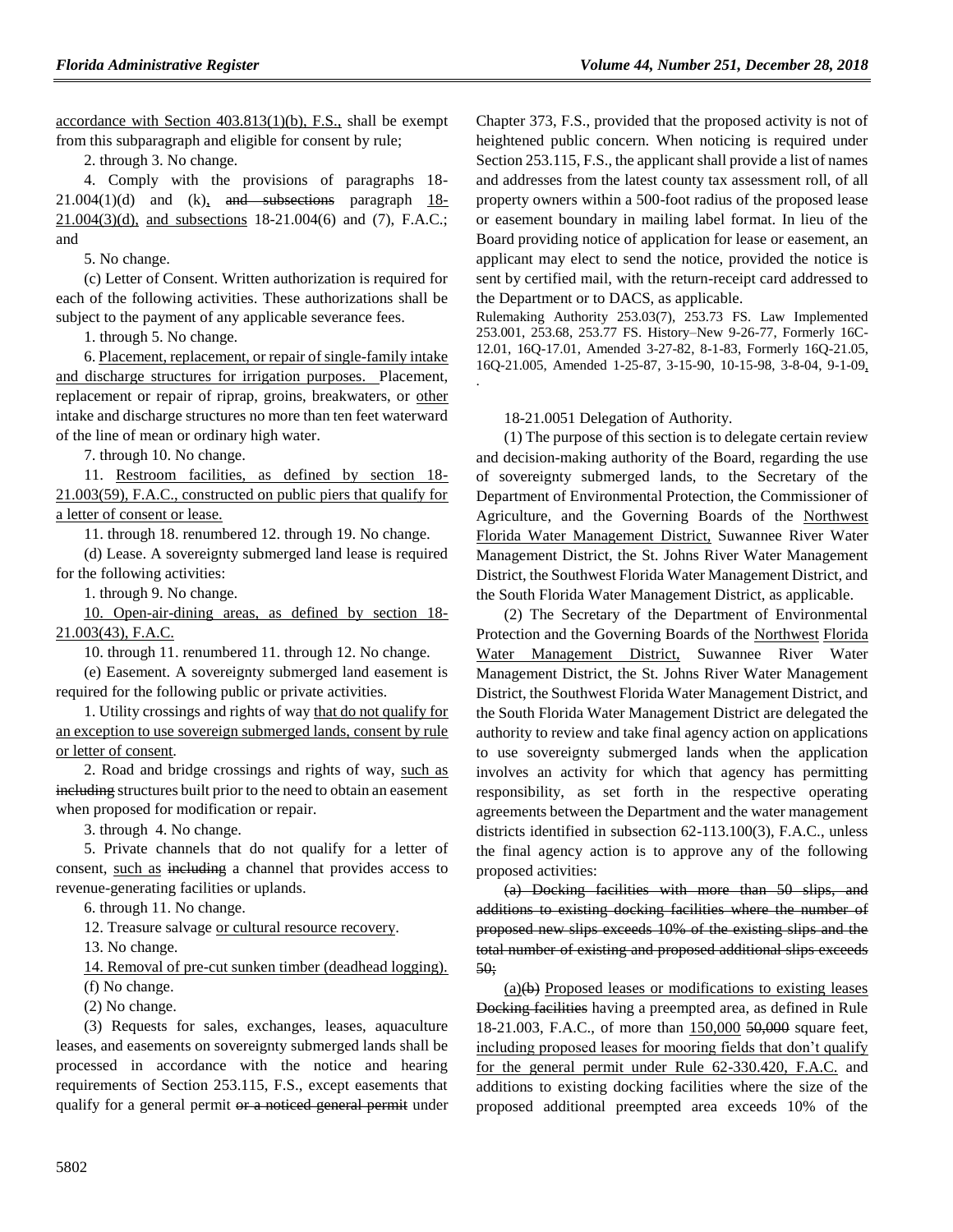accordance with Section 403.813(1)(b), F.S., shall be exempt from this subparagraph and eligible for consent by rule;

2. through 3. No change.

4. Comply with the provisions of paragraphs 18-21.004(1)(d) and (k), ~~and subsections~~ paragraph 18-21.004(3)(d), and subsections 18-21.004(6) and (7), F.A.C.; and

5. No change.

(c) Letter of Consent. Written authorization is required for each of the following activities. These authorizations shall be subject to the payment of any applicable severance fees.

1. through 5. No change.

6. Placement, replacement, or repair of single-family intake and discharge structures for irrigation purposes. Placement, replacement or repair of riprap, groins, breakwaters, or other intake and discharge structures no more than ten feet waterward of the line of mean or ordinary high water.

7. through 10. No change.

11. Restroom facilities, as defined by section 18-21.003(59), F.A.C., constructed on public piers that qualify for a letter of consent or lease.

11. through 18. renumbered 12. through 19. No change.

(d) Lease. A sovereignty submerged land lease is required for the following activities:

1. through 9. No change.

10. Open-air-dining areas, as defined by section 18-21.003(43), F.A.C.

10. through 11. renumbered 11. through 12. No change.

(e) Easement. A sovereignty submerged land easement is required for the following public or private activities.

1. Utility crossings and rights of way that do not qualify for an exception to use sovereign submerged lands, consent by rule or letter of consent.

2. Road and bridge crossings and rights of way, such as ~~including~~ structures built prior to the need to obtain an easement when proposed for modification or repair.

3. through 4. No change.

5. Private channels that do not qualify for a letter of consent, such as ~~including~~ a channel that provides access to revenue-generating facilities or uplands.

6. through 11. No change.

12. Treasure salvage or cultural resource recovery.

13. No change.

14. Removal of pre-cut sunken timber (deadhead logging).

(f) No change.

(2) No change.

(3) Requests for sales, exchanges, leases, aquaculture leases, and easements on sovereignty submerged lands shall be processed in accordance with the notice and hearing requirements of Section 253.115, F.S., except easements that qualify for a general permit ~~or a noticed general permit~~ under Chapter 373, F.S., provided that the proposed activity is not of heightened public concern. When noticing is required under Section 253.115, F.S., the applicant shall provide a list of names and addresses from the latest county tax assessment roll, of all property owners within a 500-foot radius of the proposed lease or easement boundary in mailing label format. In lieu of the Board providing notice of application for lease or easement, an applicant may elect to send the notice, provided the notice is sent by certified mail, with the return-receipt card addressed to the Department or to DACS, as applicable.

Rulemaking Authority 253.03(7), 253.73 FS. Law Implemented 253.001, 253.68, 253.77 FS. History–New 9-26-77, Formerly 16C-12.01, 16Q-17.01, Amended 3-27-82, 8-1-83, Formerly 16Q-21.05, 16Q-21.005, Amended 1-25-87, 3-15-90, 10-15-98, 3-8-04, 9-1-09, .

18-21.0051 Delegation of Authority.

(1) The purpose of this section is to delegate certain review and decision-making authority of the Board, regarding the use of sovereignty submerged lands, to the Secretary of the Department of Environmental Protection, the Commissioner of Agriculture, and the Governing Boards of the Northwest Florida Water Management District, Suwannee River Water Management District, the St. Johns River Water Management District, the Southwest Florida Water Management District, and the South Florida Water Management District, as applicable.

(2) The Secretary of the Department of Environmental Protection and the Governing Boards of the Northwest Florida Water Management District, Suwannee River Water Management District, the St. Johns River Water Management District, the Southwest Florida Water Management District, and the South Florida Water Management District are delegated the authority to review and take final agency action on applications to use sovereignty submerged lands when the application involves an activity for which that agency has permitting responsibility, as set forth in the respective operating agreements between the Department and the water management districts identified in subsection 62-113.100(3), F.A.C., unless the final agency action is to approve any of the following proposed activities:

~~(a) Docking facilities with more than 50 slips, and additions to existing docking facilities where the number of proposed new slips exceeds 10% of the existing slips and the total number of existing and proposed additional slips exceeds 50;~~

(a)~~(b)~~ Proposed leases or modifications to existing leases ~~Docking facilities~~ having a preempted area, as defined in Rule 18-21.003, F.A.C., of more than 150,000 ~~50,000~~ square feet, including proposed leases for mooring fields that don't qualify for the general permit under Rule 62-330.420, F.A.C. and additions to existing docking facilities where the size of the proposed additional preempted area exceeds 10% of the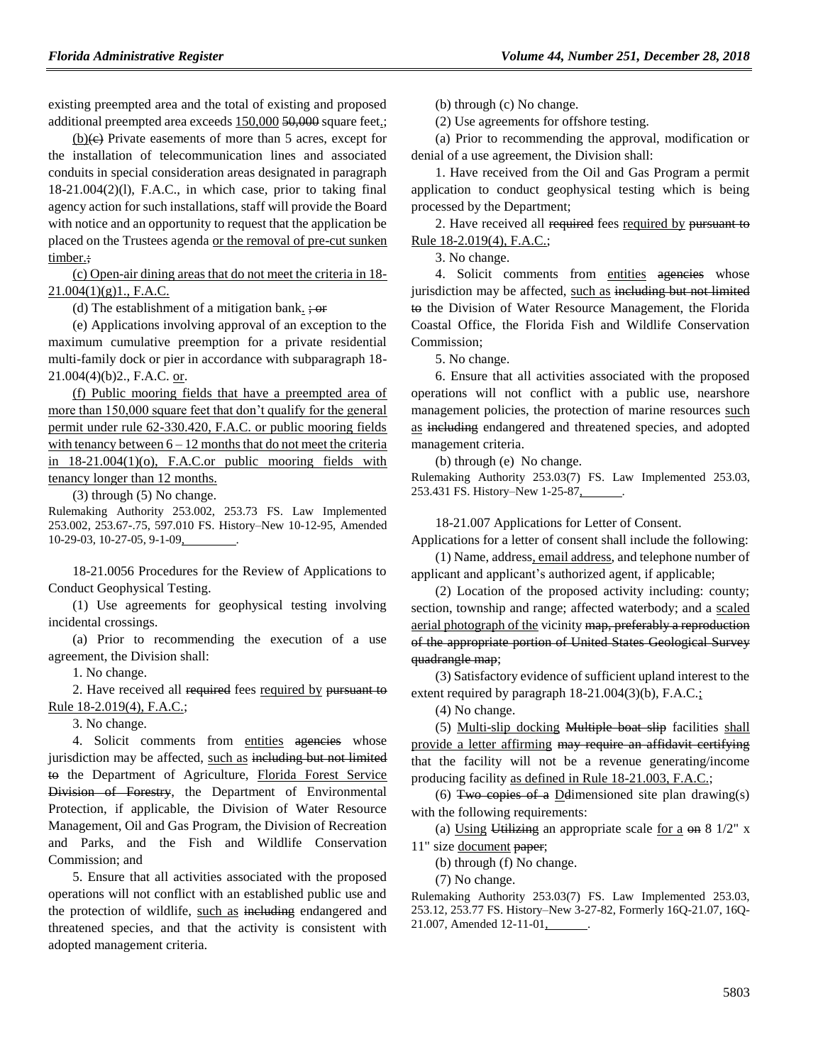existing preempted area and the total of existing and proposed additional preempted area exceeds 150,000 50,000 square feet.;

(b)(c) Private easements of more than 5 acres, except for the installation of telecommunication lines and associated conduits in special consideration areas designated in paragraph 18-21.004(2)(l), F.A.C., in which case, prior to taking final agency action for such installations, staff will provide the Board with notice and an opportunity to request that the application be placed on the Trustees agenda or the removal of pre-cut sunken timber.;

(c) Open-air dining areas that do not meet the criteria in 18-21.004(1)(g)1., F.A.C.

(d) The establishment of a mitigation bank. ; or

(e) Applications involving approval of an exception to the maximum cumulative preemption for a private residential multi-family dock or pier in accordance with subparagraph 18-21.004(4)(b)2., F.A.C. or.

(f) Public mooring fields that have a preempted area of more than 150,000 square feet that don't qualify for the general permit under rule 62-330.420, F.A.C. or public mooring fields with tenancy between 6 – 12 months that do not meet the criteria in 18-21.004(1)(o), F.A.C.or public mooring fields with tenancy longer than 12 months.

(3) through (5) No change.

Rulemaking Authority 253.002, 253.73 FS. Law Implemented 253.002, 253.67-.75, 597.010 FS. History–New 10-12-95, Amended 10-29-03, 10-27-05, 9-1-09, ________.

18-21.0056 Procedures for the Review of Applications to Conduct Geophysical Testing.

(1) Use agreements for geophysical testing involving incidental crossings.

(a) Prior to recommending the execution of a use agreement, the Division shall:

1. No change.

2. Have received all required fees required by pursuant to Rule 18-2.019(4), F.A.C.;

3. No change.

4. Solicit comments from entities agencies whose jurisdiction may be affected, such as including but not limited to the Department of Agriculture, Florida Forest Service Division of Forestry, the Department of Environmental Protection, if applicable, the Division of Water Resource Management, Oil and Gas Program, the Division of Recreation and Parks, and the Fish and Wildlife Conservation Commission; and

5. Ensure that all activities associated with the proposed operations will not conflict with an established public use and the protection of wildlife, such as including endangered and threatened species, and that the activity is consistent with adopted management criteria.

(b) through (c) No change.

(2) Use agreements for offshore testing.

(a) Prior to recommending the approval, modification or denial of a use agreement, the Division shall:

1. Have received from the Oil and Gas Program a permit application to conduct geophysical testing which is being processed by the Department;

2. Have received all required fees required by pursuant to Rule 18-2.019(4), F.A.C.;

3. No change.

4. Solicit comments from entities agencies whose jurisdiction may be affected, such as including but not limited to the Division of Water Resource Management, the Florida Coastal Office, the Florida Fish and Wildlife Conservation Commission;

5. No change.

6. Ensure that all activities associated with the proposed operations will not conflict with a public use, nearshore management policies, the protection of marine resources such as including endangered and threatened species, and adopted management criteria.

(b) through (e) No change.

Rulemaking Authority 253.03(7) FS. Law Implemented 253.03, 253.431 FS. History–New 1-25-87, ________.

18-21.007 Applications for Letter of Consent.

Applications for a letter of consent shall include the following:

(1) Name, address, email address, and telephone number of applicant and applicant's authorized agent, if applicable;

(2) Location of the proposed activity including: county; section, township and range; affected waterbody; and a scaled aerial photograph of the vicinity map, preferably a reproduction of the appropriate portion of United States Geological Survey quadrangle map;

(3) Satisfactory evidence of sufficient upland interest to the extent required by paragraph 18-21.004(3)(b), F.A.C.;

(4) No change.

(5) Multi-slip docking Multiple boat slip facilities shall provide a letter affirming may require an affidavit certifying that the facility will not be a revenue generating/income producing facility as defined in Rule 18-21.003, F.A.C.;

(6) Two copies of a Ddimensioned site plan drawing(s) with the following requirements:

(a) Using Utilizing an appropriate scale for a on 8 1/2" x 11" size document paper;

(b) through (f) No change.

(7) No change.

Rulemaking Authority 253.03(7) FS. Law Implemented 253.03, 253.12, 253.77 FS. History–New 3-27-82, Formerly 16Q-21.07, 16Q-21.007, Amended 12-11-01, ________.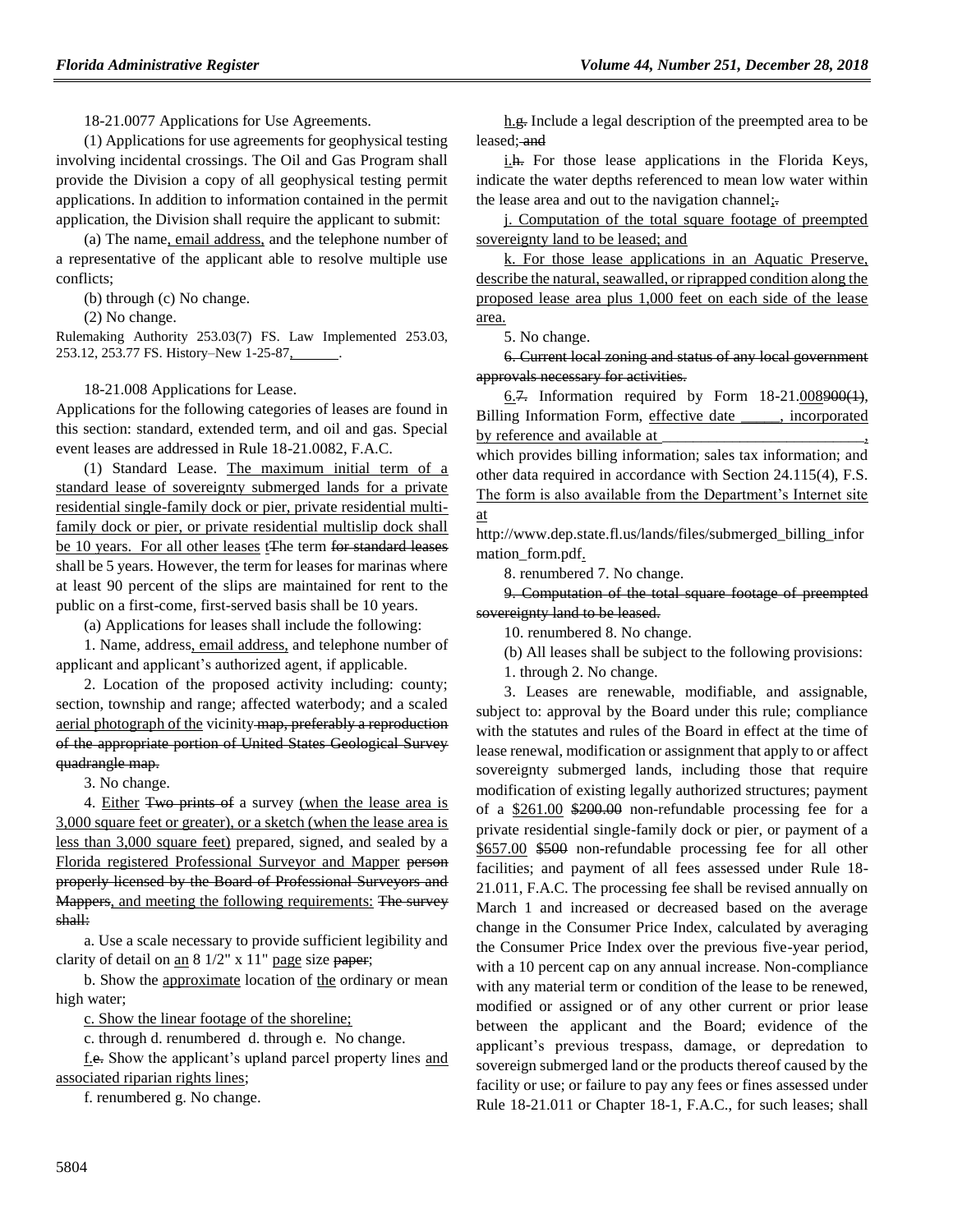18-21.0077 Applications for Use Agreements.

(1) Applications for use agreements for geophysical testing involving incidental crossings. The Oil and Gas Program shall provide the Division a copy of all geophysical testing permit applications. In addition to information contained in the permit application, the Division shall require the applicant to submit:

(a) The name, email address, and the telephone number of a representative of the applicant able to resolve multiple use conflicts;

(b) through (c) No change.

(2) No change.

Rulemaking Authority 253.03(7) FS. Law Implemented 253.03, 253.12, 253.77 FS. History–New 1-25-87, ________.

18-21.008 Applications for Lease.

Applications for the following categories of leases are found in this section: standard, extended term, and oil and gas. Special event leases are addressed in Rule 18-21.0082, F.A.C.

(1) Standard Lease. The maximum initial term of a standard lease of sovereignty submerged lands for a private residential single-family dock or pier, private residential multi-family dock or pier, or private residential multislip dock shall be 10 years. For all other leases tThe term ~~for standard leases~~ shall be 5 years. However, the term for leases for marinas where at least 90 percent of the slips are maintained for rent to the public on a first-come, first-served basis shall be 10 years.

(a) Applications for leases shall include the following:

1. Name, address, email address, and telephone number of applicant and applicant's authorized agent, if applicable.

2. Location of the proposed activity including: county; section, township and range; affected waterbody; and a scaled aerial photograph of the vicinity ~~map, preferably a reproduction of the appropriate portion of United States Geological Survey quadrangle map.~~

3. No change.

4. Either ~~Two prints of~~ a survey (when the lease area is 3,000 square feet or greater), or a sketch (when the lease area is less than 3,000 square feet) prepared, signed, and sealed by a Florida registered Professional Surveyor and Mapper ~~person properly licensed by the Board of Professional Surveyors and Mappers~~, and meeting the following requirements: ~~The survey shall:~~

a. Use a scale necessary to provide sufficient legibility and clarity of detail on an 8 1/2" x 11" page size ~~paper~~;

b. Show the approximate location of the ordinary or mean high water;

c. Show the linear footage of the shoreline;

c. through d. renumbered d. through e. No change.

f.~~e.~~ Show the applicant's upland parcel property lines and associated riparian rights lines;

f. renumbered g. No change.

h.~~g.~~ Include a legal description of the preempted area to be leased; ~~and~~

i.~~h.~~ For those lease applications in the Florida Keys, indicate the water depths referenced to mean low water within the lease area and out to the navigation channel;~~.~~

j. Computation of the total square footage of preempted sovereignty land to be leased; and

k. For those lease applications in an Aquatic Preserve, describe the natural, seawalled, or riprapped condition along the proposed lease area plus 1,000 feet on each side of the lease area.

5. No change.

~~6. Current local zoning and status of any local government approvals necessary for activities.~~

6.~~7.~~ Information required by Form 18-21.008~~900(1)~~, Billing Information Form, effective date _____, incorporated by reference and available at ___________________________, which provides billing information; sales tax information; and other data required in accordance with Section 24.115(4), F.S. The form is also available from the Department's Internet site at http://www.dep.state.fl.us/lands/files/submerged_billing_information_form.pdf.

8. renumbered 7. No change.

~~9. Computation of the total square footage of preempted sovereignty land to be leased.~~

10. renumbered 8. No change.

(b) All leases shall be subject to the following provisions:

1. through 2. No change.

3. Leases are renewable, modifiable, and assignable, subject to: approval by the Board under this rule; compliance with the statutes and rules of the Board in effect at the time of lease renewal, modification or assignment that apply to or affect sovereignty submerged lands, including those that require modification of existing legally authorized structures; payment of a $261.00 ~~$200.00~~ non-refundable processing fee for a private residential single-family dock or pier, or payment of a $657.00 ~~$500~~ non-refundable processing fee for all other facilities; and payment of all fees assessed under Rule 18-21.011, F.A.C. The processing fee shall be revised annually on March 1 and increased or decreased based on the average change in the Consumer Price Index, calculated by averaging the Consumer Price Index over the previous five-year period, with a 10 percent cap on any annual increase. Non-compliance with any material term or condition of the lease to be renewed, modified or assigned or of any other current or prior lease between the applicant and the Board; evidence of the applicant's previous trespass, damage, or depredation to sovereign submerged land or the products thereof caused by the facility or use; or failure to pay any fees or fines assessed under Rule 18-21.011 or Chapter 18-1, F.A.C., for such leases; shall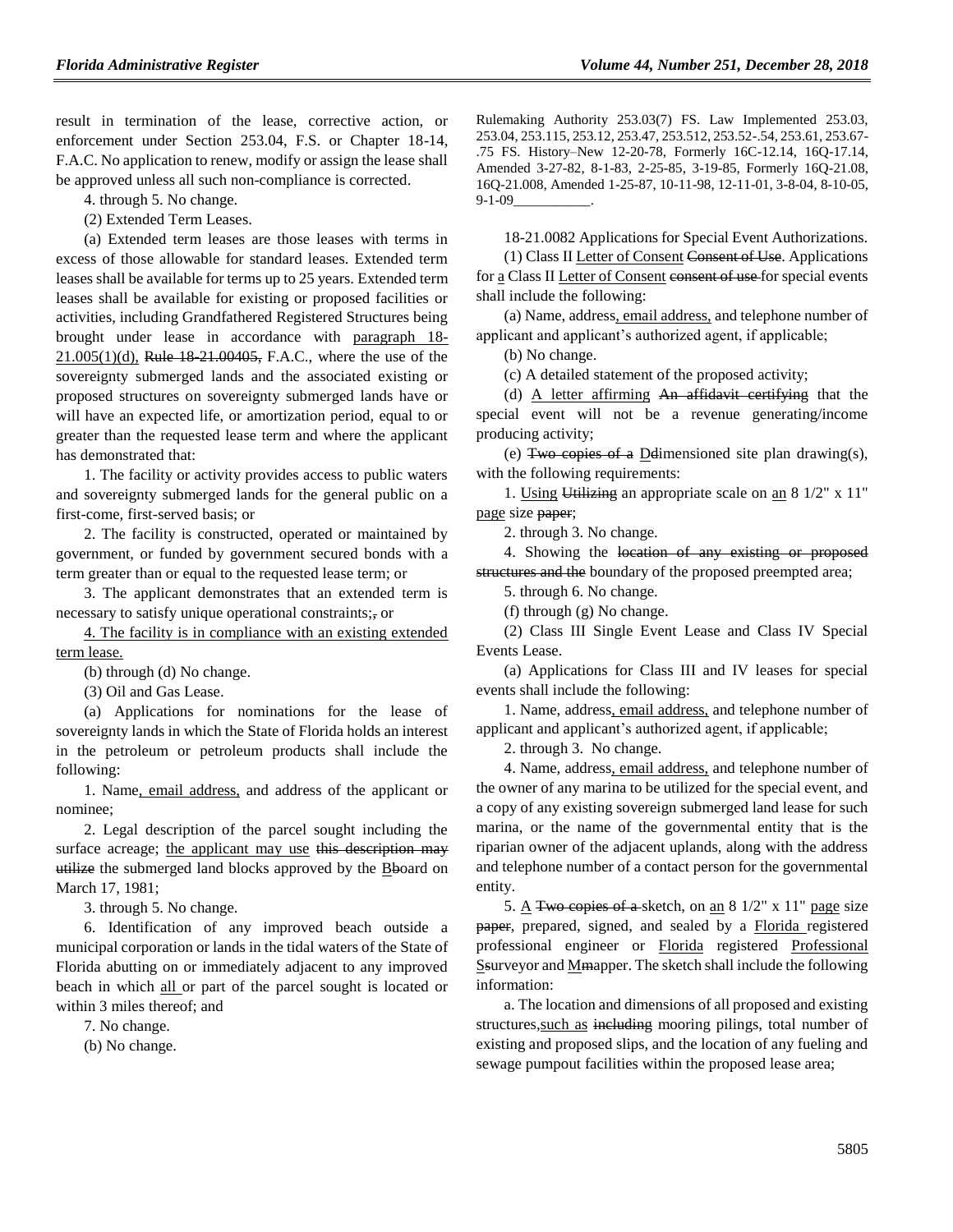result in termination of the lease, corrective action, or enforcement under Section 253.04, F.S. or Chapter 18-14, F.A.C. No application to renew, modify or assign the lease shall be approved unless all such non-compliance is corrected.

4. through 5. No change.

(2) Extended Term Leases.

(a) Extended term leases are those leases with terms in excess of those allowable for standard leases. Extended term leases shall be available for terms up to 25 years. Extended term leases shall be available for existing or proposed facilities or activities, including Grandfathered Registered Structures being brought under lease in accordance with paragraph 18-21.005(1)(d), Rule 18-21.00405, F.A.C., where the use of the sovereignty submerged lands and the associated existing or proposed structures on sovereignty submerged lands have or will have an expected life, or amortization period, equal to or greater than the requested lease term and where the applicant has demonstrated that:

1. The facility or activity provides access to public waters and sovereignty submerged lands for the general public on a first-come, first-served basis; or

2. The facility is constructed, operated or maintained by government, or funded by government secured bonds with a term greater than or equal to the requested lease term; or

3. The applicant demonstrates that an extended term is necessary to satisfy unique operational constraints;, or

4. The facility is in compliance with an existing extended term lease.

(b) through (d) No change.

(3) Oil and Gas Lease.

(a) Applications for nominations for the lease of sovereignty lands in which the State of Florida holds an interest in the petroleum or petroleum products shall include the following:

1. Name, email address, and address of the applicant or nominee;

2. Legal description of the parcel sought including the surface acreage; the applicant may use this description may utilize the submerged land blocks approved by the BBoard on March 17, 1981;

3. through 5. No change.

6. Identification of any improved beach outside a municipal corporation or lands in the tidal waters of the State of Florida abutting on or immediately adjacent to any improved beach in which all or part of the parcel sought is located or within 3 miles thereof; and

7. No change.

(b) No change.

Rulemaking Authority 253.03(7) FS. Law Implemented 253.03, 253.04, 253.115, 253.12, 253.47, 253.512, 253.52-.54, 253.61, 253.67-.75 FS. History–New 12-20-78, Formerly 16C-12.14, 16Q-17.14, Amended 3-27-82, 8-1-83, 2-25-85, 3-19-85, Formerly 16Q-21.08, 16Q-21.008, Amended 1-25-87, 10-11-98, 12-11-01, 3-8-04, 8-10-05, 9-1-09___________.

18-21.0082 Applications for Special Event Authorizations.

(1) Class II Letter of Consent Consent of Use. Applications for a Class II Letter of Consent consent of use for special events shall include the following:

(a) Name, address, email address, and telephone number of applicant and applicant's authorized agent, if applicable;

(b) No change.

(c) A detailed statement of the proposed activity;

(d) A letter affirming An affidavit certifying that the special event will not be a revenue generating/income producing activity;

(e) Two copies of a DDimensioned site plan drawing(s), with the following requirements:

1. Using Utilizing an appropriate scale on an 8 1/2" x 11" page size paper;

2. through 3. No change.

4. Showing the location of any existing or proposed structures and the boundary of the proposed preempted area;

5. through 6. No change.

(f) through (g) No change.

(2) Class III Single Event Lease and Class IV Special Events Lease.

(a) Applications for Class III and IV leases for special events shall include the following:

1. Name, address, email address, and telephone number of applicant and applicant's authorized agent, if applicable;

2. through 3. No change.

4. Name, address, email address, and telephone number of the owner of any marina to be utilized for the special event, and a copy of any existing sovereign submerged land lease for such marina, or the name of the governmental entity that is the riparian owner of the adjacent uplands, along with the address and telephone number of a contact person for the governmental entity.

5. A Two copies of a sketch, on an 8 1/2" x 11" page size paper, prepared, signed, and sealed by a Florida registered professional engineer or Florida registered Professional SSurveyor and MMapper. The sketch shall include the following information:

a. The location and dimensions of all proposed and existing structures, such as including mooring pilings, total number of existing and proposed slips, and the location of any fueling and sewage pumpout facilities within the proposed lease area;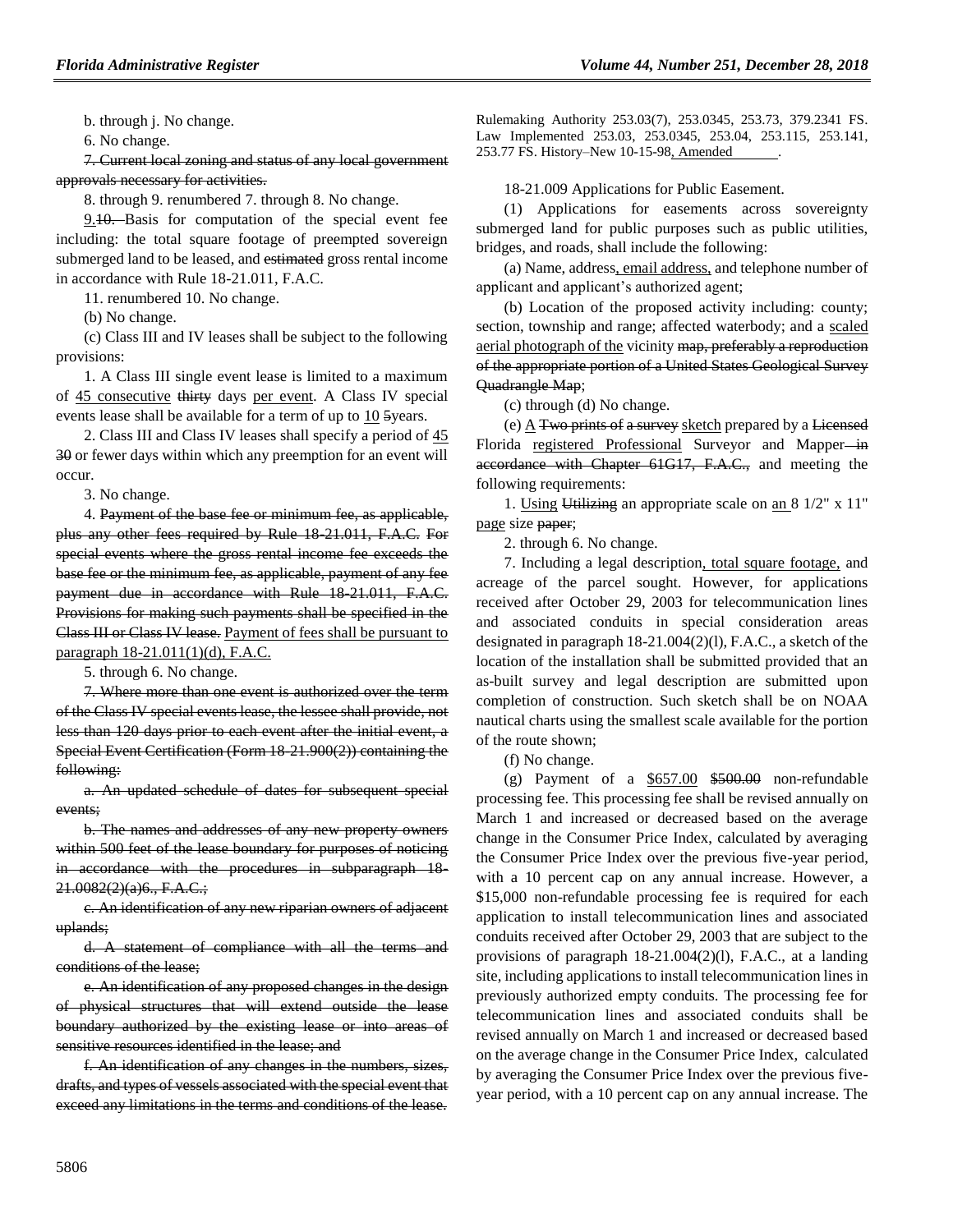b. through j. No change.

6. No change.

~~7. Current local zoning and status of any local government approvals necessary for activities.~~

8. through 9. renumbered 7. through 8. No change.

<u>9.</u>~~10.~~ Basis for computation of the special event fee including: the total square footage of preempted sovereign submerged land to be leased, and ~~estimated~~ gross rental income in accordance with Rule 18-21.011, F.A.C.

11. renumbered 10. No change.

(b) No change.

(c) Class III and IV leases shall be subject to the following provisions:

1. A Class III single event lease is limited to a maximum of <u>45 consecutive</u> ~~thirty~~ days <u>per event</u>. A Class IV special events lease shall be available for a term of up to <u>10</u> ~~5~~years.

2. Class III and Class IV leases shall specify a period of <u>45</u> ~~30~~ or fewer days within which any preemption for an event will occur.

3. No change.

4. ~~Payment of the base fee or minimum fee, as applicable, plus any other fees required by Rule 18-21.011, F.A.C. For special events where the gross rental income fee exceeds the base fee or the minimum fee, as applicable, payment of any fee payment due in accordance with Rule 18-21.011, F.A.C. Provisions for making such payments shall be specified in the Class III or Class IV lease.~~ <u>Payment of fees shall be pursuant to paragraph 18-21.011(1)(d), F.A.C.</u>

5. through 6. No change.

~~7. Where more than one event is authorized over the term of the Class IV special events lease, the lessee shall provide, not less than 120 days prior to each event after the initial event, a Special Event Certification (Form 18-21.900(2)) containing the following:~~

~~a. An updated schedule of dates for subsequent special events;~~

~~b. The names and addresses of any new property owners within 500 feet of the lease boundary for purposes of noticing in accordance with the procedures in subparagraph 18-21.0082(2)(a)6., F.A.C.;~~

~~c. An identification of any new riparian owners of adjacent uplands;~~

~~d. A statement of compliance with all the terms and conditions of the lease;~~

~~e. An identification of any proposed changes in the design of physical structures that will extend outside the lease boundary authorized by the existing lease or into areas of sensitive resources identified in the lease; and~~

~~f. An identification of any changes in the numbers, sizes, drafts, and types of vessels associated with the special event that exceed any limitations in the terms and conditions of the lease.~~

Rulemaking Authority 253.03(7), 253.0345, 253.73, 379.2341 FS. Law Implemented 253.03, 253.0345, 253.04, 253.115, 253.141, 253.77 FS. History–New 10-15-98<u>, Amended          </u>.

18-21.009 Applications for Public Easement.

(1) Applications for easements across sovereignty submerged land for public purposes such as public utilities, bridges, and roads, shall include the following:

(a) Name, address<u>, email address,</u> and telephone number of applicant and applicant's authorized agent;

(b) Location of the proposed activity including: county; section, township and range; affected waterbody; and a <u>scaled aerial photograph of the</u> vicinity ~~map, preferably a reproduction of the appropriate portion of a United States Geological Survey Quadrangle Map~~;

(c) through (d) No change.

(e) <u>A</u> ~~Two prints of a survey~~ <u>sketch</u> prepared by a ~~Licensed~~ Florida <u>registered Professional</u> Surveyor and Mapper ~~in accordance with Chapter 61G17, F.A.C.,~~ and meeting the following requirements:

1. <u>Using</u> ~~Utilizing~~ an appropriate scale on <u>an</u> 8 1/2" x 11" <u>page</u> size ~~paper~~;

2. through 6. No change.

7. Including a legal description<u>, total square footage,</u> and acreage of the parcel sought. However, for applications received after October 29, 2003 for telecommunication lines and associated conduits in special consideration areas designated in paragraph 18-21.004(2)(l), F.A.C., a sketch of the location of the installation shall be submitted provided that an as-built survey and legal description are submitted upon completion of construction. Such sketch shall be on NOAA nautical charts using the smallest scale available for the portion of the route shown;

(f) No change.

(g) Payment of a <u>$657.00</u> ~~$500.00~~ non-refundable processing fee. This processing fee shall be revised annually on March 1 and increased or decreased based on the average change in the Consumer Price Index, calculated by averaging the Consumer Price Index over the previous five-year period, with a 10 percent cap on any annual increase. However, a $15,000 non-refundable processing fee is required for each application to install telecommunication lines and associated conduits received after October 29, 2003 that are subject to the provisions of paragraph 18-21.004(2)(l), F.A.C., at a landing site, including applications to install telecommunication lines in previously authorized empty conduits. The processing fee for telecommunication lines and associated conduits shall be revised annually on March 1 and increased or decreased based on the average change in the Consumer Price Index, calculated by averaging the Consumer Price Index over the previous five-year period, with a 10 percent cap on any annual increase. The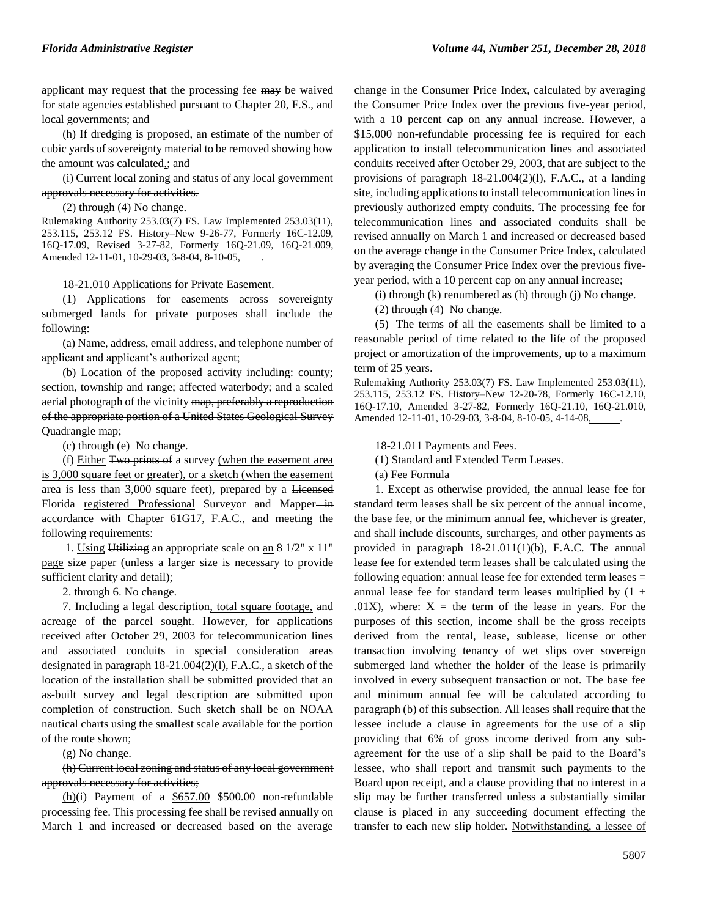<u>applicant may request that the</u> processing fee ~~may~~ be waived for state agencies established pursuant to Chapter 20, F.S., and local governments; and

(h) If dredging is proposed, an estimate of the number of cubic yards of sovereignty material to be removed showing how the amount was calculated<u>.</u>~~; and~~

~~(i) Current local zoning and status of any local government approvals necessary for activities.~~

(2) through (4) No change.

Rulemaking Authority 253.03(7) FS. Law Implemented 253.03(11), 253.115, 253.12 FS. History–New 9-26-77, Formerly 16C-12.09, 16Q-17.09, Revised 3-27-82, Formerly 16Q-21.09, 16Q-21.009, Amended 12-11-01, 10-29-03, 3-8-04, 8-10-05<u>,\_\_\_\_</u>.

18-21.010 Applications for Private Easement.

(1) Applications for easements across sovereignty submerged lands for private purposes shall include the following:

(a) Name, address<u>, email address,</u> and telephone number of applicant and applicant's authorized agent;

(b) Location of the proposed activity including: county; section, township and range; affected waterbody; and a <u>scaled aerial photograph of the</u> vicinity ~~map, preferably a reproduction of the appropriate portion of a United States Geological Survey Quadrangle map~~;

(c) through (e) No change.

(f) <u>Either</u> ~~Two prints of~~ a survey <u>(when the easement area is 3,000 square feet or greater), or a sketch (when the easement area is less than 3,000 square feet),</u> prepared by a ~~Licensed~~ Florida <u>registered Professional</u> Surveyor and Mapper ~~in accordance with Chapter 61G17, F.A.C.,~~ and meeting the following requirements:

1. <u>Using</u> ~~Utilizing~~ an appropriate scale on <u>an</u> 8 1/2" x 11" <u>page</u> size ~~paper~~ (unless a larger size is necessary to provide sufficient clarity and detail);

2. through 6. No change.

7. Including a legal description<u>, total square footage,</u> and acreage of the parcel sought. However, for applications received after October 29, 2003 for telecommunication lines and associated conduits in special consideration areas designated in paragraph 18-21.004(2)(l), F.A.C., a sketch of the location of the installation shall be submitted provided that an as-built survey and legal description are submitted upon completion of construction. Such sketch shall be on NOAA nautical charts using the smallest scale available for the portion of the route shown;

(g) No change.

~~(h) Current local zoning and status of any local government approvals necessary for activities;~~

<u>(h)</u>~~(i)~~ Payment of a <u>$657.00</u> ~~$500.00~~ non-refundable processing fee. This processing fee shall be revised annually on March 1 and increased or decreased based on the average change in the Consumer Price Index, calculated by averaging the Consumer Price Index over the previous five-year period, with a 10 percent cap on any annual increase. However, a $15,000 non-refundable processing fee is required for each application to install telecommunication lines and associated conduits received after October 29, 2003, that are subject to the provisions of paragraph 18-21.004(2)(l), F.A.C., at a landing site, including applications to install telecommunication lines in previously authorized empty conduits. The processing fee for telecommunication lines and associated conduits shall be revised annually on March 1 and increased or decreased based on the average change in the Consumer Price Index, calculated by averaging the Consumer Price Index over the previous five-year period, with a 10 percent cap on any annual increase;

(i) through (k) renumbered as (h) through (j) No change.

(2) through (4) No change.

(5) The terms of all the easements shall be limited to a reasonable period of time related to the life of the proposed project or amortization of the improvements<u>, up to a maximum term of 25 years</u>.

Rulemaking Authority 253.03(7) FS. Law Implemented 253.03(11), 253.115, 253.12 FS. History–New 12-20-78, Formerly 16C-12.10, 16Q-17.10, Amended 3-27-82, Formerly 16Q-21.10, 16Q-21.010, Amended 12-11-01, 10-29-03, 3-8-04, 8-10-05, 4-14-08<u>,\_\_\_\_\_</u>.

18-21.011 Payments and Fees.

(1) Standard and Extended Term Leases.

(a) Fee Formula

1. Except as otherwise provided, the annual lease fee for standard term leases shall be six percent of the annual income, the base fee, or the minimum annual fee, whichever is greater, and shall include discounts, surcharges, and other payments as provided in paragraph 18-21.011(1)(b), F.A.C. The annual lease fee for extended term leases shall be calculated using the following equation: annual lease fee for extended term leases = annual lease fee for standard term leases multiplied by $(1 + .01X)$, where: $X$ = the term of the lease in years. For the purposes of this section, income shall be the gross receipts derived from the rental, lease, sublease, license or other transaction involving tenancy of wet slips over sovereign submerged land whether the holder of the lease is primarily involved in every subsequent transaction or not. The base fee and minimum annual fee will be calculated according to paragraph (b) of this subsection. All leases shall require that the lessee include a clause in agreements for the use of a slip providing that 6% of gross income derived from any sub-agreement for the use of a slip shall be paid to the Board's lessee, who shall report and transmit such payments to the Board upon receipt, and a clause providing that no interest in a slip may be further transferred unless a substantially similar clause is placed in any succeeding document effecting the transfer to each new slip holder. <u>Notwithstanding, a lessee of</u>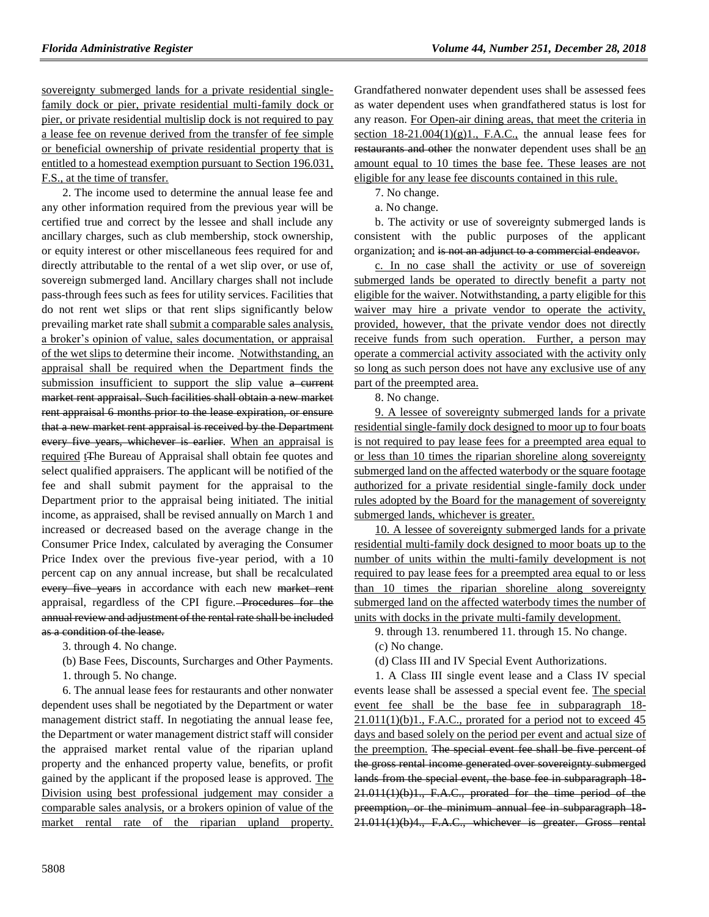sovereignty submerged lands for a private residential single-family dock or pier, private residential multi-family dock or pier, or private residential multislip dock is not required to pay a lease fee on revenue derived from the transfer of fee simple or beneficial ownership of private residential property that is entitled to a homestead exemption pursuant to Section 196.031, F.S., at the time of transfer.

2. The income used to determine the annual lease fee and any other information required from the previous year will be certified true and correct by the lessee and shall include any ancillary charges, such as club membership, stock ownership, or equity interest or other miscellaneous fees required for and directly attributable to the rental of a wet slip over, or use of, sovereign submerged land. Ancillary charges shall not include pass-through fees such as fees for utility services. Facilities that do not rent wet slips or that rent slips significantly below prevailing market rate shall submit a comparable sales analysis, a broker's opinion of value, sales documentation, or appraisal of the wet slips to determine their income. Notwithstanding, an appraisal shall be required when the Department finds the submission insufficient to support the slip value a current market rent appraisal. Such facilities shall obtain a new market rent appraisal 6 months prior to the lease expiration, or ensure that a new market rent appraisal is received by the Department every five years, whichever is earlier. When an appraisal is required tThe Bureau of Appraisal shall obtain fee quotes and select qualified appraisers. The applicant will be notified of the fee and shall submit payment for the appraisal to the Department prior to the appraisal being initiated. The initial income, as appraised, shall be revised annually on March 1 and increased or decreased based on the average change in the Consumer Price Index, calculated by averaging the Consumer Price Index over the previous five-year period, with a 10 percent cap on any annual increase, but shall be recalculated every five years in accordance with each new market rent appraisal, regardless of the CPI figure. Procedures for the annual review and adjustment of the rental rate shall be included as a condition of the lease.

3. through 4. No change.

(b) Base Fees, Discounts, Surcharges and Other Payments.

1. through 5. No change.

6. The annual lease fees for restaurants and other nonwater dependent uses shall be negotiated by the Department or water management district staff. In negotiating the annual lease fee, the Department or water management district staff will consider the appraised market rental value of the riparian upland property and the enhanced property value, benefits, or profit gained by the applicant if the proposed lease is approved. The Division using best professional judgement may consider a comparable sales analysis, or a brokers opinion of value of the market rental rate of the riparian upland property. Grandfathered nonwater dependent uses shall be assessed fees as water dependent uses when grandfathered status is lost for any reason. For Open-air dining areas, that meet the criteria in section 18-21.004(1)(g)1., F.A.C., the annual lease fees for restaurants and other the nonwater dependent uses shall be an amount equal to 10 times the base fee. These leases are not eligible for any lease fee discounts contained in this rule.

7. No change.

a. No change.

b. The activity or use of sovereignty submerged lands is consistent with the public purposes of the applicant organization; and is not an adjunct to a commercial endeavor.

c. In no case shall the activity or use of sovereign submerged lands be operated to directly benefit a party not eligible for the waiver. Notwithstanding, a party eligible for this waiver may hire a private vendor to operate the activity, provided, however, that the private vendor does not directly receive funds from such operation. Further, a person may operate a commercial activity associated with the activity only so long as such person does not have any exclusive use of any part of the preempted area.

8. No change.

9. A lessee of sovereignty submerged lands for a private residential single-family dock designed to moor up to four boats is not required to pay lease fees for a preempted area equal to or less than 10 times the riparian shoreline along sovereignty submerged land on the affected waterbody or the square footage authorized for a private residential single-family dock under rules adopted by the Board for the management of sovereignty submerged lands, whichever is greater.

10. A lessee of sovereignty submerged lands for a private residential multi-family dock designed to moor boats up to the number of units within the multi-family development is not required to pay lease fees for a preempted area equal to or less than 10 times the riparian shoreline along sovereignty submerged land on the affected waterbody times the number of units with docks in the private multi-family development.

9. through 13. renumbered 11. through 15. No change.

(c) No change.

(d) Class III and IV Special Event Authorizations.

1. A Class III single event lease and a Class IV special events lease shall be assessed a special event fee. The special event fee shall be the base fee in subparagraph 18-21.011(1)(b)1., F.A.C., prorated for a period not to exceed 45 days and based solely on the period per event and actual size of the preemption. The special event fee shall be five percent of the gross rental income generated over sovereignty submerged lands from the special event, the base fee in subparagraph 18-21.011(1)(b)1., F.A.C., prorated for the time period of the preemption, or the minimum annual fee in subparagraph 18-21.011(1)(b)4., F.A.C., whichever is greater. Gross rental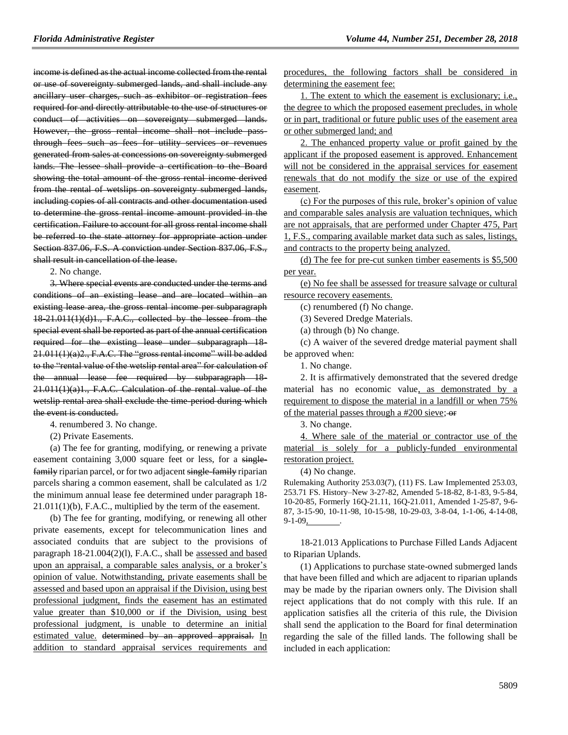~~income is defined as the actual income collected from the rental or use of sovereignty submerged lands, and shall include any ancillary user charges, such as exhibitor or registration fees required for and directly attributable to the use of structures or conduct of activities on sovereignty submerged lands. However, the gross rental income shall not include pass-through fees such as fees for utility services or revenues generated from sales at concessions on sovereignty submerged lands. The lessee shall provide a certification to the Board showing the total amount of the gross rental income derived from the rental of wetslips on sovereignty submerged lands, including copies of all contracts and other documentation used to determine the gross rental income amount provided in the certification. Failure to account for all gross rental income shall be referred to the state attorney for appropriate action under Section 837.06, F.S. A conviction under Section 837.06, F.S., shall result in cancellation of the lease.~~

2. No change.

~~3. Where special events are conducted under the terms and conditions of an existing lease and are located within an existing lease area, the gross rental income per subparagraph 18-21.011(1)(d)1., F.A.C., collected by the lessee from the special event shall be reported as part of the annual certification required for the existing lease under subparagraph 18-21.011(1)(a)2., F.A.C. The "gross rental income" will be added to the "rental value of the wetslip rental area" for calculation of the annual lease fee required by subparagraph 18-21.011(1)(a)1., F.A.C. Calculation of the rental value of the wetslip rental area shall exclude the time period during which the event is conducted.~~

4. renumbered 3. No change.

(2) Private Easements.

(a) The fee for granting, modifying, or renewing a private easement containing 3,000 square feet or less, for a ~~single-family~~ riparian parcel, or for two adjacent ~~single-family~~ riparian parcels sharing a common easement, shall be calculated as 1/2 the minimum annual lease fee determined under paragraph 18-21.011(1)(b), F.A.C., multiplied by the term of the easement.

(b) The fee for granting, modifying, or renewing all other private easements, except for telecommunication lines and associated conduits that are subject to the provisions of paragraph 18-21.004(2)(l), F.A.C., shall be assessed and based upon an appraisal, a comparable sales analysis, or a broker's opinion of value. Notwithstanding, private easements shall be assessed and based upon an appraisal if the Division, using best professional judgment, finds the easement has an estimated value greater than $10,000 or if the Division, using best professional judgment, is unable to determine an initial estimated value. ~~determined by an approved appraisal.~~ In addition to standard appraisal services requirements and procedures, the following factors shall be considered in determining the easement fee:

1. The extent to which the easement is exclusionary; i.e., the degree to which the proposed easement precludes, in whole or in part, traditional or future public uses of the easement area or other submerged land; and

2. The enhanced property value or profit gained by the applicant if the proposed easement is approved. Enhancement will not be considered in the appraisal services for easement renewals that do not modify the size or use of the expired easement.

(c) For the purposes of this rule, broker's opinion of value and comparable sales analysis are valuation techniques, which are not appraisals, that are performed under Chapter 475, Part 1, F.S., comparing available market data such as sales, listings, and contracts to the property being analyzed.

(d) The fee for pre-cut sunken timber easements is $5,500 per year.

(e) No fee shall be assessed for treasure salvage or cultural resource recovery easements.

(c) renumbered (f) No change.

(3) Severed Dredge Materials.

(a) through (b) No change.

(c) A waiver of the severed dredge material payment shall be approved when:

1. No change.

2. It is affirmatively demonstrated that the severed dredge material has no economic value, as demonstrated by a requirement to dispose the material in a landfill or when 75% of the material passes through a #200 sieve; ~~or~~

3. No change.

4. Where sale of the material or contractor use of the material is solely for a publicly-funded environmental restoration project.

(4) No change.

Rulemaking Authority 253.03(7), (11) FS. Law Implemented 253.03, 253.71 FS. History–New 3-27-82, Amended 5-18-82, 8-1-83, 9-5-84, 10-20-85, Formerly 16Q-21.11, 16Q-21.011, Amended 1-25-87, 9-6-87, 3-15-90, 10-11-98, 10-15-98, 10-29-03, 3-8-04, 1-1-06, 4-14-08, 9-1-09, ________.

18-21.013 Applications to Purchase Filled Lands Adjacent to Riparian Uplands.

(1) Applications to purchase state-owned submerged lands that have been filled and which are adjacent to riparian uplands may be made by the riparian owners only. The Division shall reject applications that do not comply with this rule. If an application satisfies all the criteria of this rule, the Division shall send the application to the Board for final determination regarding the sale of the filled lands. The following shall be included in each application: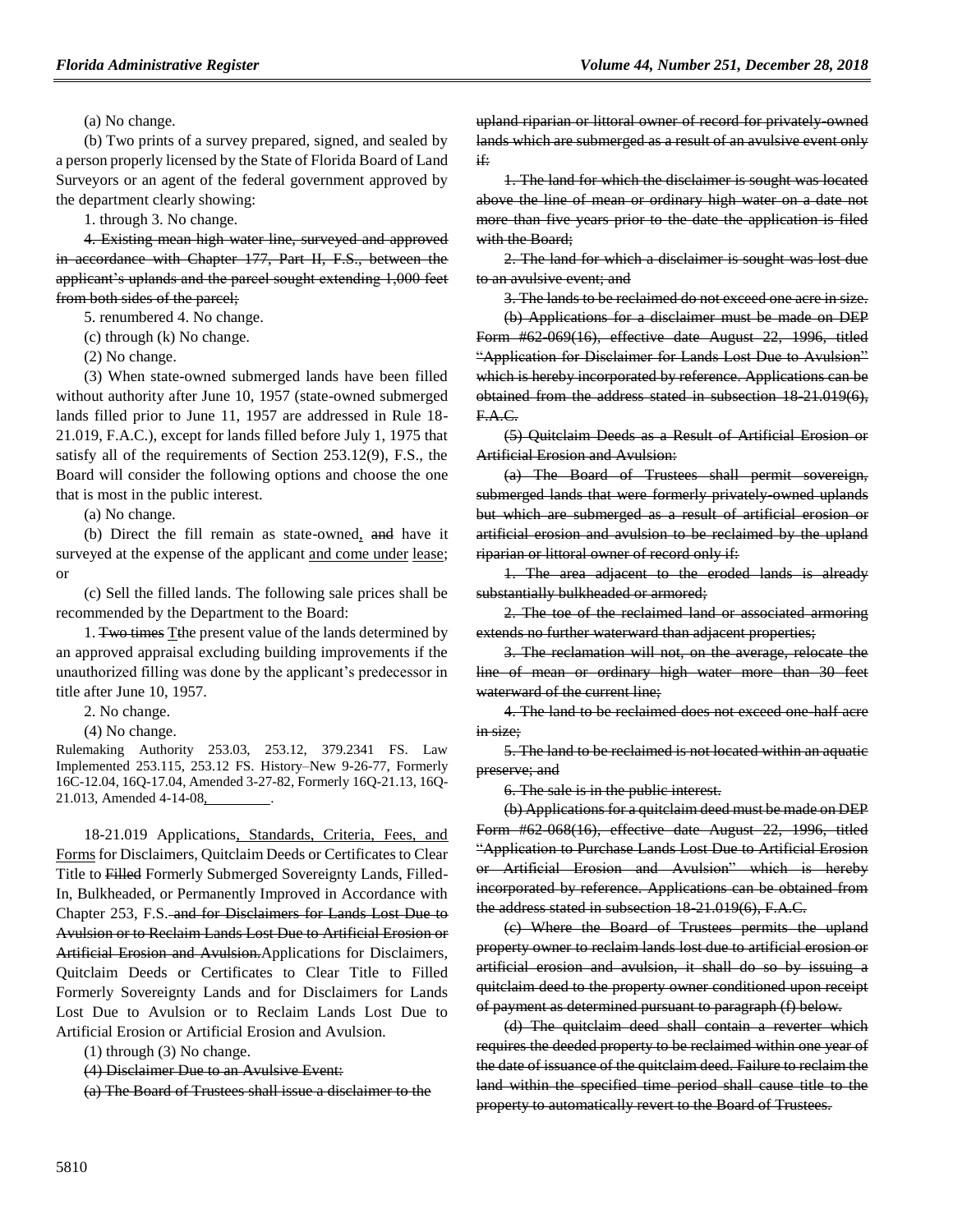(a) No change.

(b) Two prints of a survey prepared, signed, and sealed by a person properly licensed by the State of Florida Board of Land Surveyors or an agent of the federal government approved by the department clearly showing:

1. through 3. No change.

~~4. Existing mean high water line, surveyed and approved in accordance with Chapter 177, Part II, F.S., between the applicant's uplands and the parcel sought extending 1,000 feet from both sides of the parcel;~~

5. renumbered 4. No change.

(c) through (k) No change.

(2) No change.

(3) When state-owned submerged lands have been filled without authority after June 10, 1957 (state-owned submerged lands filled prior to June 11, 1957 are addressed in Rule 18-21.019, F.A.C.), except for lands filled before July 1, 1975 that satisfy all of the requirements of Section 253.12(9), F.S., the Board will consider the following options and choose the one that is most in the public interest.

(a) No change.

(b) Direct the fill remain as state-owned<u>,</u> ~~and~~ have it surveyed at the expense of the applicant <u>and come under</u> lease; or

(c) Sell the filled lands. The following sale prices shall be recommended by the Department to the Board:

1. ~~Two times~~ ~~t~~<u>T</u>he present value of the lands determined by an approved appraisal excluding building improvements if the unauthorized filling was done by the applicant's predecessor in title after June 10, 1957.

2. No change.

(4) No change.

Rulemaking Authority 253.03, 253.12, 379.2341 FS. Law Implemented 253.115, 253.12 FS. History–New 9-26-77, Formerly 16C-12.04, 16Q-17.04, Amended 3-27-82, Formerly 16Q-21.13, 16Q-21.013, Amended 4-14-08<u>, ________</u>.

18-21.019 Applications<u>, Standards, Criteria, Fees, and Forms</u> for Disclaimers, Quitclaim Deeds or Certificates to Clear Title to ~~Filled~~ Formerly Submerged Sovereignty Lands, Filled-In, Bulkheaded, or Permanently Improved in Accordance with Chapter 253, F.S.~~ and for Disclaimers for Lands Lost Due to Avulsion or to Reclaim Lands Lost Due to Artificial Erosion or Artificial Erosion and Avulsion.~~Applications for Disclaimers, Quitclaim Deeds or Certificates to Clear Title to Filled Formerly Sovereignty Lands and for Disclaimers for Lands Lost Due to Avulsion or to Reclaim Lands Lost Due to Artificial Erosion or Artificial Erosion and Avulsion.

(1) through (3) No change.

~~(4) Disclaimer Due to an Avulsive Event:~~

~~(a) The Board of Trustees shall issue a disclaimer to the upland riparian or littoral owner of record for privately-owned lands which are submerged as a result of an avulsive event only if:~~

~~1. The land for which the disclaimer is sought was located above the line of mean or ordinary high water on a date not more than five years prior to the date the application is filed with the Board;~~

~~2. The land for which a disclaimer is sought was lost due to an avulsive event; and~~

~~3. The lands to be reclaimed do not exceed one acre in size.~~

~~(b) Applications for a disclaimer must be made on DEP Form #62-069(16), effective date August 22, 1996, titled "Application for Disclaimer for Lands Lost Due to Avulsion" which is hereby incorporated by reference. Applications can be obtained from the address stated in subsection 18-21.019(6), F.A.C.~~

~~(5) Quitclaim Deeds as a Result of Artificial Erosion or Artificial Erosion and Avulsion:~~

~~(a) The Board of Trustees shall permit sovereign, submerged lands that were formerly privately-owned uplands but which are submerged as a result of artificial erosion or artificial erosion and avulsion to be reclaimed by the upland riparian or littoral owner of record only if:~~

~~1. The area adjacent to the eroded lands is already substantially bulkheaded or armored;~~

~~2. The toe of the reclaimed land or associated armoring extends no further waterward than adjacent properties;~~

~~3. The reclamation will not, on the average, relocate the line of mean or ordinary high water more than 30 feet waterward of the current line;~~

~~4. The land to be reclaimed does not exceed one-half acre in size;~~

~~5. The land to be reclaimed is not located within an aquatic preserve; and~~

~~6. The sale is in the public interest.~~

~~(b) Applications for a quitclaim deed must be made on DEP Form #62-068(16), effective date August 22, 1996, titled "Application to Purchase Lands Lost Due to Artificial Erosion or Artificial Erosion and Avulsion" which is hereby incorporated by reference. Applications can be obtained from the address stated in subsection 18-21.019(6), F.A.C.~~

~~(c) Where the Board of Trustees permits the upland property owner to reclaim lands lost due to artificial erosion or artificial erosion and avulsion, it shall do so by issuing a quitclaim deed to the property owner conditioned upon receipt of payment as determined pursuant to paragraph (f) below.~~

~~(d) The quitclaim deed shall contain a reverter which requires the deeded property to be reclaimed within one year of the date of issuance of the quitclaim deed. Failure to reclaim the land within the specified time period shall cause title to the property to automatically revert to the Board of Trustees.~~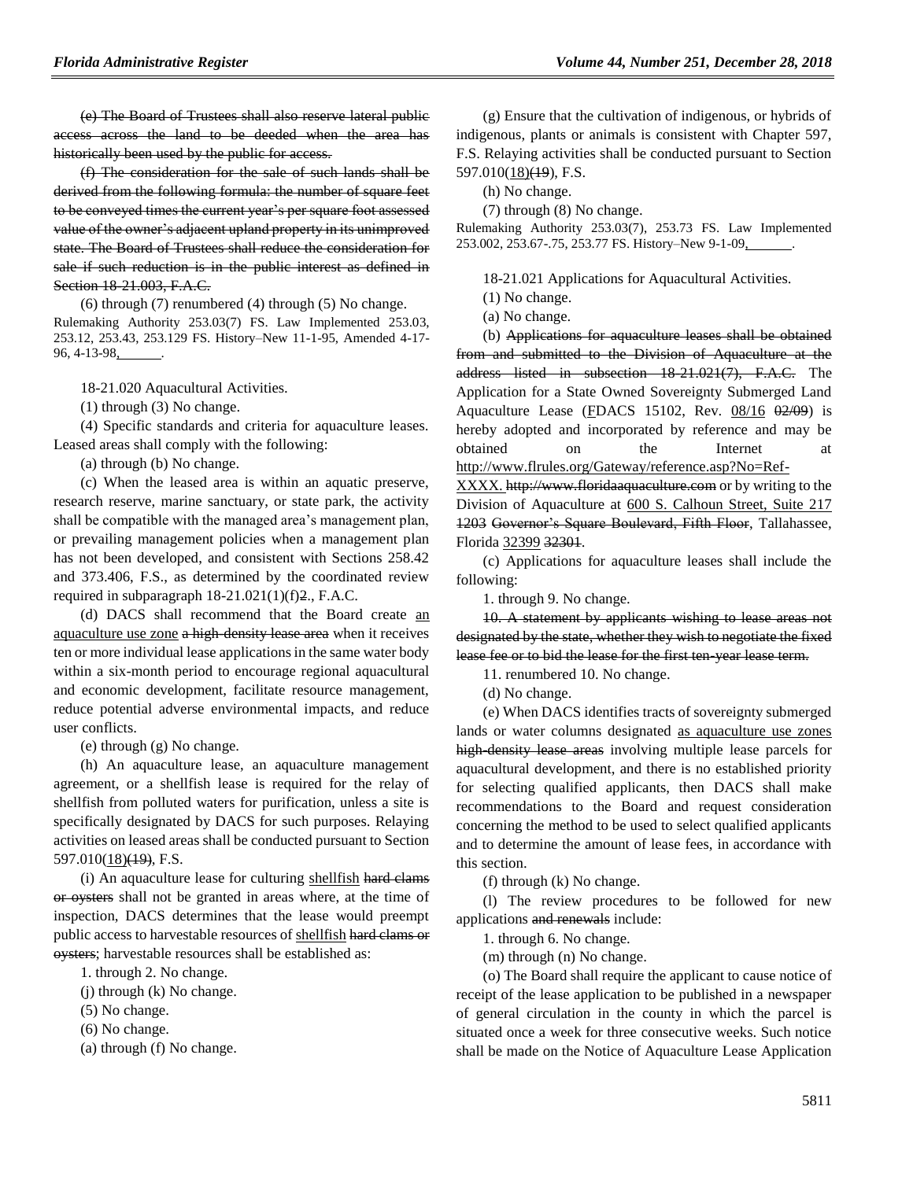(e) The Board of Trustees shall also reserve lateral public access across the land to be deeded when the area has historically been used by the public for access.

(f) The consideration for the sale of such lands shall be derived from the following formula: the number of square feet to be conveyed times the current year's per square foot assessed value of the owner's adjacent upland property in its unimproved state. The Board of Trustees shall reduce the consideration for sale if such reduction is in the public interest as defined in Section 18-21.003, F.A.C.

(6) through (7) renumbered (4) through (5) No change.

Rulemaking Authority 253.03(7) FS. Law Implemented 253.03, 253.12, 253.43, 253.129 FS. History–New 11-1-95, Amended 4-17-96, 4-13-98, ______.

18-21.020 Aquacultural Activities.

(1) through (3) No change.

(4) Specific standards and criteria for aquaculture leases. Leased areas shall comply with the following:

(a) through (b) No change.

(c) When the leased area is within an aquatic preserve, research reserve, marine sanctuary, or state park, the activity shall be compatible with the managed area's management plan, or prevailing management policies when a management plan has not been developed, and consistent with Sections 258.42 and 373.406, F.S., as determined by the coordinated review required in subparagraph 18-21.021(1)(f)2., F.A.C.

(d) DACS shall recommend that the Board create an aquaculture use zone a high-density lease area when it receives ten or more individual lease applications in the same water body within a six-month period to encourage regional aquacultural and economic development, facilitate resource management, reduce potential adverse environmental impacts, and reduce user conflicts.

(e) through (g) No change.

(h) An aquaculture lease, an aquaculture management agreement, or a shellfish lease is required for the relay of shellfish from polluted waters for purification, unless a site is specifically designated by DACS for such purposes. Relaying activities on leased areas shall be conducted pursuant to Section 597.010(18)(19), F.S.

(i) An aquaculture lease for culturing shellfish hard clams or oysters shall not be granted in areas where, at the time of inspection, DACS determines that the lease would preempt public access to harvestable resources of shellfish hard clams or oysters; harvestable resources shall be established as:

1. through 2. No change.

(j) through (k) No change.

(5) No change.

(6) No change.

(a) through (f) No change.

(g) Ensure that the cultivation of indigenous, or hybrids of indigenous, plants or animals is consistent with Chapter 597, F.S. Relaying activities shall be conducted pursuant to Section 597.010(18)(19), F.S.

(h) No change.

(7) through (8) No change.

Rulemaking Authority 253.03(7), 253.73 FS. Law Implemented 253.002, 253.67-.75, 253.77 FS. History–New 9-1-09, ______.

18-21.021 Applications for Aquacultural Activities.

(1) No change.

(a) No change.

(b) Applications for aquaculture leases shall be obtained from and submitted to the Division of Aquaculture at the address listed in subsection 18-21.021(7), F.A.C. The Application for a State Owned Sovereignty Submerged Land Aquaculture Lease (FDACS 15102, Rev. 08/16 02/09) is hereby adopted and incorporated by reference and may be obtained on the Internet at http://www.flrules.org/Gateway/reference.asp?No=Ref-XXXX. http://www.floridaaquaculture.com or by writing to the Division of Aquaculture at 600 S. Calhoun Street, Suite 217 1203 Governor's Square Boulevard, Fifth Floor, Tallahassee, Florida 32399 32301.

(c) Applications for aquaculture leases shall include the following:

1. through 9. No change.

10. A statement by applicants wishing to lease areas not designated by the state, whether they wish to negotiate the fixed lease fee or to bid the lease for the first ten-year lease term.

11. renumbered 10. No change.

(d) No change.

(e) When DACS identifies tracts of sovereignty submerged lands or water columns designated as aquaculture use zones high-density lease areas involving multiple lease parcels for aquacultural development, and there is no established priority for selecting qualified applicants, then DACS shall make recommendations to the Board and request consideration concerning the method to be used to select qualified applicants and to determine the amount of lease fees, in accordance with this section.

(f) through (k) No change.

(l) The review procedures to be followed for new applications and renewals include:

1. through 6. No change.

(m) through (n) No change.

(o) The Board shall require the applicant to cause notice of receipt of the lease application to be published in a newspaper of general circulation in the county in which the parcel is situated once a week for three consecutive weeks. Such notice shall be made on the Notice of Aquaculture Lease Application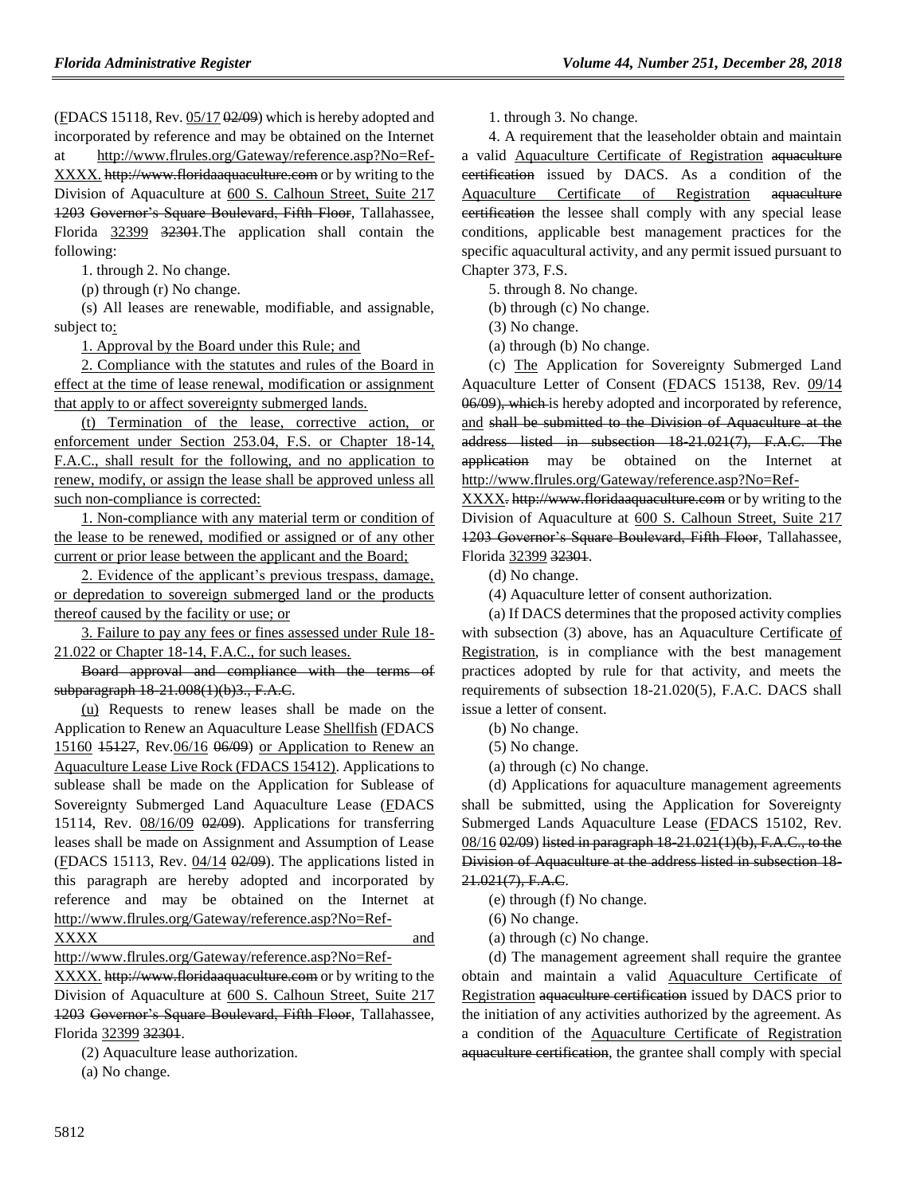(FDACS 15118, Rev. 05/17 02/09) which is hereby adopted and incorporated by reference and may be obtained on the Internet at http://www.flrules.org/Gateway/reference.asp?No=Ref-XXXX. http://www.floridaaquaculture.com or by writing to the Division of Aquaculture at 600 S. Calhoun Street, Suite 217 1203 Governor's Square Boulevard, Fifth Floor, Tallahassee, Florida 32399 32301.The application shall contain the following:

1. through 2. No change.

(p) through (r) No change.

(s) All leases are renewable, modifiable, and assignable, subject to:

1. Approval by the Board under this Rule; and

2. Compliance with the statutes and rules of the Board in effect at the time of lease renewal, modification or assignment that apply to or affect sovereignty submerged lands.

(t) Termination of the lease, corrective action, or enforcement under Section 253.04, F.S. or Chapter 18-14, F.A.C., shall result for the following, and no application to renew, modify, or assign the lease shall be approved unless all such non-compliance is corrected:

1. Non-compliance with any material term or condition of the lease to be renewed, modified or assigned or of any other current or prior lease between the applicant and the Board;

2. Evidence of the applicant's previous trespass, damage, or depredation to sovereign submerged land or the products thereof caused by the facility or use; or

3. Failure to pay any fees or fines assessed under Rule 18-21.022 or Chapter 18-14, F.A.C., for such leases.

Board approval and compliance with the terms of subparagraph 18-21.008(1)(b)3., F.A.C.

(u) Requests to renew leases shall be made on the Application to Renew an Aquaculture Lease Shellfish (FDACS 15160 15127, Rev.06/16 06/09) or Application to Renew an Aquaculture Lease Live Rock (FDACS 15412). Applications to sublease shall be made on the Application for Sublease of Sovereignty Submerged Land Aquaculture Lease (FDACS 15114, Rev. 08/16/09 02/09). Applications for transferring leases shall be made on Assignment and Assumption of Lease (FDACS 15113, Rev. 04/14 02/09). The applications listed in this paragraph are hereby adopted and incorporated by reference and may be obtained on the Internet at http://www.flrules.org/Gateway/reference.asp?No=Ref-XXXX and http://www.flrules.org/Gateway/reference.asp?No=Ref-XXXX. http://www.floridaaquaculture.com or by writing to the Division of Aquaculture at 600 S. Calhoun Street, Suite 217 1203 Governor's Square Boulevard, Fifth Floor, Tallahassee, Florida 32399 32301.

(2) Aquaculture lease authorization.

(a) No change.

1. through 3. No change.

4. A requirement that the leaseholder obtain and maintain a valid Aquaculture Certificate of Registration aquaculture certification issued by DACS. As a condition of the Aquaculture Certificate of Registration aquaculture certification the lessee shall comply with any special lease conditions, applicable best management practices for the specific aquacultural activity, and any permit issued pursuant to Chapter 373, F.S.

5. through 8. No change.

(b) through (c) No change.

(3) No change.

(a) through (b) No change.

(c) The Application for Sovereignty Submerged Land Aquaculture Letter of Consent (FDACS 15138, Rev. 09/14 06/09), which is hereby adopted and incorporated by reference, and shall be submitted to the Division of Aquaculture at the address listed in subsection 18-21.021(7), F.A.C. The application may be obtained on the Internet at http://www.flrules.org/Gateway/reference.asp?No=Ref-XXXX. http://www.floridaaquaculture.com or by writing to the Division of Aquaculture at 600 S. Calhoun Street, Suite 217 1203 Governor's Square Boulevard, Fifth Floor, Tallahassee, Florida 32399 32301.

(d) No change.

(4) Aquaculture letter of consent authorization.

(a) If DACS determines that the proposed activity complies with subsection (3) above, has an Aquaculture Certificate of Registration, is in compliance with the best management practices adopted by rule for that activity, and meets the requirements of subsection 18-21.020(5), F.A.C. DACS shall issue a letter of consent.

(b) No change.

(5) No change.

(a) through (c) No change.

(d) Applications for aquaculture management agreements shall be submitted, using the Application for Sovereignty Submerged Lands Aquaculture Lease (FDACS 15102, Rev. 08/16 02/09) listed in paragraph 18-21.021(1)(b), F.A.C., to the Division of Aquaculture at the address listed in subsection 18-21.021(7), F.A.C.

(e) through (f) No change.

(6) No change.

(a) through (c) No change.

(d) The management agreement shall require the grantee obtain and maintain a valid Aquaculture Certificate of Registration aquaculture certification issued by DACS prior to the initiation of any activities authorized by the agreement. As a condition of the Aquaculture Certificate of Registration aquaculture certification, the grantee shall comply with special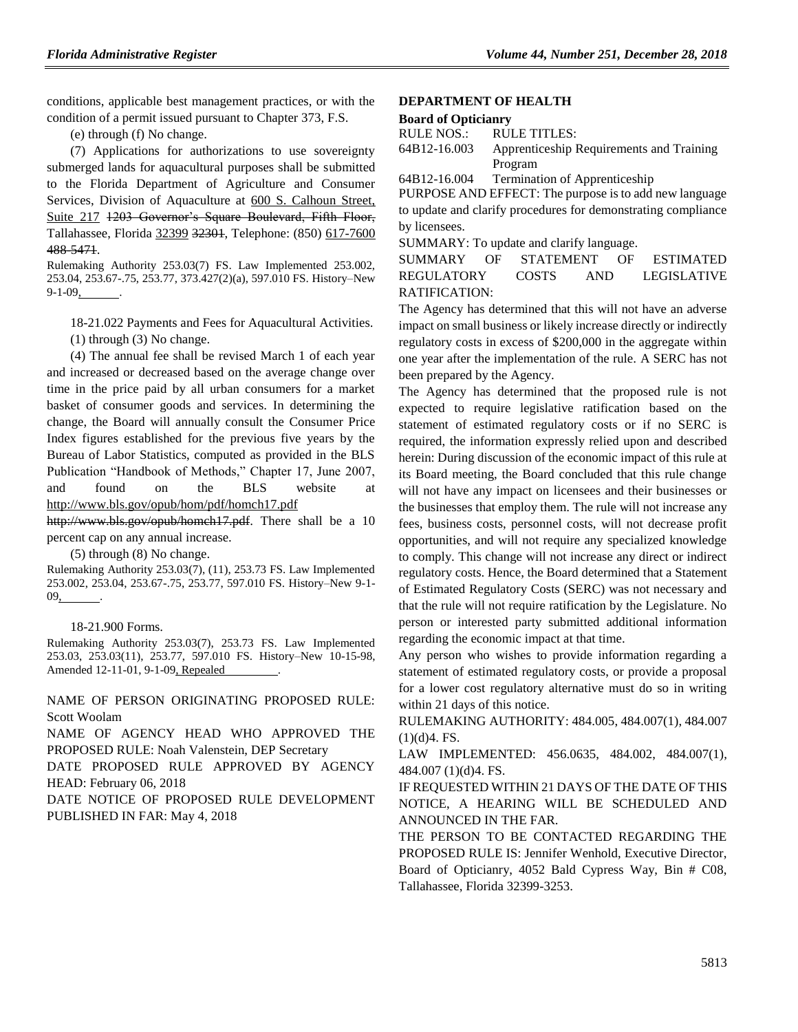conditions, applicable best management practices, or with the condition of a permit issued pursuant to Chapter 373, F.S.

(e) through (f) No change.

(7) Applications for authorizations to use sovereignty submerged lands for aquacultural purposes shall be submitted to the Florida Department of Agriculture and Consumer Services, Division of Aquaculture at 600 S. Calhoun Street, Suite 217 ~~1203 Governor's Square Boulevard, Fifth Floor,~~ Tallahassee, Florida 32399 ~~32301~~, Telephone: (850) 617-7600 ~~488-5471~~.

Rulemaking Authority 253.03(7) FS. Law Implemented 253.002, 253.04, 253.67-.75, 253.77, 373.427(2)(a), 597.010 FS. History–New 9-1-09, ______.

18-21.022 Payments and Fees for Aquacultural Activities.

(1) through (3) No change.

(4) The annual fee shall be revised March 1 of each year and increased or decreased based on the average change over time in the price paid by all urban consumers for a market basket of consumer goods and services. In determining the change, the Board will annually consult the Consumer Price Index figures established for the previous five years by the Bureau of Labor Statistics, computed as provided in the BLS Publication "Handbook of Methods," Chapter 17, June 2007, and found on the BLS website at http://www.bls.gov/opub/hom/pdf/homch17.pdf ~~http://www.bls.gov/opub/homch17.pdf~~. There shall be a 10 percent cap on any annual increase.

(5) through (8) No change.

Rulemaking Authority 253.03(7), (11), 253.73 FS. Law Implemented 253.002, 253.04, 253.67-.75, 253.77, 597.010 FS. History–New 9-1-09, ______.

18-21.900 Forms.

Rulemaking Authority 253.03(7), 253.73 FS. Law Implemented 253.03, 253.03(11), 253.77, 597.010 FS. History–New 10-15-98, Amended 12-11-01, 9-1-09, Repealed ________.

NAME OF PERSON ORIGINATING PROPOSED RULE: Scott Woolam

NAME OF AGENCY HEAD WHO APPROVED THE PROPOSED RULE: Noah Valenstein, DEP Secretary

DATE PROPOSED RULE APPROVED BY AGENCY HEAD: February 06, 2018

DATE NOTICE OF PROPOSED RULE DEVELOPMENT PUBLISHED IN FAR: May 4, 2018

## DEPARTMENT OF HEALTH

### Board of Opticianry

RULE NOS.: RULE TITLES:

64B12-16.003 Apprenticeship Requirements and Training Program

64B12-16.004 Termination of Apprenticeship

PURPOSE AND EFFECT: The purpose is to add new language to update and clarify procedures for demonstrating compliance by licensees.

SUMMARY: To update and clarify language.

SUMMARY OF STATEMENT OF ESTIMATED REGULATORY COSTS AND LEGISLATIVE RATIFICATION:

The Agency has determined that this will not have an adverse impact on small business or likely increase directly or indirectly regulatory costs in excess of $200,000 in the aggregate within one year after the implementation of the rule. A SERC has not been prepared by the Agency.

The Agency has determined that the proposed rule is not expected to require legislative ratification based on the statement of estimated regulatory costs or if no SERC is required, the information expressly relied upon and described herein: During discussion of the economic impact of this rule at its Board meeting, the Board concluded that this rule change will not have any impact on licensees and their businesses or the businesses that employ them. The rule will not increase any fees, business costs, personnel costs, will not decrease profit opportunities, and will not require any specialized knowledge to comply. This change will not increase any direct or indirect regulatory costs. Hence, the Board determined that a Statement of Estimated Regulatory Costs (SERC) was not necessary and that the rule will not require ratification by the Legislature. No person or interested party submitted additional information regarding the economic impact at that time.

Any person who wishes to provide information regarding a statement of estimated regulatory costs, or provide a proposal for a lower cost regulatory alternative must do so in writing within 21 days of this notice.

RULEMAKING AUTHORITY: 484.005, 484.007(1), 484.007 (1)(d)4. FS.

LAW IMPLEMENTED: 456.0635, 484.002, 484.007(1), 484.007 (1)(d)4. FS.

IF REQUESTED WITHIN 21 DAYS OF THE DATE OF THIS NOTICE, A HEARING WILL BE SCHEDULED AND ANNOUNCED IN THE FAR.

THE PERSON TO BE CONTACTED REGARDING THE PROPOSED RULE IS: Jennifer Wenhold, Executive Director, Board of Opticianry, 4052 Bald Cypress Way, Bin # C08, Tallahassee, Florida 32399-3253.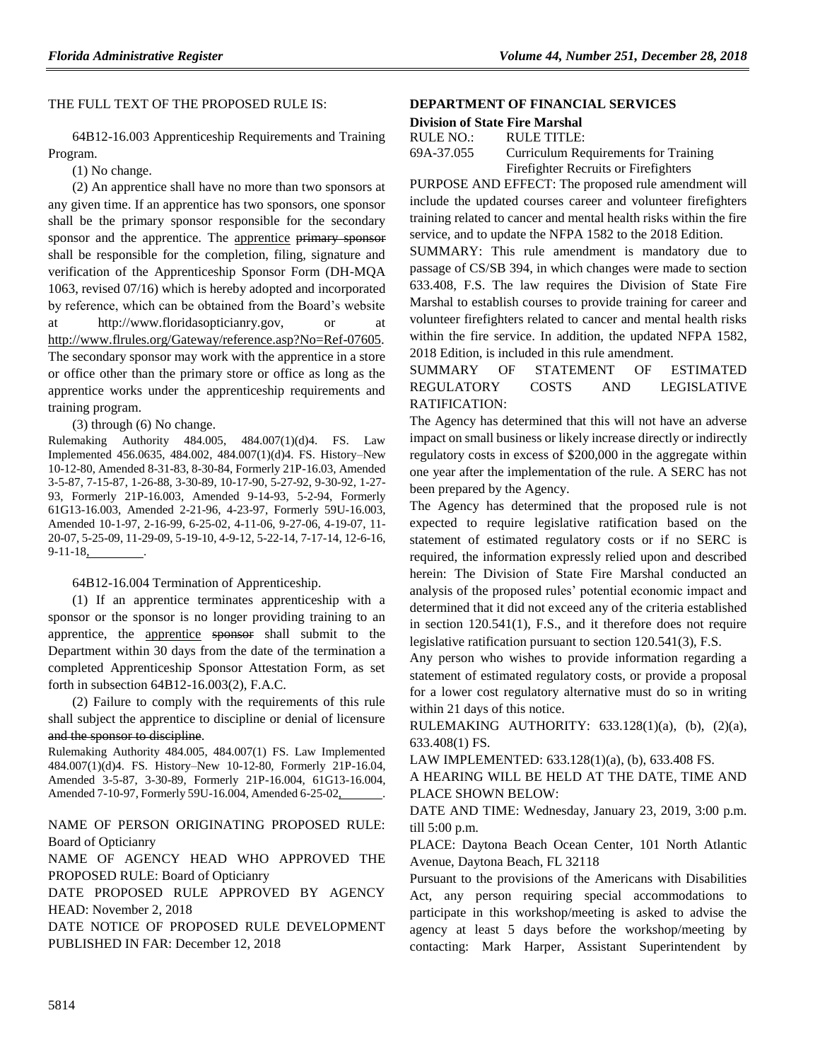THE FULL TEXT OF THE PROPOSED RULE IS:

64B12-16.003 Apprenticeship Requirements and Training Program.

(1) No change.

(2) An apprentice shall have no more than two sponsors at any given time. If an apprentice has two sponsors, one sponsor shall be the primary sponsor responsible for the secondary sponsor and the apprentice. The apprentice ~~primary sponsor~~ shall be responsible for the completion, filing, signature and verification of the Apprenticeship Sponsor Form (DH-MQA 1063, revised 07/16) which is hereby adopted and incorporated by reference, which can be obtained from the Board's website at http://www.floridasopticianry.gov, or at http://www.flrules.org/Gateway/reference.asp?No=Ref-07605. The secondary sponsor may work with the apprentice in a store or office other than the primary store or office as long as the apprentice works under the apprenticeship requirements and training program.

(3) through (6) No change.

Rulemaking Authority 484.005, 484.007(1)(d)4. FS. Law Implemented 456.0635, 484.002, 484.007(1)(d)4. FS. History–New 10-12-80, Amended 8-31-83, 8-30-84, Formerly 21P-16.03, Amended 3-5-87, 7-15-87, 1-26-88, 3-30-89, 10-17-90, 5-27-92, 9-30-92, 1-27-93, Formerly 21P-16.003, Amended 9-14-93, 5-2-94, Formerly 61G13-16.003, Amended 2-21-96, 4-23-97, Formerly 59U-16.003, Amended 10-1-97, 2-16-99, 6-25-02, 4-11-06, 9-27-06, 4-19-07, 11-20-07, 5-25-09, 11-29-09, 5-19-10, 4-9-12, 5-22-14, 7-17-14, 12-6-16, 9-11-18, ________.

64B12-16.004 Termination of Apprenticeship.

(1) If an apprentice terminates apprenticeship with a sponsor or the sponsor is no longer providing training to an apprentice, the apprentice ~~sponsor~~ shall submit to the Department within 30 days from the date of the termination a completed Apprenticeship Sponsor Attestation Form, as set forth in subsection 64B12-16.003(2), F.A.C.

(2) Failure to comply with the requirements of this rule shall subject the apprentice to discipline or denial of licensure ~~and the sponsor to discipline~~.

Rulemaking Authority 484.005, 484.007(1) FS. Law Implemented 484.007(1)(d)4. FS. History–New 10-12-80, Formerly 21P-16.04, Amended 3-5-87, 3-30-89, Formerly 21P-16.004, 61G13-16.004, Amended 7-10-97, Formerly 59U-16.004, Amended 6-25-02, ________.

NAME OF PERSON ORIGINATING PROPOSED RULE: Board of Opticianry

NAME OF AGENCY HEAD WHO APPROVED THE PROPOSED RULE: Board of Opticianry

DATE PROPOSED RULE APPROVED BY AGENCY HEAD: November 2, 2018

DATE NOTICE OF PROPOSED RULE DEVELOPMENT PUBLISHED IN FAR: December 12, 2018

## DEPARTMENT OF FINANCIAL SERVICES

### Division of State Fire Marshal

RULE NO.: RULE TITLE:

69A-37.055 Curriculum Requirements for Training Firefighter Recruits or Firefighters

PURPOSE AND EFFECT: The proposed rule amendment will include the updated courses career and volunteer firefighters training related to cancer and mental health risks within the fire service, and to update the NFPA 1582 to the 2018 Edition.

SUMMARY: This rule amendment is mandatory due to passage of CS/SB 394, in which changes were made to section 633.408, F.S. The law requires the Division of State Fire Marshal to establish courses to provide training for career and volunteer firefighters related to cancer and mental health risks within the fire service. In addition, the updated NFPA 1582, 2018 Edition, is included in this rule amendment.

SUMMARY OF STATEMENT OF ESTIMATED REGULATORY COSTS AND LEGISLATIVE RATIFICATION:

The Agency has determined that this will not have an adverse impact on small business or likely increase directly or indirectly regulatory costs in excess of $200,000 in the aggregate within one year after the implementation of the rule. A SERC has not been prepared by the Agency.

The Agency has determined that the proposed rule is not expected to require legislative ratification based on the statement of estimated regulatory costs or if no SERC is required, the information expressly relied upon and described herein: The Division of State Fire Marshal conducted an analysis of the proposed rules' potential economic impact and determined that it did not exceed any of the criteria established in section 120.541(1), F.S., and it therefore does not require legislative ratification pursuant to section 120.541(3), F.S.

Any person who wishes to provide information regarding a statement of estimated regulatory costs, or provide a proposal for a lower cost regulatory alternative must do so in writing within 21 days of this notice.

RULEMAKING AUTHORITY: 633.128(1)(a), (b), (2)(a), 633.408(1) FS.

LAW IMPLEMENTED: 633.128(1)(a), (b), 633.408 FS.

A HEARING WILL BE HELD AT THE DATE, TIME AND PLACE SHOWN BELOW:

DATE AND TIME: Wednesday, January 23, 2019, 3:00 p.m. till 5:00 p.m.

PLACE: Daytona Beach Ocean Center, 101 North Atlantic Avenue, Daytona Beach, FL 32118

Pursuant to the provisions of the Americans with Disabilities Act, any person requiring special accommodations to participate in this workshop/meeting is asked to advise the agency at least 5 days before the workshop/meeting by contacting: Mark Harper, Assistant Superintendent by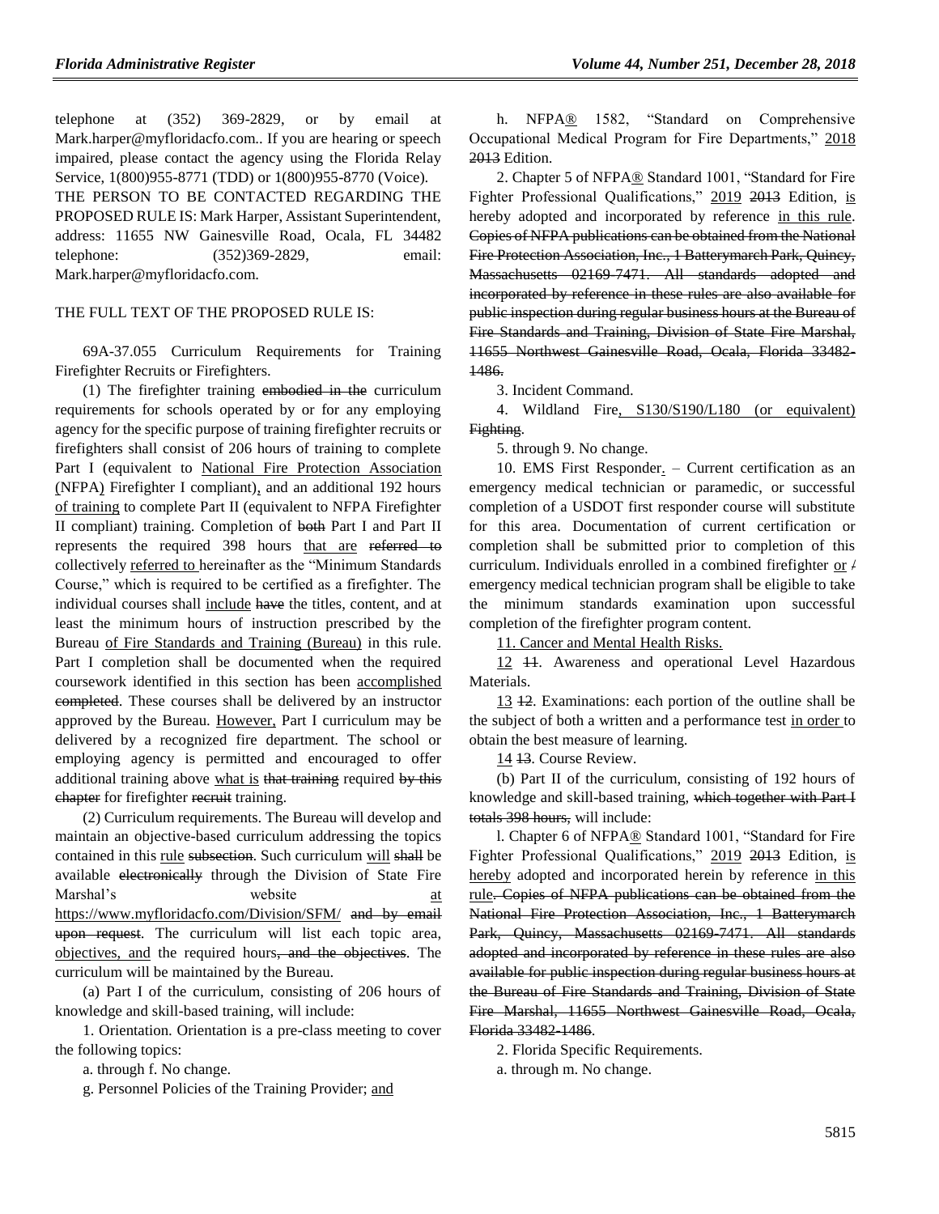telephone at (352) 369-2829, or by email at Mark.harper@myfloridacfo.com.. If you are hearing or speech impaired, please contact the agency using the Florida Relay Service, 1(800)955-8771 (TDD) or 1(800)955-8770 (Voice).

THE PERSON TO BE CONTACTED REGARDING THE PROPOSED RULE IS: Mark Harper, Assistant Superintendent, address: 11655 NW Gainesville Road, Ocala, FL 34482 telephone: (352)369-2829, email: Mark.harper@myfloridacfo.com.

THE FULL TEXT OF THE PROPOSED RULE IS:

69A-37.055 Curriculum Requirements for Training Firefighter Recruits or Firefighters.

(1) The firefighter training ~~embodied in the~~ curriculum requirements for schools operated by or for any employing agency for the specific purpose of training firefighter recruits or firefighters shall consist of 206 hours of training to complete Part I (equivalent to <u>National Fire Protection Association (</u>NFPA<u>)</u> Firefighter I compliant)<u>,</u> and an additional 192 hours <u>of training</u> to complete Part II (equivalent to NFPA Firefighter II compliant) training. Completion of ~~both~~ Part I and Part II represents the required 398 hours <u>that are</u> ~~referred to~~ collectively <u>referred to</u> hereinafter as the "Minimum Standards Course," which is required to be certified as a firefighter. The individual courses shall <u>include</u> ~~have~~ the titles, content, and at least the minimum hours of instruction prescribed by the Bureau <u>of Fire Standards and Training (Bureau)</u> in this rule. Part I completion shall be documented when the required coursework identified in this section has been <u>accomplished</u> ~~completed~~. These courses shall be delivered by an instructor approved by the Bureau. <u>However,</u> Part I curriculum may be delivered by a recognized fire department. The school or employing agency is permitted and encouraged to offer additional training above <u>what is</u> ~~that training~~ required ~~by this chapter~~ for firefighter ~~recruit~~ training.

(2) Curriculum requirements. The Bureau will develop and maintain an objective-based curriculum addressing the topics contained in this <u>rule</u> ~~subsection~~. Such curriculum <u>will</u> ~~shall~~ be available ~~electronically~~ through the Division of State Fire Marshal's website <u>at https://www.myfloridacfo.com/Division/SFM/</u> ~~and by email upon request~~. The curriculum will list each topic area, <u>objectives, and</u> the required hours~~, and the objectives~~. The curriculum will be maintained by the Bureau.

(a) Part I of the curriculum, consisting of 206 hours of knowledge and skill-based training, will include:

1. Orientation. Orientation is a pre-class meeting to cover the following topics:

a. through f. No change.

g. Personnel Policies of the Training Provider; <u>and</u>

h. NFPA<u>®</u> 1582, "Standard on Comprehensive Occupational Medical Program for Fire Departments," <u>2018</u> ~~2013~~ Edition.

2. Chapter 5 of NFPA<u>®</u> Standard 1001, "Standard for Fire Fighter Professional Qualifications," <u>2019</u> ~~2013~~ Edition, <u>is</u> hereby adopted and incorporated by reference <u>in this rule</u>. ~~Copies of NFPA publications can be obtained from the National Fire Protection Association, Inc., 1 Batterymarch Park, Quincy, Massachusetts 02169-7471. All standards adopted and incorporated by reference in these rules are also available for public inspection during regular business hours at the Bureau of Fire Standards and Training, Division of State Fire Marshal, 11655 Northwest Gainesville Road, Ocala, Florida 33482-1486.~~

3. Incident Command.

4. Wildland Fire<u>, S130/S190/L180 (or equivalent)</u> ~~Fighting~~.

5. through 9. No change.

10. EMS First Responder<u>.</u> – Current certification as an emergency medical technician or paramedic, or successful completion of a USDOT first responder course will substitute for this area. Documentation of current certification or completion shall be submitted prior to completion of this curriculum. Individuals enrolled in a combined firefighter <u>or</u> ~~/~~ emergency medical technician program shall be eligible to take the minimum standards examination upon successful completion of the firefighter program content.

<u>11. Cancer and Mental Health Risks.</u>

<u>12</u> ~~11~~. Awareness and operational Level Hazardous Materials.

<u>13</u> ~~12~~. Examinations: each portion of the outline shall be the subject of both a written and a performance test <u>in order</u> to obtain the best measure of learning.

<u>14</u> ~~13~~. Course Review.

(b) Part II of the curriculum, consisting of 192 hours of knowledge and skill-based training, ~~which together with Part I totals 398 hours,~~ will include:

1. Chapter 6 of NFPA<u>®</u> Standard 1001, "Standard for Fire Fighter Professional Qualifications," <u>2019</u> ~~2013~~ Edition, <u>is hereby</u> adopted and incorporated herein by reference <u>in this rule</u>~~. Copies of NFPA publications can be obtained from the National Fire Protection Association, Inc., 1 Batterymarch Park, Quincy, Massachusetts 02169-7471. All standards adopted and incorporated by reference in these rules are also available for public inspection during regular business hours at the Bureau of Fire Standards and Training, Division of State Fire Marshal, 11655 Northwest Gainesville Road, Ocala, Florida 33482-1486~~.

2. Florida Specific Requirements.

a. through m. No change.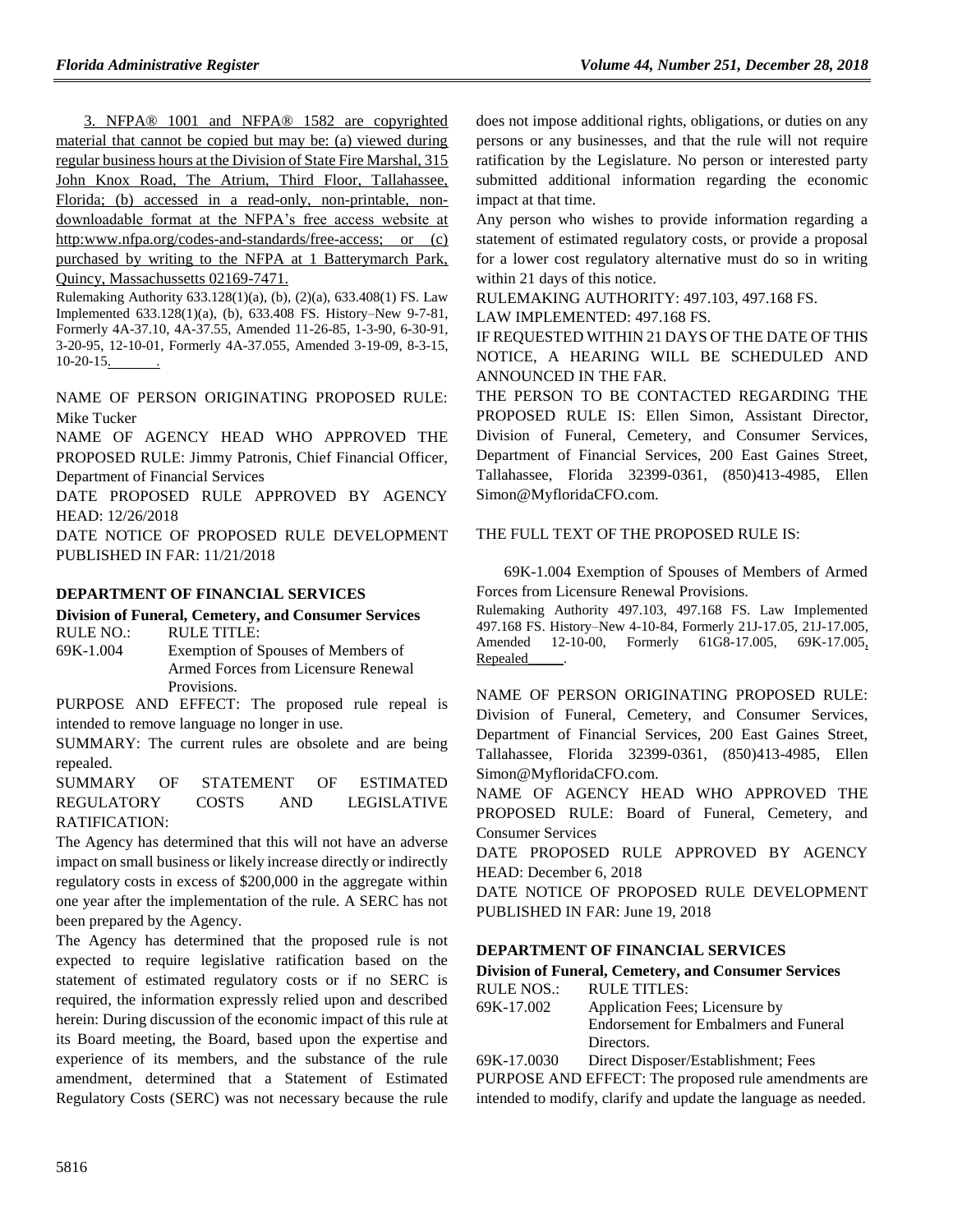3. NFPA® 1001 and NFPA® 1582 are copyrighted material that cannot be copied but may be: (a) viewed during regular business hours at the Division of State Fire Marshal, 315 John Knox Road, The Atrium, Third Floor, Tallahassee, Florida; (b) accessed in a read-only, non-printable, non-downloadable format at the NFPA's free access website at http:www.nfpa.org/codes-and-standards/free-access; or (c) purchased by writing to the NFPA at 1 Batterymarch Park, Quincy, Massachussetts 02169-7471.

Rulemaking Authority 633.128(1)(a), (b), (2)(a), 633.408(1) FS. Law Implemented 633.128(1)(a), (b), 633.408 FS. History–New 9-7-81, Formerly 4A-37.10, 4A-37.55, Amended 11-26-85, 1-3-90, 6-30-91, 3-20-95, 12-10-01, Formerly 4A-37.055, Amended 3-19-09, 8-3-15, 10-20-15, ______.

NAME OF PERSON ORIGINATING PROPOSED RULE: Mike Tucker

NAME OF AGENCY HEAD WHO APPROVED THE PROPOSED RULE: Jimmy Patronis, Chief Financial Officer, Department of Financial Services

DATE PROPOSED RULE APPROVED BY AGENCY HEAD: 12/26/2018

DATE NOTICE OF PROPOSED RULE DEVELOPMENT PUBLISHED IN FAR: 11/21/2018

## DEPARTMENT OF FINANCIAL SERVICES

### Division of Funeral, Cemetery, and Consumer Services

| RULE NO.: | RULE TITLE: |
|---|---|
| 69K-1.004 | Exemption of Spouses of Members of Armed Forces from Licensure Renewal Provisions. |

PURPOSE AND EFFECT: The proposed rule repeal is intended to remove language no longer in use.

SUMMARY: The current rules are obsolete and are being repealed.

SUMMARY OF STATEMENT OF ESTIMATED REGULATORY COSTS AND LEGISLATIVE RATIFICATION:

The Agency has determined that this will not have an adverse impact on small business or likely increase directly or indirectly regulatory costs in excess of $200,000 in the aggregate within one year after the implementation of the rule. A SERC has not been prepared by the Agency.

The Agency has determined that the proposed rule is not expected to require legislative ratification based on the statement of estimated regulatory costs or if no SERC is required, the information expressly relied upon and described herein: During discussion of the economic impact of this rule at its Board meeting, the Board, based upon the expertise and experience of its members, and the substance of the rule amendment, determined that a Statement of Estimated Regulatory Costs (SERC) was not necessary because the rule does not impose additional rights, obligations, or duties on any persons or any businesses, and that the rule will not require ratification by the Legislature. No person or interested party submitted additional information regarding the economic impact at that time.

Any person who wishes to provide information regarding a statement of estimated regulatory costs, or provide a proposal for a lower cost regulatory alternative must do so in writing within 21 days of this notice.

RULEMAKING AUTHORITY: 497.103, 497.168 FS.

LAW IMPLEMENTED: 497.168 FS.

IF REQUESTED WITHIN 21 DAYS OF THE DATE OF THIS NOTICE, A HEARING WILL BE SCHEDULED AND ANNOUNCED IN THE FAR.

THE PERSON TO BE CONTACTED REGARDING THE PROPOSED RULE IS: Ellen Simon, Assistant Director, Division of Funeral, Cemetery, and Consumer Services, Department of Financial Services, 200 East Gaines Street, Tallahassee, Florida 32399-0361, (850)413-4985, Ellen Simon@MyfloridaCFO.com.

THE FULL TEXT OF THE PROPOSED RULE IS:

69K-1.004 Exemption of Spouses of Members of Armed Forces from Licensure Renewal Provisions.

Rulemaking Authority 497.103, 497.168 FS. Law Implemented 497.168 FS. History–New 4-10-84, Formerly 21J-17.05, 21J-17.005, Amended 12-10-00, Formerly 61G8-17.005, 69K-17.005, Repealed______.

NAME OF PERSON ORIGINATING PROPOSED RULE: Division of Funeral, Cemetery, and Consumer Services, Department of Financial Services, 200 East Gaines Street, Tallahassee, Florida 32399-0361, (850)413-4985, Ellen Simon@MyfloridaCFO.com.

NAME OF AGENCY HEAD WHO APPROVED THE PROPOSED RULE: Board of Funeral, Cemetery, and Consumer Services

DATE PROPOSED RULE APPROVED BY AGENCY HEAD: December 6, 2018

DATE NOTICE OF PROPOSED RULE DEVELOPMENT PUBLISHED IN FAR: June 19, 2018

## DEPARTMENT OF FINANCIAL SERVICES

### Division of Funeral, Cemetery, and Consumer Services

| RULE NOS.: | RULE TITLES: |
|---|---|
| 69K-17.002 | Application Fees; Licensure by Endorsement for Embalmers and Funeral Directors. |
| 69K-17.0030 | Direct Disposer/Establishment; Fees |

PURPOSE AND EFFECT: The proposed rule amendments are intended to modify, clarify and update the language as needed.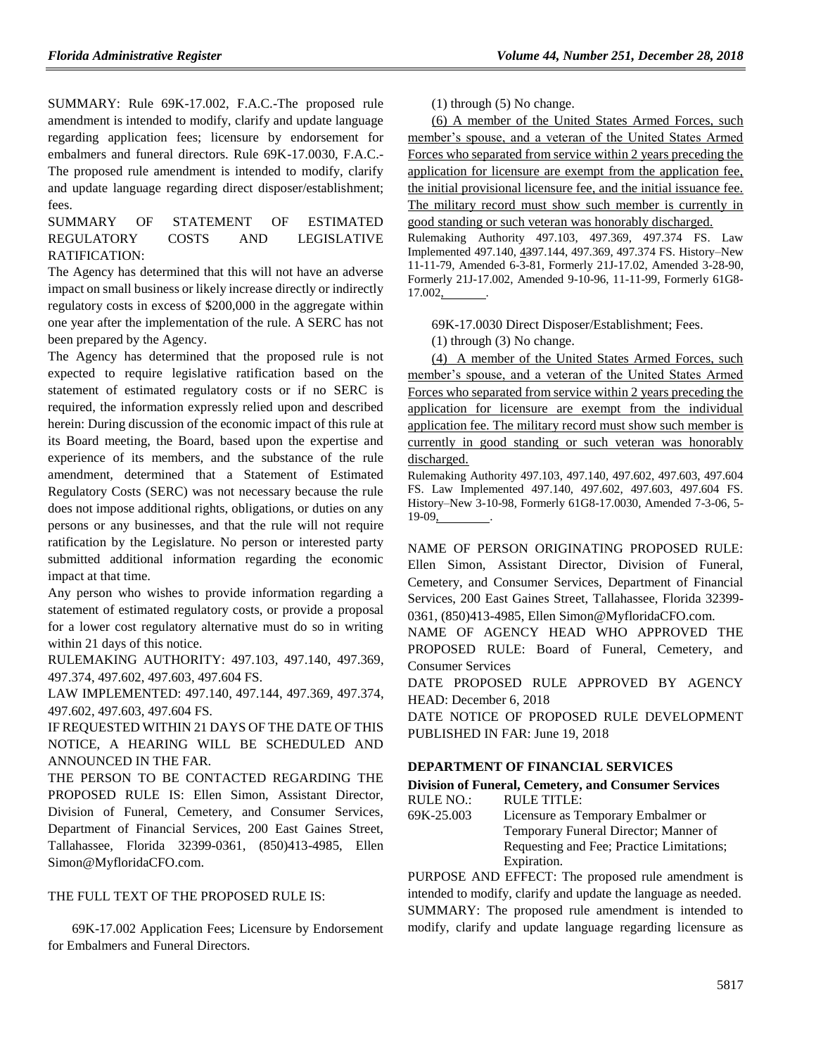SUMMARY: Rule 69K-17.002, F.A.C.-The proposed rule amendment is intended to modify, clarify and update language regarding application fees; licensure by endorsement for embalmers and funeral directors. Rule 69K-17.0030, F.A.C.-The proposed rule amendment is intended to modify, clarify and update language regarding direct disposer/establishment; fees.

SUMMARY OF STATEMENT OF ESTIMATED REGULATORY COSTS AND LEGISLATIVE RATIFICATION:

The Agency has determined that this will not have an adverse impact on small business or likely increase directly or indirectly regulatory costs in excess of $200,000 in the aggregate within one year after the implementation of the rule. A SERC has not been prepared by the Agency.

The Agency has determined that the proposed rule is not expected to require legislative ratification based on the statement of estimated regulatory costs or if no SERC is required, the information expressly relied upon and described herein: During discussion of the economic impact of this rule at its Board meeting, the Board, based upon the expertise and experience of its members, and the substance of the rule amendment, determined that a Statement of Estimated Regulatory Costs (SERC) was not necessary because the rule does not impose additional rights, obligations, or duties on any persons or any businesses, and that the rule will not require ratification by the Legislature. No person or interested party submitted additional information regarding the economic impact at that time.

Any person who wishes to provide information regarding a statement of estimated regulatory costs, or provide a proposal for a lower cost regulatory alternative must do so in writing within 21 days of this notice.

RULEMAKING AUTHORITY: 497.103, 497.140, 497.369, 497.374, 497.602, 497.603, 497.604 FS.

LAW IMPLEMENTED: 497.140, 497.144, 497.369, 497.374, 497.602, 497.603, 497.604 FS.

IF REQUESTED WITHIN 21 DAYS OF THE DATE OF THIS NOTICE, A HEARING WILL BE SCHEDULED AND ANNOUNCED IN THE FAR.

THE PERSON TO BE CONTACTED REGARDING THE PROPOSED RULE IS: Ellen Simon, Assistant Director, Division of Funeral, Cemetery, and Consumer Services, Department of Financial Services, 200 East Gaines Street, Tallahassee, Florida 32399-0361, (850)413-4985, Ellen Simon@MyfloridaCFO.com.

THE FULL TEXT OF THE PROPOSED RULE IS:

69K-17.002 Application Fees; Licensure by Endorsement for Embalmers and Funeral Directors.

(1) through (5) No change.

(6) A member of the United States Armed Forces, such member's spouse, and a veteran of the United States Armed Forces who separated from service within 2 years preceding the application for licensure are exempt from the application fee, the initial provisional licensure fee, and the initial issuance fee. The military record must show such member is currently in good standing or such veteran was honorably discharged.

Rulemaking Authority 497.103, 497.369, 497.374 FS. Law Implemented 497.140, ~~43~~97.144, 497.369, 497.374 FS. History–New 11-11-79, Amended 6-3-81, Formerly 21J-17.02, Amended 3-28-90, Formerly 21J-17.002, Amended 9-10-96, 11-11-99, Formerly 61G8-17.002, ________.

69K-17.0030 Direct Disposer/Establishment; Fees.

(1) through (3) No change.

(4) A member of the United States Armed Forces, such member's spouse, and a veteran of the United States Armed Forces who separated from service within 2 years preceding the application for licensure are exempt from the individual application fee. The military record must show such member is currently in good standing or such veteran was honorably discharged.

Rulemaking Authority 497.103, 497.140, 497.602, 497.603, 497.604 FS. Law Implemented 497.140, 497.602, 497.603, 497.604 FS. History–New 3-10-98, Formerly 61G8-17.0030, Amended 7-3-06, 5-19-09, ________.

NAME OF PERSON ORIGINATING PROPOSED RULE: Ellen Simon, Assistant Director, Division of Funeral, Cemetery, and Consumer Services, Department of Financial Services, 200 East Gaines Street, Tallahassee, Florida 32399-0361, (850)413-4985, Ellen Simon@MyfloridaCFO.com.

NAME OF AGENCY HEAD WHO APPROVED THE PROPOSED RULE: Board of Funeral, Cemetery, and Consumer Services

DATE PROPOSED RULE APPROVED BY AGENCY HEAD: December 6, 2018

DATE NOTICE OF PROPOSED RULE DEVELOPMENT PUBLISHED IN FAR: June 19, 2018

## DEPARTMENT OF FINANCIAL SERVICES

### Division of Funeral, Cemetery, and Consumer Services

| RULE NO.: | RULE TITLE: |
|---|---|
| 69K-25.003 | Licensure as Temporary Embalmer or Temporary Funeral Director; Manner of Requesting and Fee; Practice Limitations; Expiration. |

PURPOSE AND EFFECT: The proposed rule amendment is intended to modify, clarify and update the language as needed.

SUMMARY: The proposed rule amendment is intended to modify, clarify and update language regarding licensure as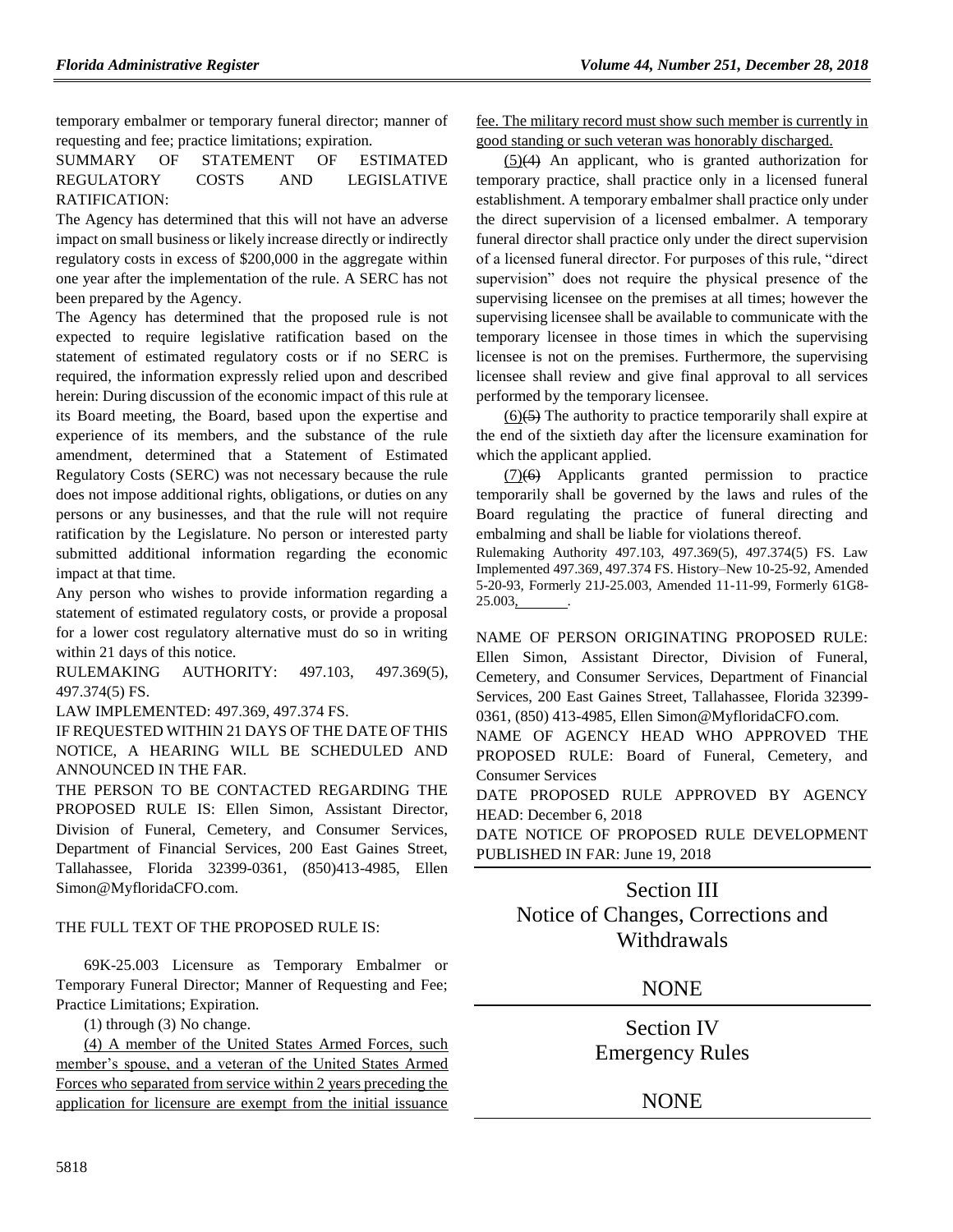temporary embalmer or temporary funeral director; manner of requesting and fee; practice limitations; expiration.

SUMMARY OF STATEMENT OF ESTIMATED REGULATORY COSTS AND LEGISLATIVE RATIFICATION:

The Agency has determined that this will not have an adverse impact on small business or likely increase directly or indirectly regulatory costs in excess of $200,000 in the aggregate within one year after the implementation of the rule. A SERC has not been prepared by the Agency.

The Agency has determined that the proposed rule is not expected to require legislative ratification based on the statement of estimated regulatory costs or if no SERC is required, the information expressly relied upon and described herein: During discussion of the economic impact of this rule at its Board meeting, the Board, based upon the expertise and experience of its members, and the substance of the rule amendment, determined that a Statement of Estimated Regulatory Costs (SERC) was not necessary because the rule does not impose additional rights, obligations, or duties on any persons or any businesses, and that the rule will not require ratification by the Legislature. No person or interested party submitted additional information regarding the economic impact at that time.

Any person who wishes to provide information regarding a statement of estimated regulatory costs, or provide a proposal for a lower cost regulatory alternative must do so in writing within 21 days of this notice.

RULEMAKING AUTHORITY: 497.103, 497.369(5), 497.374(5) FS.

LAW IMPLEMENTED: 497.369, 497.374 FS.

IF REQUESTED WITHIN 21 DAYS OF THE DATE OF THIS NOTICE, A HEARING WILL BE SCHEDULED AND ANNOUNCED IN THE FAR.

THE PERSON TO BE CONTACTED REGARDING THE PROPOSED RULE IS: Ellen Simon, Assistant Director, Division of Funeral, Cemetery, and Consumer Services, Department of Financial Services, 200 East Gaines Street, Tallahassee, Florida 32399-0361, (850)413-4985, Ellen Simon@MyfloridaCFO.com.

THE FULL TEXT OF THE PROPOSED RULE IS:

69K-25.003 Licensure as Temporary Embalmer or Temporary Funeral Director; Manner of Requesting and Fee; Practice Limitations; Expiration.

(1) through (3) No change.

(4) A member of the United States Armed Forces, such member's spouse, and a veteran of the United States Armed Forces who separated from service within 2 years preceding the application for licensure are exempt from the initial issuance fee. The military record must show such member is currently in good standing or such veteran was honorably discharged.

(5)(4) An applicant, who is granted authorization for temporary practice, shall practice only in a licensed funeral establishment. A temporary embalmer shall practice only under the direct supervision of a licensed embalmer. A temporary funeral director shall practice only under the direct supervision of a licensed funeral director. For purposes of this rule, "direct supervision" does not require the physical presence of the supervising licensee on the premises at all times; however the supervising licensee shall be available to communicate with the temporary licensee in those times in which the supervising licensee is not on the premises. Furthermore, the supervising licensee shall review and give final approval to all services performed by the temporary licensee.

(6)(5) The authority to practice temporarily shall expire at the end of the sixtieth day after the licensure examination for which the applicant applied.

(7)(6) Applicants granted permission to practice temporarily shall be governed by the laws and rules of the Board regulating the practice of funeral directing and embalming and shall be liable for violations thereof.

Rulemaking Authority 497.103, 497.369(5), 497.374(5) FS. Law Implemented 497.369, 497.374 FS. History–New 10-25-92, Amended 5-20-93, Formerly 21J-25.003, Amended 11-11-99, Formerly 61G8-25.003, ________.

NAME OF PERSON ORIGINATING PROPOSED RULE: Ellen Simon, Assistant Director, Division of Funeral, Cemetery, and Consumer Services, Department of Financial Services, 200 East Gaines Street, Tallahassee, Florida 32399-0361, (850) 413-4985, Ellen Simon@MyfloridaCFO.com.

NAME OF AGENCY HEAD WHO APPROVED THE PROPOSED RULE: Board of Funeral, Cemetery, and Consumer Services

DATE PROPOSED RULE APPROVED BY AGENCY HEAD: December 6, 2018

DATE NOTICE OF PROPOSED RULE DEVELOPMENT PUBLISHED IN FAR: June 19, 2018

## Section III
## Notice of Changes, Corrections and Withdrawals

NONE

## Section IV
## Emergency Rules

NONE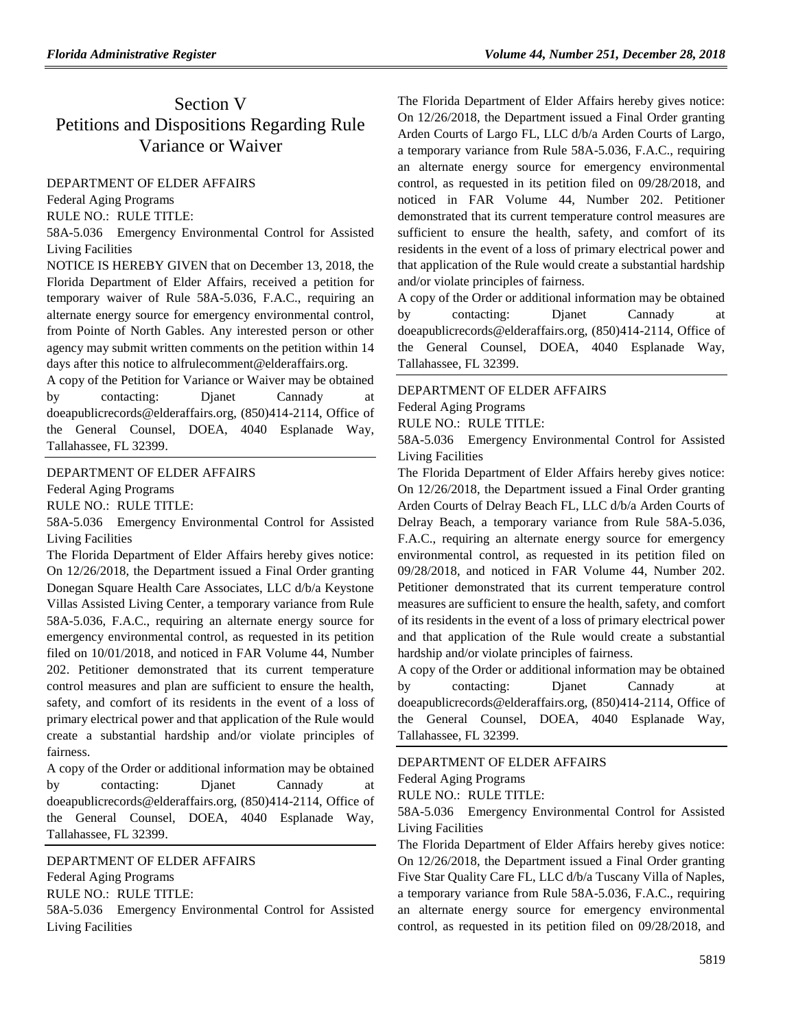# Section V
# Petitions and Dispositions Regarding Rule Variance or Waiver

DEPARTMENT OF ELDER AFFAIRS

Federal Aging Programs

RULE NO.: RULE TITLE:

58A-5.036 Emergency Environmental Control for Assisted Living Facilities

NOTICE IS HEREBY GIVEN that on December 13, 2018, the Florida Department of Elder Affairs, received a petition for temporary waiver of Rule 58A-5.036, F.A.C., requiring an alternate energy source for emergency environmental control, from Pointe of North Gables. Any interested person or other agency may submit written comments on the petition within 14 days after this notice to alfrulecomment@elderaffairs.org.

A copy of the Petition for Variance or Waiver may be obtained by contacting: Djanet Cannady at doeapublicrecords@elderaffairs.org, (850)414-2114, Office of the General Counsel, DOEA, 4040 Esplanade Way, Tallahassee, FL 32399.

---

DEPARTMENT OF ELDER AFFAIRS

Federal Aging Programs

RULE NO.: RULE TITLE:

58A-5.036 Emergency Environmental Control for Assisted Living Facilities

The Florida Department of Elder Affairs hereby gives notice: On 12/26/2018, the Department issued a Final Order granting Donegan Square Health Care Associates, LLC d/b/a Keystone Villas Assisted Living Center, a temporary variance from Rule 58A-5.036, F.A.C., requiring an alternate energy source for emergency environmental control, as requested in its petition filed on 10/01/2018, and noticed in FAR Volume 44, Number 202. Petitioner demonstrated that its current temperature control measures and plan are sufficient to ensure the health, safety, and comfort of its residents in the event of a loss of primary electrical power and that application of the Rule would create a substantial hardship and/or violate principles of fairness.

A copy of the Order or additional information may be obtained by contacting: Djanet Cannady at doeapublicrecords@elderaffairs.org, (850)414-2114, Office of the General Counsel, DOEA, 4040 Esplanade Way, Tallahassee, FL 32399.

---

DEPARTMENT OF ELDER AFFAIRS

Federal Aging Programs

RULE NO.: RULE TITLE:

58A-5.036 Emergency Environmental Control for Assisted Living Facilities

The Florida Department of Elder Affairs hereby gives notice: On 12/26/2018, the Department issued a Final Order granting Arden Courts of Largo FL, LLC d/b/a Arden Courts of Largo, a temporary variance from Rule 58A-5.036, F.A.C., requiring an alternate energy source for emergency environmental control, as requested in its petition filed on 09/28/2018, and noticed in FAR Volume 44, Number 202. Petitioner demonstrated that its current temperature control measures are sufficient to ensure the health, safety, and comfort of its residents in the event of a loss of primary electrical power and that application of the Rule would create a substantial hardship and/or violate principles of fairness.

A copy of the Order or additional information may be obtained by contacting: Djanet Cannady at doeapublicrecords@elderaffairs.org, (850)414-2114, Office of the General Counsel, DOEA, 4040 Esplanade Way, Tallahassee, FL 32399.

---

DEPARTMENT OF ELDER AFFAIRS

Federal Aging Programs

RULE NO.: RULE TITLE:

58A-5.036 Emergency Environmental Control for Assisted Living Facilities

The Florida Department of Elder Affairs hereby gives notice: On 12/26/2018, the Department issued a Final Order granting Arden Courts of Delray Beach FL, LLC d/b/a Arden Courts of Delray Beach, a temporary variance from Rule 58A-5.036, F.A.C., requiring an alternate energy source for emergency environmental control, as requested in its petition filed on 09/28/2018, and noticed in FAR Volume 44, Number 202. Petitioner demonstrated that its current temperature control measures are sufficient to ensure the health, safety, and comfort of its residents in the event of a loss of primary electrical power and that application of the Rule would create a substantial hardship and/or violate principles of fairness.

A copy of the Order or additional information may be obtained by contacting: Djanet Cannady at doeapublicrecords@elderaffairs.org, (850)414-2114, Office of the General Counsel, DOEA, 4040 Esplanade Way, Tallahassee, FL 32399.

---

DEPARTMENT OF ELDER AFFAIRS

Federal Aging Programs

RULE NO.: RULE TITLE:

58A-5.036 Emergency Environmental Control for Assisted Living Facilities

The Florida Department of Elder Affairs hereby gives notice: On 12/26/2018, the Department issued a Final Order granting Five Star Quality Care FL, LLC d/b/a Tuscany Villa of Naples, a temporary variance from Rule 58A-5.036, F.A.C., requiring an alternate energy source for emergency environmental control, as requested in its petition filed on 09/28/2018, and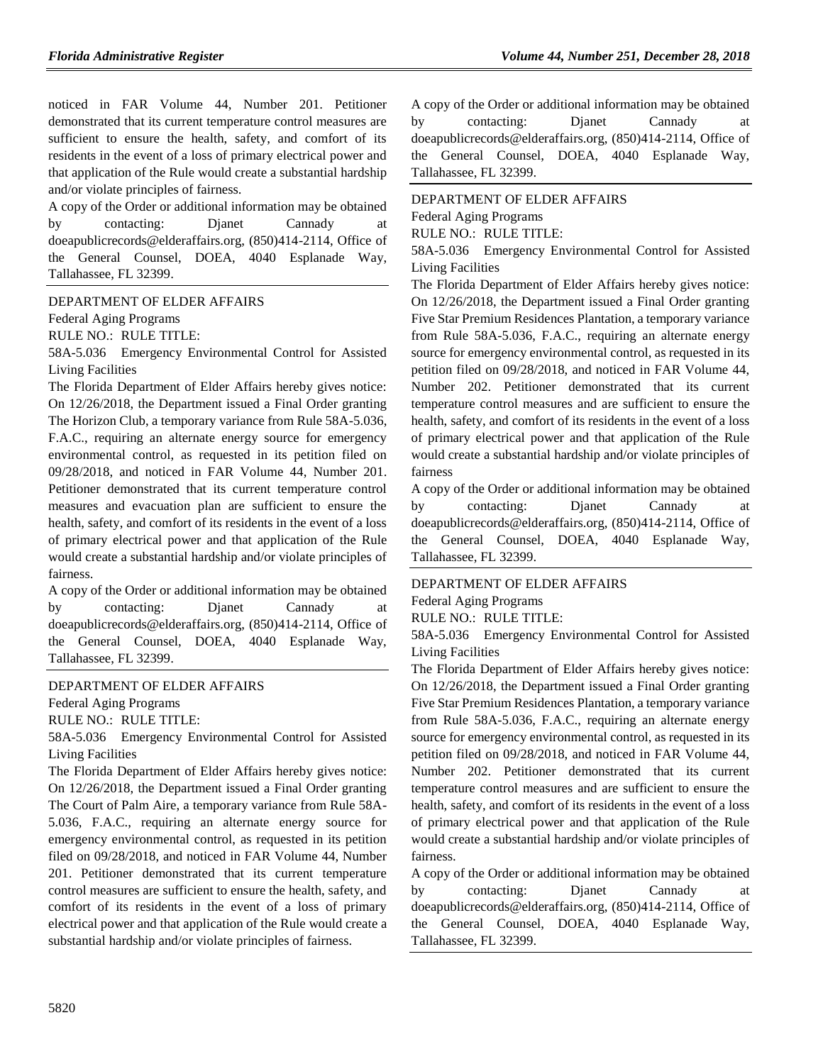noticed in FAR Volume 44, Number 201. Petitioner demonstrated that its current temperature control measures are sufficient to ensure the health, safety, and comfort of its residents in the event of a loss of primary electrical power and that application of the Rule would create a substantial hardship and/or violate principles of fairness.

A copy of the Order or additional information may be obtained by contacting: Djanet Cannady at doeapublicrecords@elderaffairs.org, (850)414-2114, Office of the General Counsel, DOEA, 4040 Esplanade Way, Tallahassee, FL 32399.

---

DEPARTMENT OF ELDER AFFAIRS

Federal Aging Programs

RULE NO.: RULE TITLE:

58A-5.036 Emergency Environmental Control for Assisted Living Facilities

The Florida Department of Elder Affairs hereby gives notice: On 12/26/2018, the Department issued a Final Order granting The Horizon Club, a temporary variance from Rule 58A-5.036, F.A.C., requiring an alternate energy source for emergency environmental control, as requested in its petition filed on 09/28/2018, and noticed in FAR Volume 44, Number 201. Petitioner demonstrated that its current temperature control measures and evacuation plan are sufficient to ensure the health, safety, and comfort of its residents in the event of a loss of primary electrical power and that application of the Rule would create a substantial hardship and/or violate principles of fairness.

A copy of the Order or additional information may be obtained by contacting: Djanet Cannady at doeapublicrecords@elderaffairs.org, (850)414-2114, Office of the General Counsel, DOEA, 4040 Esplanade Way, Tallahassee, FL 32399.

---

DEPARTMENT OF ELDER AFFAIRS

Federal Aging Programs

RULE NO.: RULE TITLE:

58A-5.036 Emergency Environmental Control for Assisted Living Facilities

The Florida Department of Elder Affairs hereby gives notice: On 12/26/2018, the Department issued a Final Order granting The Court of Palm Aire, a temporary variance from Rule 58A-5.036, F.A.C., requiring an alternate energy source for emergency environmental control, as requested in its petition filed on 09/28/2018, and noticed in FAR Volume 44, Number 201. Petitioner demonstrated that its current temperature control measures are sufficient to ensure the health, safety, and comfort of its residents in the event of a loss of primary electrical power and that application of the Rule would create a substantial hardship and/or violate principles of fairness.

A copy of the Order or additional information may be obtained by contacting: Djanet Cannady at doeapublicrecords@elderaffairs.org, (850)414-2114, Office of the General Counsel, DOEA, 4040 Esplanade Way, Tallahassee, FL 32399.

---

DEPARTMENT OF ELDER AFFAIRS

Federal Aging Programs

RULE NO.: RULE TITLE:

58A-5.036 Emergency Environmental Control for Assisted Living Facilities

The Florida Department of Elder Affairs hereby gives notice: On 12/26/2018, the Department issued a Final Order granting Five Star Premium Residences Plantation, a temporary variance from Rule 58A-5.036, F.A.C., requiring an alternate energy source for emergency environmental control, as requested in its petition filed on 09/28/2018, and noticed in FAR Volume 44, Number 202. Petitioner demonstrated that its current temperature control measures and are sufficient to ensure the health, safety, and comfort of its residents in the event of a loss of primary electrical power and that application of the Rule would create a substantial hardship and/or violate principles of fairness

A copy of the Order or additional information may be obtained by contacting: Djanet Cannady at doeapublicrecords@elderaffairs.org, (850)414-2114, Office of the General Counsel, DOEA, 4040 Esplanade Way, Tallahassee, FL 32399.

---

DEPARTMENT OF ELDER AFFAIRS

Federal Aging Programs

RULE NO.: RULE TITLE:

58A-5.036 Emergency Environmental Control for Assisted Living Facilities

The Florida Department of Elder Affairs hereby gives notice: On 12/26/2018, the Department issued a Final Order granting Five Star Premium Residences Plantation, a temporary variance from Rule 58A-5.036, F.A.C., requiring an alternate energy source for emergency environmental control, as requested in its petition filed on 09/28/2018, and noticed in FAR Volume 44, Number 202. Petitioner demonstrated that its current temperature control measures and are sufficient to ensure the health, safety, and comfort of its residents in the event of a loss of primary electrical power and that application of the Rule would create a substantial hardship and/or violate principles of fairness.

A copy of the Order or additional information may be obtained by contacting: Djanet Cannady at doeapublicrecords@elderaffairs.org, (850)414-2114, Office of the General Counsel, DOEA, 4040 Esplanade Way, Tallahassee, FL 32399.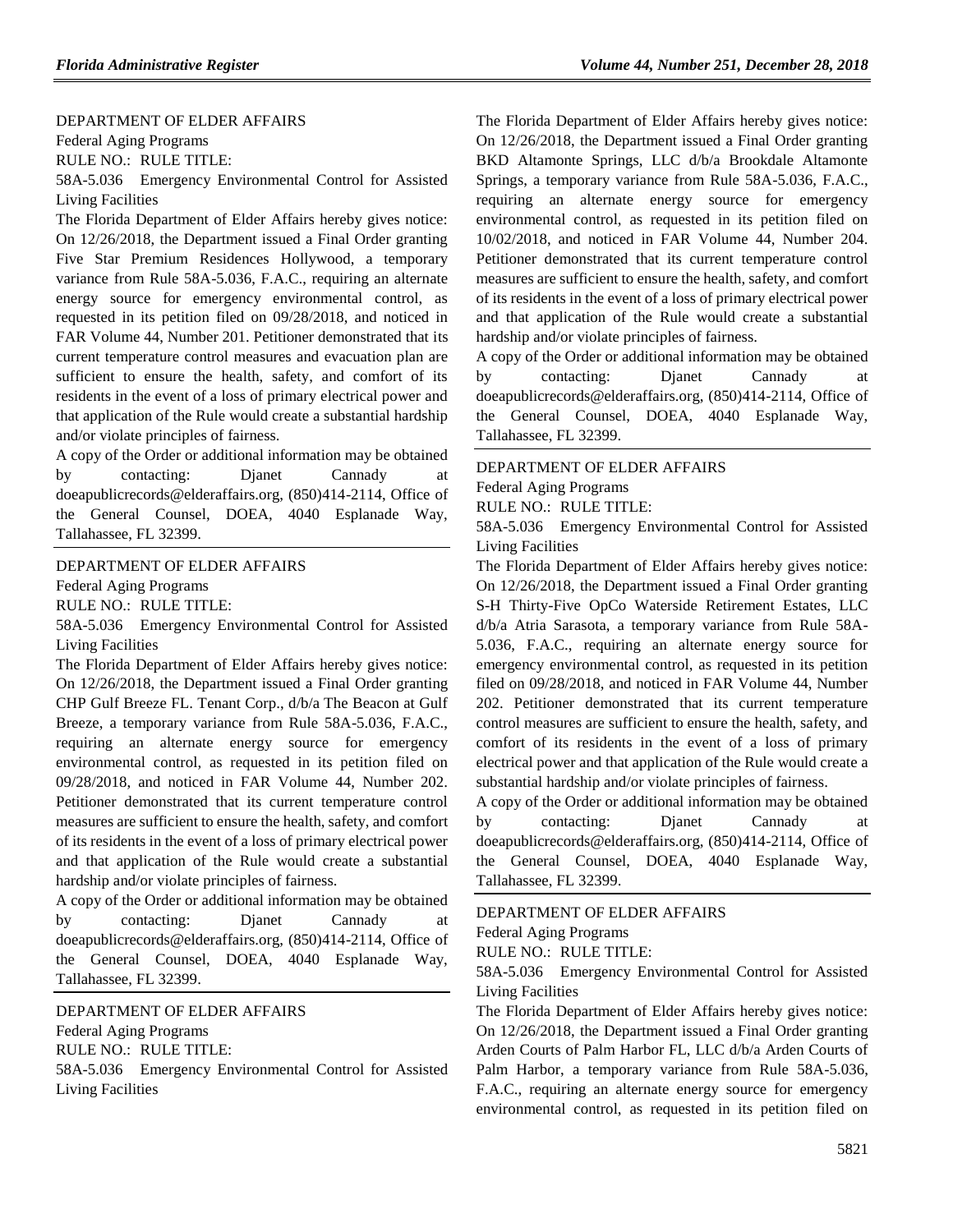DEPARTMENT OF ELDER AFFAIRS

Federal Aging Programs

RULE NO.: RULE TITLE:

58A-5.036 Emergency Environmental Control for Assisted Living Facilities

The Florida Department of Elder Affairs hereby gives notice: On 12/26/2018, the Department issued a Final Order granting Five Star Premium Residences Hollywood, a temporary variance from Rule 58A-5.036, F.A.C., requiring an alternate energy source for emergency environmental control, as requested in its petition filed on 09/28/2018, and noticed in FAR Volume 44, Number 201. Petitioner demonstrated that its current temperature control measures and evacuation plan are sufficient to ensure the health, safety, and comfort of its residents in the event of a loss of primary electrical power and that application of the Rule would create a substantial hardship and/or violate principles of fairness.

A copy of the Order or additional information may be obtained by contacting: Djanet Cannady at doeapublicrecords@elderaffairs.org, (850)414-2114, Office of the General Counsel, DOEA, 4040 Esplanade Way, Tallahassee, FL 32399.

---

DEPARTMENT OF ELDER AFFAIRS

Federal Aging Programs

RULE NO.: RULE TITLE:

58A-5.036 Emergency Environmental Control for Assisted Living Facilities

The Florida Department of Elder Affairs hereby gives notice: On 12/26/2018, the Department issued a Final Order granting CHP Gulf Breeze FL. Tenant Corp., d/b/a The Beacon at Gulf Breeze, a temporary variance from Rule 58A-5.036, F.A.C., requiring an alternate energy source for emergency environmental control, as requested in its petition filed on 09/28/2018, and noticed in FAR Volume 44, Number 202. Petitioner demonstrated that its current temperature control measures are sufficient to ensure the health, safety, and comfort of its residents in the event of a loss of primary electrical power and that application of the Rule would create a substantial hardship and/or violate principles of fairness.

A copy of the Order or additional information may be obtained by contacting: Djanet Cannady at doeapublicrecords@elderaffairs.org, (850)414-2114, Office of the General Counsel, DOEA, 4040 Esplanade Way, Tallahassee, FL 32399.

---

DEPARTMENT OF ELDER AFFAIRS

Federal Aging Programs

RULE NO.: RULE TITLE:

58A-5.036 Emergency Environmental Control for Assisted Living Facilities

The Florida Department of Elder Affairs hereby gives notice: On 12/26/2018, the Department issued a Final Order granting BKD Altamonte Springs, LLC d/b/a Brookdale Altamonte Springs, a temporary variance from Rule 58A-5.036, F.A.C., requiring an alternate energy source for emergency environmental control, as requested in its petition filed on 10/02/2018, and noticed in FAR Volume 44, Number 204. Petitioner demonstrated that its current temperature control measures are sufficient to ensure the health, safety, and comfort of its residents in the event of a loss of primary electrical power and that application of the Rule would create a substantial hardship and/or violate principles of fairness.

A copy of the Order or additional information may be obtained by contacting: Djanet Cannady at doeapublicrecords@elderaffairs.org, (850)414-2114, Office of the General Counsel, DOEA, 4040 Esplanade Way, Tallahassee, FL 32399.

---

DEPARTMENT OF ELDER AFFAIRS

Federal Aging Programs

RULE NO.: RULE TITLE:

58A-5.036 Emergency Environmental Control for Assisted Living Facilities

The Florida Department of Elder Affairs hereby gives notice: On 12/26/2018, the Department issued a Final Order granting S-H Thirty-Five OpCo Waterside Retirement Estates, LLC d/b/a Atria Sarasota, a temporary variance from Rule 58A-5.036, F.A.C., requiring an alternate energy source for emergency environmental control, as requested in its petition filed on 09/28/2018, and noticed in FAR Volume 44, Number 202. Petitioner demonstrated that its current temperature control measures are sufficient to ensure the health, safety, and comfort of its residents in the event of a loss of primary electrical power and that application of the Rule would create a substantial hardship and/or violate principles of fairness.

A copy of the Order or additional information may be obtained by contacting: Djanet Cannady at doeapublicrecords@elderaffairs.org, (850)414-2114, Office of the General Counsel, DOEA, 4040 Esplanade Way, Tallahassee, FL 32399.

---

DEPARTMENT OF ELDER AFFAIRS

Federal Aging Programs

RULE NO.: RULE TITLE:

58A-5.036 Emergency Environmental Control for Assisted Living Facilities

The Florida Department of Elder Affairs hereby gives notice: On 12/26/2018, the Department issued a Final Order granting Arden Courts of Palm Harbor FL, LLC d/b/a Arden Courts of Palm Harbor, a temporary variance from Rule 58A-5.036, F.A.C., requiring an alternate energy source for emergency environmental control, as requested in its petition filed on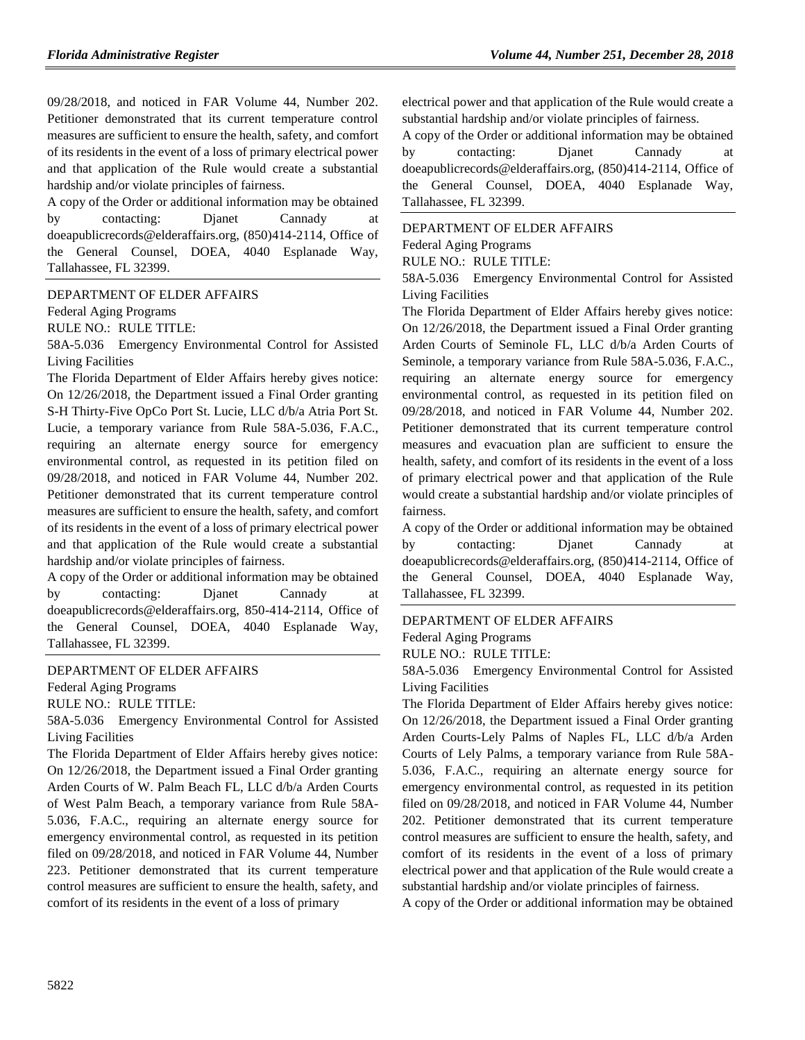09/28/2018, and noticed in FAR Volume 44, Number 202. Petitioner demonstrated that its current temperature control measures are sufficient to ensure the health, safety, and comfort of its residents in the event of a loss of primary electrical power and that application of the Rule would create a substantial hardship and/or violate principles of fairness.

A copy of the Order or additional information may be obtained by contacting: Djanet Cannady at doeapublicrecords@elderaffairs.org, (850)414-2114, Office of the General Counsel, DOEA, 4040 Esplanade Way, Tallahassee, FL 32399.

DEPARTMENT OF ELDER AFFAIRS

Federal Aging Programs

RULE NO.: RULE TITLE:

58A-5.036 Emergency Environmental Control for Assisted Living Facilities

The Florida Department of Elder Affairs hereby gives notice: On 12/26/2018, the Department issued a Final Order granting S-H Thirty-Five OpCo Port St. Lucie, LLC d/b/a Atria Port St. Lucie, a temporary variance from Rule 58A-5.036, F.A.C., requiring an alternate energy source for emergency environmental control, as requested in its petition filed on 09/28/2018, and noticed in FAR Volume 44, Number 202. Petitioner demonstrated that its current temperature control measures are sufficient to ensure the health, safety, and comfort of its residents in the event of a loss of primary electrical power and that application of the Rule would create a substantial hardship and/or violate principles of fairness.

A copy of the Order or additional information may be obtained by contacting: Djanet Cannady at doeapublicrecords@elderaffairs.org, 850-414-2114, Office of the General Counsel, DOEA, 4040 Esplanade Way, Tallahassee, FL 32399.

DEPARTMENT OF ELDER AFFAIRS

Federal Aging Programs

RULE NO.: RULE TITLE:

58A-5.036 Emergency Environmental Control for Assisted Living Facilities

The Florida Department of Elder Affairs hereby gives notice: On 12/26/2018, the Department issued a Final Order granting Arden Courts of W. Palm Beach FL, LLC d/b/a Arden Courts of West Palm Beach, a temporary variance from Rule 58A-5.036, F.A.C., requiring an alternate energy source for emergency environmental control, as requested in its petition filed on 09/28/2018, and noticed in FAR Volume 44, Number 223. Petitioner demonstrated that its current temperature control measures are sufficient to ensure the health, safety, and comfort of its residents in the event of a loss of primary electrical power and that application of the Rule would create a substantial hardship and/or violate principles of fairness.

A copy of the Order or additional information may be obtained by contacting: Djanet Cannady at doeapublicrecords@elderaffairs.org, (850)414-2114, Office of the General Counsel, DOEA, 4040 Esplanade Way, Tallahassee, FL 32399.

DEPARTMENT OF ELDER AFFAIRS

Federal Aging Programs

RULE NO.: RULE TITLE:

58A-5.036 Emergency Environmental Control for Assisted Living Facilities

The Florida Department of Elder Affairs hereby gives notice: On 12/26/2018, the Department issued a Final Order granting Arden Courts of Seminole FL, LLC d/b/a Arden Courts of Seminole, a temporary variance from Rule 58A-5.036, F.A.C., requiring an alternate energy source for emergency environmental control, as requested in its petition filed on 09/28/2018, and noticed in FAR Volume 44, Number 202. Petitioner demonstrated that its current temperature control measures and evacuation plan are sufficient to ensure the health, safety, and comfort of its residents in the event of a loss of primary electrical power and that application of the Rule would create a substantial hardship and/or violate principles of fairness.

A copy of the Order or additional information may be obtained by contacting: Djanet Cannady at doeapublicrecords@elderaffairs.org, (850)414-2114, Office of the General Counsel, DOEA, 4040 Esplanade Way, Tallahassee, FL 32399.

DEPARTMENT OF ELDER AFFAIRS

Federal Aging Programs

RULE NO.: RULE TITLE:

58A-5.036 Emergency Environmental Control for Assisted Living Facilities

The Florida Department of Elder Affairs hereby gives notice: On 12/26/2018, the Department issued a Final Order granting Arden Courts-Lely Palms of Naples FL, LLC d/b/a Arden Courts of Lely Palms, a temporary variance from Rule 58A-5.036, F.A.C., requiring an alternate energy source for emergency environmental control, as requested in its petition filed on 09/28/2018, and noticed in FAR Volume 44, Number 202. Petitioner demonstrated that its current temperature control measures are sufficient to ensure the health, safety, and comfort of its residents in the event of a loss of primary electrical power and that application of the Rule would create a substantial hardship and/or violate principles of fairness.

A copy of the Order or additional information may be obtained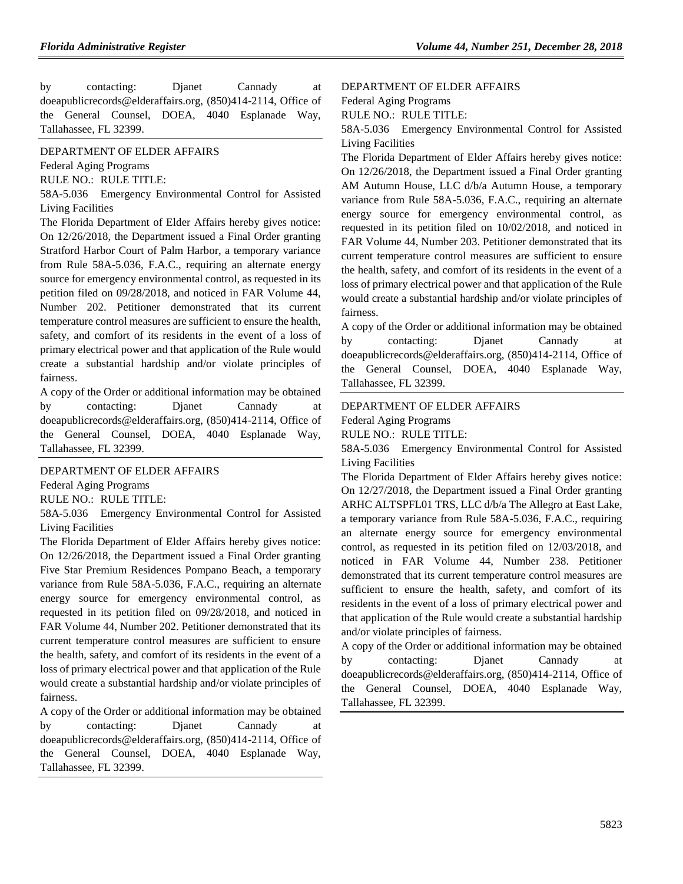by contacting: Djanet Cannady at doeapublicrecords@elderaffairs.org, (850)414-2114, Office of the General Counsel, DOEA, 4040 Esplanade Way, Tallahassee, FL 32399.

DEPARTMENT OF ELDER AFFAIRS

Federal Aging Programs

RULE NO.: RULE TITLE:

58A-5.036 Emergency Environmental Control for Assisted Living Facilities

The Florida Department of Elder Affairs hereby gives notice: On 12/26/2018, the Department issued a Final Order granting Stratford Harbor Court of Palm Harbor, a temporary variance from Rule 58A-5.036, F.A.C., requiring an alternate energy source for emergency environmental control, as requested in its petition filed on 09/28/2018, and noticed in FAR Volume 44, Number 202. Petitioner demonstrated that its current temperature control measures are sufficient to ensure the health, safety, and comfort of its residents in the event of a loss of primary electrical power and that application of the Rule would create a substantial hardship and/or violate principles of fairness.

A copy of the Order or additional information may be obtained by contacting: Djanet Cannady at doeapublicrecords@elderaffairs.org, (850)414-2114, Office of the General Counsel, DOEA, 4040 Esplanade Way, Tallahassee, FL 32399.

DEPARTMENT OF ELDER AFFAIRS

Federal Aging Programs

RULE NO.: RULE TITLE:

58A-5.036 Emergency Environmental Control for Assisted Living Facilities

The Florida Department of Elder Affairs hereby gives notice: On 12/26/2018, the Department issued a Final Order granting Five Star Premium Residences Pompano Beach, a temporary variance from Rule 58A-5.036, F.A.C., requiring an alternate energy source for emergency environmental control, as requested in its petition filed on 09/28/2018, and noticed in FAR Volume 44, Number 202. Petitioner demonstrated that its current temperature control measures are sufficient to ensure the health, safety, and comfort of its residents in the event of a loss of primary electrical power and that application of the Rule would create a substantial hardship and/or violate principles of fairness.

A copy of the Order or additional information may be obtained by contacting: Djanet Cannady at doeapublicrecords@elderaffairs.org, (850)414-2114, Office of the General Counsel, DOEA, 4040 Esplanade Way, Tallahassee, FL 32399.

DEPARTMENT OF ELDER AFFAIRS

Federal Aging Programs

RULE NO.: RULE TITLE:

58A-5.036 Emergency Environmental Control for Assisted Living Facilities

The Florida Department of Elder Affairs hereby gives notice: On 12/26/2018, the Department issued a Final Order granting AM Autumn House, LLC d/b/a Autumn House, a temporary variance from Rule 58A-5.036, F.A.C., requiring an alternate energy source for emergency environmental control, as requested in its petition filed on 10/02/2018, and noticed in FAR Volume 44, Number 203. Petitioner demonstrated that its current temperature control measures are sufficient to ensure the health, safety, and comfort of its residents in the event of a loss of primary electrical power and that application of the Rule would create a substantial hardship and/or violate principles of fairness.

A copy of the Order or additional information may be obtained by contacting: Djanet Cannady at doeapublicrecords@elderaffairs.org, (850)414-2114, Office of the General Counsel, DOEA, 4040 Esplanade Way, Tallahassee, FL 32399.

DEPARTMENT OF ELDER AFFAIRS

Federal Aging Programs

RULE NO.: RULE TITLE:

58A-5.036 Emergency Environmental Control for Assisted Living Facilities

The Florida Department of Elder Affairs hereby gives notice: On 12/27/2018, the Department issued a Final Order granting ARHC ALTSPFL01 TRS, LLC d/b/a The Allegro at East Lake, a temporary variance from Rule 58A-5.036, F.A.C., requiring an alternate energy source for emergency environmental control, as requested in its petition filed on 12/03/2018, and noticed in FAR Volume 44, Number 238. Petitioner demonstrated that its current temperature control measures are sufficient to ensure the health, safety, and comfort of its residents in the event of a loss of primary electrical power and that application of the Rule would create a substantial hardship and/or violate principles of fairness.

A copy of the Order or additional information may be obtained by contacting: Djanet Cannady at doeapublicrecords@elderaffairs.org, (850)414-2114, Office of the General Counsel, DOEA, 4040 Esplanade Way, Tallahassee, FL 32399.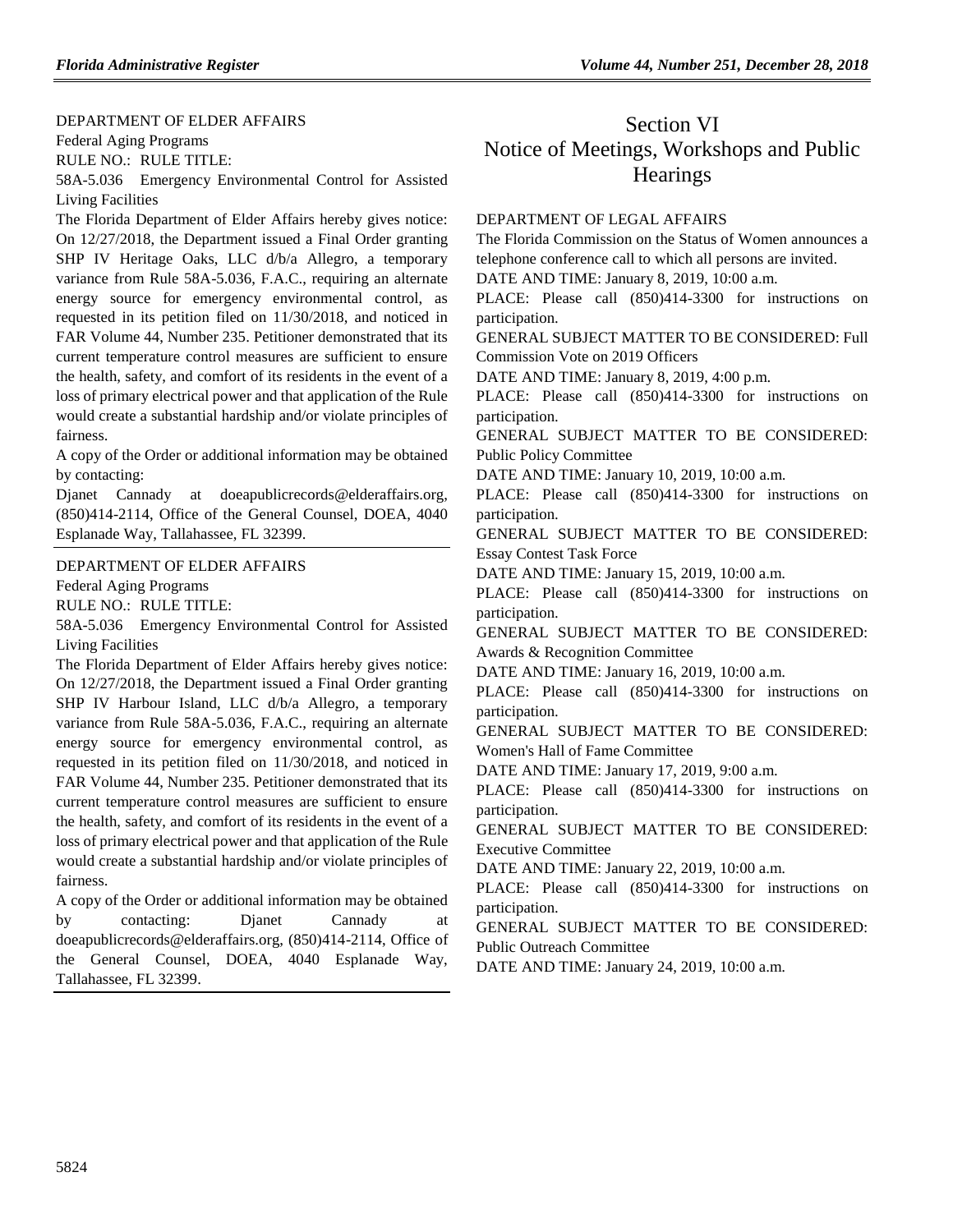DEPARTMENT OF ELDER AFFAIRS

Federal Aging Programs

RULE NO.: RULE TITLE:

58A-5.036 Emergency Environmental Control for Assisted Living Facilities

The Florida Department of Elder Affairs hereby gives notice: On 12/27/2018, the Department issued a Final Order granting SHP IV Heritage Oaks, LLC d/b/a Allegro, a temporary variance from Rule 58A-5.036, F.A.C., requiring an alternate energy source for emergency environmental control, as requested in its petition filed on 11/30/2018, and noticed in FAR Volume 44, Number 235. Petitioner demonstrated that its current temperature control measures are sufficient to ensure the health, safety, and comfort of its residents in the event of a loss of primary electrical power and that application of the Rule would create a substantial hardship and/or violate principles of fairness.

A copy of the Order or additional information may be obtained by contacting:

Djanet Cannady at doeapublicrecords@elderaffairs.org, (850)414-2114, Office of the General Counsel, DOEA, 4040 Esplanade Way, Tallahassee, FL 32399.

---

DEPARTMENT OF ELDER AFFAIRS

Federal Aging Programs

RULE NO.: RULE TITLE:

58A-5.036 Emergency Environmental Control for Assisted Living Facilities

The Florida Department of Elder Affairs hereby gives notice: On 12/27/2018, the Department issued a Final Order granting SHP IV Harbour Island, LLC d/b/a Allegro, a temporary variance from Rule 58A-5.036, F.A.C., requiring an alternate energy source for emergency environmental control, as requested in its petition filed on 11/30/2018, and noticed in FAR Volume 44, Number 235. Petitioner demonstrated that its current temperature control measures are sufficient to ensure the health, safety, and comfort of its residents in the event of a loss of primary electrical power and that application of the Rule would create a substantial hardship and/or violate principles of fairness.

A copy of the Order or additional information may be obtained by contacting: Djanet Cannady at doeapublicrecords@elderaffairs.org, (850)414-2114, Office of the General Counsel, DOEA, 4040 Esplanade Way, Tallahassee, FL 32399.

---

# Section VI
# Notice of Meetings, Workshops and Public Hearings

DEPARTMENT OF LEGAL AFFAIRS

The Florida Commission on the Status of Women announces a telephone conference call to which all persons are invited.

DATE AND TIME: January 8, 2019, 10:00 a.m.

PLACE: Please call (850)414-3300 for instructions on participation.

GENERAL SUBJECT MATTER TO BE CONSIDERED: Full Commission Vote on 2019 Officers

DATE AND TIME: January 8, 2019, 4:00 p.m.

PLACE: Please call (850)414-3300 for instructions on participation.

GENERAL SUBJECT MATTER TO BE CONSIDERED: Public Policy Committee

DATE AND TIME: January 10, 2019, 10:00 a.m.

PLACE: Please call (850)414-3300 for instructions on participation.

GENERAL SUBJECT MATTER TO BE CONSIDERED: Essay Contest Task Force

DATE AND TIME: January 15, 2019, 10:00 a.m.

PLACE: Please call (850)414-3300 for instructions on participation.

GENERAL SUBJECT MATTER TO BE CONSIDERED: Awards & Recognition Committee

DATE AND TIME: January 16, 2019, 10:00 a.m.

PLACE: Please call (850)414-3300 for instructions on participation.

GENERAL SUBJECT MATTER TO BE CONSIDERED: Women's Hall of Fame Committee

DATE AND TIME: January 17, 2019, 9:00 a.m.

PLACE: Please call (850)414-3300 for instructions on participation.

GENERAL SUBJECT MATTER TO BE CONSIDERED: Executive Committee

DATE AND TIME: January 22, 2019, 10:00 a.m.

PLACE: Please call (850)414-3300 for instructions on participation.

GENERAL SUBJECT MATTER TO BE CONSIDERED: Public Outreach Committee

DATE AND TIME: January 24, 2019, 10:00 a.m.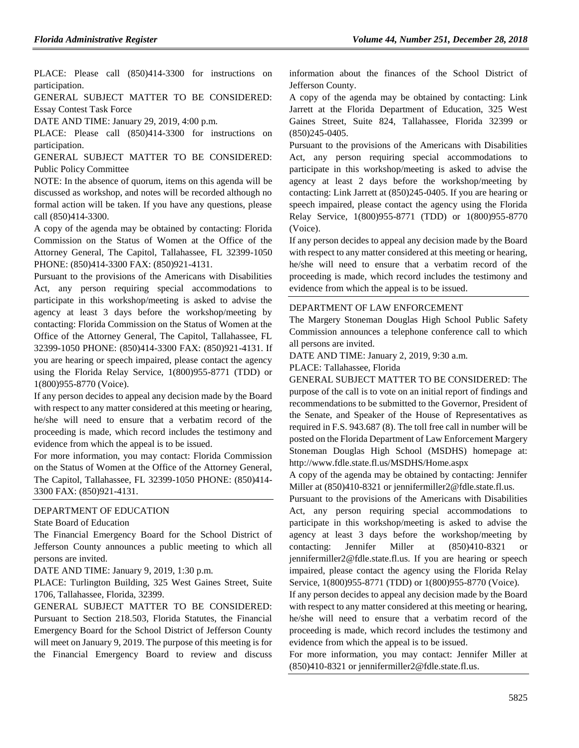PLACE: Please call (850)414-3300 for instructions on participation.

GENERAL SUBJECT MATTER TO BE CONSIDERED: Essay Contest Task Force

DATE AND TIME: January 29, 2019, 4:00 p.m.

PLACE: Please call (850)414-3300 for instructions on participation.

GENERAL SUBJECT MATTER TO BE CONSIDERED: Public Policy Committee

NOTE: In the absence of quorum, items on this agenda will be discussed as workshop, and notes will be recorded although no formal action will be taken. If you have any questions, please call (850)414-3300.

A copy of the agenda may be obtained by contacting: Florida Commission on the Status of Women at the Office of the Attorney General, The Capitol, Tallahassee, FL 32399-1050 PHONE: (850)414-3300 FAX: (850)921-4131.

Pursuant to the provisions of the Americans with Disabilities Act, any person requiring special accommodations to participate in this workshop/meeting is asked to advise the agency at least 3 days before the workshop/meeting by contacting: Florida Commission on the Status of Women at the Office of the Attorney General, The Capitol, Tallahassee, FL 32399-1050 PHONE: (850)414-3300 FAX: (850)921-4131. If you are hearing or speech impaired, please contact the agency using the Florida Relay Service, 1(800)955-8771 (TDD) or 1(800)955-8770 (Voice).

If any person decides to appeal any decision made by the Board with respect to any matter considered at this meeting or hearing, he/she will need to ensure that a verbatim record of the proceeding is made, which record includes the testimony and evidence from which the appeal is to be issued.

For more information, you may contact: Florida Commission on the Status of Women at the Office of the Attorney General, The Capitol, Tallahassee, FL 32399-1050 PHONE: (850)414-3300 FAX: (850)921-4131.

---

DEPARTMENT OF EDUCATION

State Board of Education

The Financial Emergency Board for the School District of Jefferson County announces a public meeting to which all persons are invited.

DATE AND TIME: January 9, 2019, 1:30 p.m.

PLACE: Turlington Building, 325 West Gaines Street, Suite 1706, Tallahassee, Florida, 32399.

GENERAL SUBJECT MATTER TO BE CONSIDERED: Pursuant to Section 218.503, Florida Statutes, the Financial Emergency Board for the School District of Jefferson County will meet on January 9, 2019. The purpose of this meeting is for the Financial Emergency Board to review and discuss information about the finances of the School District of Jefferson County.

A copy of the agenda may be obtained by contacting: Link Jarrett at the Florida Department of Education, 325 West Gaines Street, Suite 824, Tallahassee, Florida 32399 or (850)245-0405.

Pursuant to the provisions of the Americans with Disabilities Act, any person requiring special accommodations to participate in this workshop/meeting is asked to advise the agency at least 2 days before the workshop/meeting by contacting: Link Jarrett at (850)245-0405. If you are hearing or speech impaired, please contact the agency using the Florida Relay Service, 1(800)955-8771 (TDD) or 1(800)955-8770 (Voice).

If any person decides to appeal any decision made by the Board with respect to any matter considered at this meeting or hearing, he/she will need to ensure that a verbatim record of the proceeding is made, which record includes the testimony and evidence from which the appeal is to be issued.

---

DEPARTMENT OF LAW ENFORCEMENT

The Margery Stoneman Douglas High School Public Safety Commission announces a telephone conference call to which all persons are invited.

DATE AND TIME: January 2, 2019, 9:30 a.m.

PLACE: Tallahassee, Florida

GENERAL SUBJECT MATTER TO BE CONSIDERED: The purpose of the call is to vote on an initial report of findings and recommendations to be submitted to the Governor, President of the Senate, and Speaker of the House of Representatives as required in F.S. 943.687 (8). The toll free call in number will be posted on the Florida Department of Law Enforcement Margery Stoneman Douglas High School (MSDHS) homepage at: http://www.fdle.state.fl.us/MSDHS/Home.aspx

A copy of the agenda may be obtained by contacting: Jennifer Miller at (850)410-8321 or jennifermiller2@fdle.state.fl.us.

Pursuant to the provisions of the Americans with Disabilities Act, any person requiring special accommodations to participate in this workshop/meeting is asked to advise the agency at least 3 days before the workshop/meeting by contacting: Jennifer Miller at (850)410-8321 or jennifermiller2@fdle.state.fl.us. If you are hearing or speech impaired, please contact the agency using the Florida Relay Service, 1(800)955-8771 (TDD) or 1(800)955-8770 (Voice).

If any person decides to appeal any decision made by the Board with respect to any matter considered at this meeting or hearing, he/she will need to ensure that a verbatim record of the proceeding is made, which record includes the testimony and evidence from which the appeal is to be issued.

For more information, you may contact: Jennifer Miller at (850)410-8321 or jennifermiller2@fdle.state.fl.us.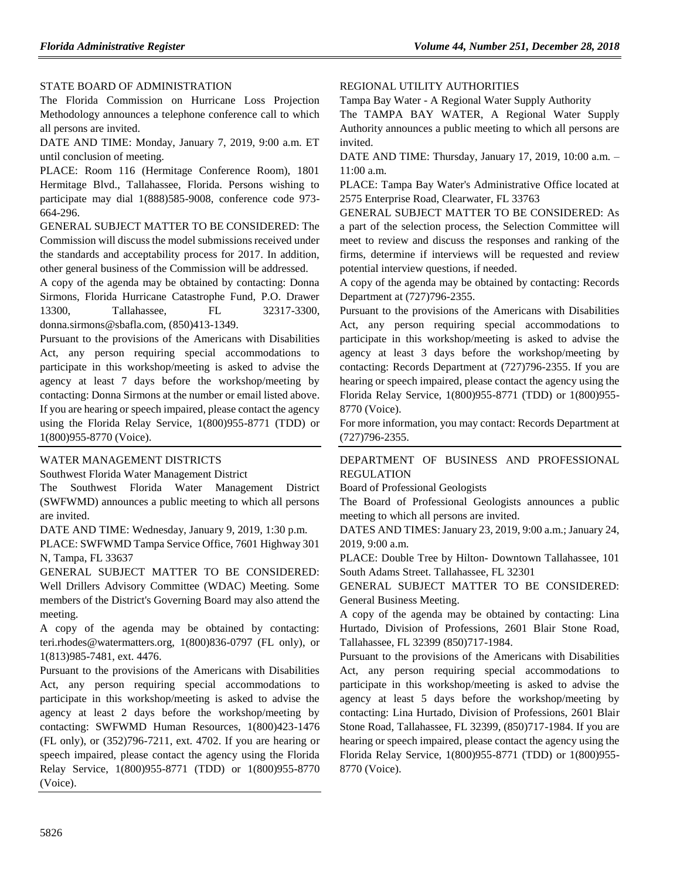STATE BOARD OF ADMINISTRATION

The Florida Commission on Hurricane Loss Projection Methodology announces a telephone conference call to which all persons are invited.

DATE AND TIME: Monday, January 7, 2019, 9:00 a.m. ET until conclusion of meeting.

PLACE: Room 116 (Hermitage Conference Room), 1801 Hermitage Blvd., Tallahassee, Florida. Persons wishing to participate may dial 1(888)585-9008, conference code 973-664-296.

GENERAL SUBJECT MATTER TO BE CONSIDERED: The Commission will discuss the model submissions received under the standards and acceptability process for 2017. In addition, other general business of the Commission will be addressed.

A copy of the agenda may be obtained by contacting: Donna Sirmons, Florida Hurricane Catastrophe Fund, P.O. Drawer 13300, Tallahassee, FL 32317-3300, donna.sirmons@sbafla.com, (850)413-1349.

Pursuant to the provisions of the Americans with Disabilities Act, any person requiring special accommodations to participate in this workshop/meeting is asked to advise the agency at least 7 days before the workshop/meeting by contacting: Donna Sirmons at the number or email listed above. If you are hearing or speech impaired, please contact the agency using the Florida Relay Service, 1(800)955-8771 (TDD) or 1(800)955-8770 (Voice).

WATER MANAGEMENT DISTRICTS

Southwest Florida Water Management District

The Southwest Florida Water Management District (SWFWMD) announces a public meeting to which all persons are invited.

DATE AND TIME: Wednesday, January 9, 2019, 1:30 p.m.

PLACE: SWFWMD Tampa Service Office, 7601 Highway 301 N, Tampa, FL 33637

GENERAL SUBJECT MATTER TO BE CONSIDERED: Well Drillers Advisory Committee (WDAC) Meeting. Some members of the District's Governing Board may also attend the meeting.

A copy of the agenda may be obtained by contacting: teri.rhodes@watermatters.org, 1(800)836-0797 (FL only), or 1(813)985-7481, ext. 4476.

Pursuant to the provisions of the Americans with Disabilities Act, any person requiring special accommodations to participate in this workshop/meeting is asked to advise the agency at least 2 days before the workshop/meeting by contacting: SWFWMD Human Resources, 1(800)423-1476 (FL only), or (352)796-7211, ext. 4702. If you are hearing or speech impaired, please contact the agency using the Florida Relay Service, 1(800)955-8771 (TDD) or 1(800)955-8770 (Voice).

REGIONAL UTILITY AUTHORITIES

Tampa Bay Water - A Regional Water Supply Authority

The TAMPA BAY WATER, A Regional Water Supply Authority announces a public meeting to which all persons are invited.

DATE AND TIME: Thursday, January 17, 2019, 10:00 a.m. – 11:00 a.m.

PLACE: Tampa Bay Water's Administrative Office located at 2575 Enterprise Road, Clearwater, FL 33763

GENERAL SUBJECT MATTER TO BE CONSIDERED: As a part of the selection process, the Selection Committee will meet to review and discuss the responses and ranking of the firms, determine if interviews will be requested and review potential interview questions, if needed.

A copy of the agenda may be obtained by contacting: Records Department at (727)796-2355.

Pursuant to the provisions of the Americans with Disabilities Act, any person requiring special accommodations to participate in this workshop/meeting is asked to advise the agency at least 3 days before the workshop/meeting by contacting: Records Department at (727)796-2355. If you are hearing or speech impaired, please contact the agency using the Florida Relay Service, 1(800)955-8771 (TDD) or 1(800)955-8770 (Voice).

For more information, you may contact: Records Department at (727)796-2355.

DEPARTMENT OF BUSINESS AND PROFESSIONAL REGULATION

Board of Professional Geologists

The Board of Professional Geologists announces a public meeting to which all persons are invited.

DATES AND TIMES: January 23, 2019, 9:00 a.m.; January 24, 2019, 9:00 a.m.

PLACE: Double Tree by Hilton- Downtown Tallahassee, 101 South Adams Street. Tallahassee, FL 32301

GENERAL SUBJECT MATTER TO BE CONSIDERED: General Business Meeting.

A copy of the agenda may be obtained by contacting: Lina Hurtado, Division of Professions, 2601 Blair Stone Road, Tallahassee, FL 32399 (850)717-1984.

Pursuant to the provisions of the Americans with Disabilities Act, any person requiring special accommodations to participate in this workshop/meeting is asked to advise the agency at least 5 days before the workshop/meeting by contacting: Lina Hurtado, Division of Professions, 2601 Blair Stone Road, Tallahassee, FL 32399, (850)717-1984. If you are hearing or speech impaired, please contact the agency using the Florida Relay Service, 1(800)955-8771 (TDD) or 1(800)955-8770 (Voice).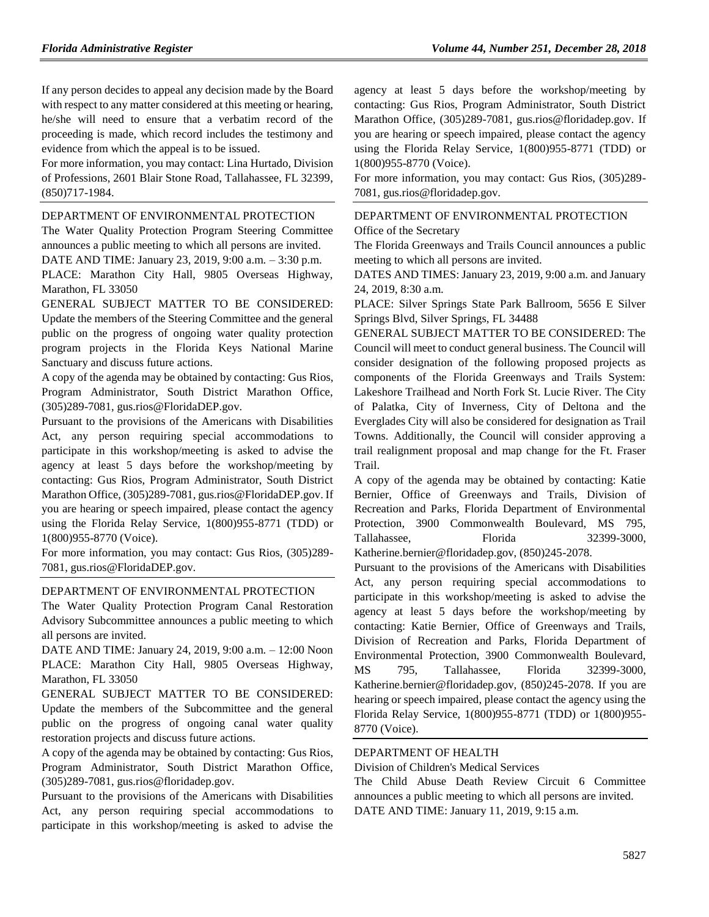If any person decides to appeal any decision made by the Board with respect to any matter considered at this meeting or hearing, he/she will need to ensure that a verbatim record of the proceeding is made, which record includes the testimony and evidence from which the appeal is to be issued.

For more information, you may contact: Lina Hurtado, Division of Professions, 2601 Blair Stone Road, Tallahassee, FL 32399, (850)717-1984.

---

DEPARTMENT OF ENVIRONMENTAL PROTECTION

The Water Quality Protection Program Steering Committee announces a public meeting to which all persons are invited.

DATE AND TIME: January 23, 2019, 9:00 a.m. – 3:30 p.m.

PLACE: Marathon City Hall, 9805 Overseas Highway, Marathon, FL 33050

GENERAL SUBJECT MATTER TO BE CONSIDERED: Update the members of the Steering Committee and the general public on the progress of ongoing water quality protection program projects in the Florida Keys National Marine Sanctuary and discuss future actions.

A copy of the agenda may be obtained by contacting: Gus Rios, Program Administrator, South District Marathon Office, (305)289-7081, gus.rios@FloridaDEP.gov.

Pursuant to the provisions of the Americans with Disabilities Act, any person requiring special accommodations to participate in this workshop/meeting is asked to advise the agency at least 5 days before the workshop/meeting by contacting: Gus Rios, Program Administrator, South District Marathon Office, (305)289-7081, gus.rios@FloridaDEP.gov. If you are hearing or speech impaired, please contact the agency using the Florida Relay Service, 1(800)955-8771 (TDD) or 1(800)955-8770 (Voice).

For more information, you may contact: Gus Rios, (305)289-7081, gus.rios@FloridaDEP.gov.

---

DEPARTMENT OF ENVIRONMENTAL PROTECTION

The Water Quality Protection Program Canal Restoration Advisory Subcommittee announces a public meeting to which all persons are invited.

DATE AND TIME: January 24, 2019, 9:00 a.m. – 12:00 Noon

PLACE: Marathon City Hall, 9805 Overseas Highway, Marathon, FL 33050

GENERAL SUBJECT MATTER TO BE CONSIDERED: Update the members of the Subcommittee and the general public on the progress of ongoing canal water quality restoration projects and discuss future actions.

A copy of the agenda may be obtained by contacting: Gus Rios, Program Administrator, South District Marathon Office, (305)289-7081, gus.rios@floridadep.gov.

Pursuant to the provisions of the Americans with Disabilities Act, any person requiring special accommodations to participate in this workshop/meeting is asked to advise the agency at least 5 days before the workshop/meeting by contacting: Gus Rios, Program Administrator, South District Marathon Office, (305)289-7081, gus.rios@floridadep.gov. If you are hearing or speech impaired, please contact the agency using the Florida Relay Service, 1(800)955-8771 (TDD) or 1(800)955-8770 (Voice).

For more information, you may contact: Gus Rios, (305)289-7081, gus.rios@floridadep.gov.

---

DEPARTMENT OF ENVIRONMENTAL PROTECTION

Office of the Secretary

The Florida Greenways and Trails Council announces a public meeting to which all persons are invited.

DATES AND TIMES: January 23, 2019, 9:00 a.m. and January 24, 2019, 8:30 a.m.

PLACE: Silver Springs State Park Ballroom, 5656 E Silver Springs Blvd, Silver Springs, FL 34488

GENERAL SUBJECT MATTER TO BE CONSIDERED: The Council will meet to conduct general business. The Council will consider designation of the following proposed projects as components of the Florida Greenways and Trails System: Lakeshore Trailhead and North Fork St. Lucie River. The City of Palatka, City of Inverness, City of Deltona and the Everglades City will also be considered for designation as Trail Towns. Additionally, the Council will consider approving a trail realignment proposal and map change for the Ft. Fraser Trail.

A copy of the agenda may be obtained by contacting: Katie Bernier, Office of Greenways and Trails, Division of Recreation and Parks, Florida Department of Environmental Protection, 3900 Commonwealth Boulevard, MS 795, Tallahassee, Florida 32399-3000, Katherine.bernier@floridadep.gov, (850)245-2078.

Pursuant to the provisions of the Americans with Disabilities Act, any person requiring special accommodations to participate in this workshop/meeting is asked to advise the agency at least 5 days before the workshop/meeting by contacting: Katie Bernier, Office of Greenways and Trails, Division of Recreation and Parks, Florida Department of Environmental Protection, 3900 Commonwealth Boulevard, MS 795, Tallahassee, Florida 32399-3000, Katherine.bernier@floridadep.gov, (850)245-2078. If you are hearing or speech impaired, please contact the agency using the Florida Relay Service, 1(800)955-8771 (TDD) or 1(800)955-8770 (Voice).

---

DEPARTMENT OF HEALTH

Division of Children's Medical Services

The Child Abuse Death Review Circuit 6 Committee announces a public meeting to which all persons are invited.

DATE AND TIME: January 11, 2019, 9:15 a.m.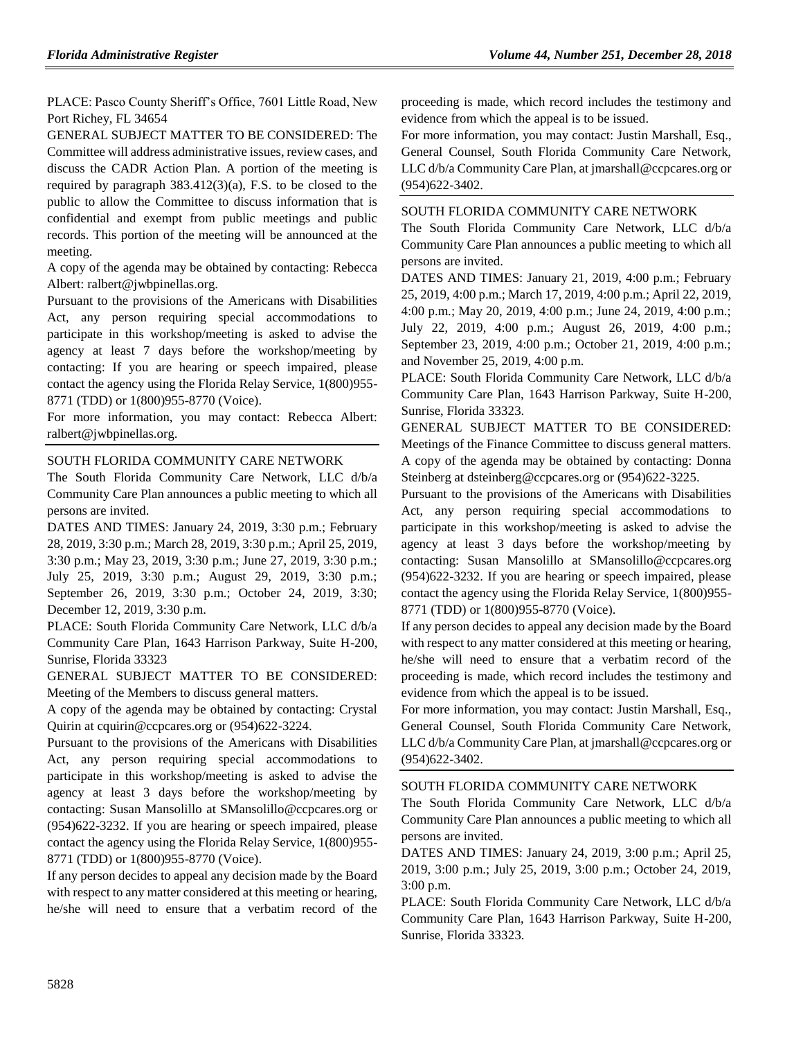PLACE: Pasco County Sheriff's Office, 7601 Little Road, New Port Richey, FL 34654

GENERAL SUBJECT MATTER TO BE CONSIDERED: The Committee will address administrative issues, review cases, and discuss the CADR Action Plan. A portion of the meeting is required by paragraph 383.412(3)(a), F.S. to be closed to the public to allow the Committee to discuss information that is confidential and exempt from public meetings and public records. This portion of the meeting will be announced at the meeting.

A copy of the agenda may be obtained by contacting: Rebecca Albert: ralbert@jwbpinellas.org.

Pursuant to the provisions of the Americans with Disabilities Act, any person requiring special accommodations to participate in this workshop/meeting is asked to advise the agency at least 7 days before the workshop/meeting by contacting: If you are hearing or speech impaired, please contact the agency using the Florida Relay Service, 1(800)955-8771 (TDD) or 1(800)955-8770 (Voice).

For more information, you may contact: Rebecca Albert: ralbert@jwbpinellas.org.

## SOUTH FLORIDA COMMUNITY CARE NETWORK

The South Florida Community Care Network, LLC d/b/a Community Care Plan announces a public meeting to which all persons are invited.

DATES AND TIMES: January 24, 2019, 3:30 p.m.; February 28, 2019, 3:30 p.m.; March 28, 2019, 3:30 p.m.; April 25, 2019, 3:30 p.m.; May 23, 2019, 3:30 p.m.; June 27, 2019, 3:30 p.m.; July 25, 2019, 3:30 p.m.; August 29, 2019, 3:30 p.m.; September 26, 2019, 3:30 p.m.; October 24, 2019, 3:30; December 12, 2019, 3:30 p.m.

PLACE: South Florida Community Care Network, LLC d/b/a Community Care Plan, 1643 Harrison Parkway, Suite H-200, Sunrise, Florida 33323

GENERAL SUBJECT MATTER TO BE CONSIDERED: Meeting of the Members to discuss general matters.

A copy of the agenda may be obtained by contacting: Crystal Quirin at cquirin@ccpcares.org or (954)622-3224.

Pursuant to the provisions of the Americans with Disabilities Act, any person requiring special accommodations to participate in this workshop/meeting is asked to advise the agency at least 3 days before the workshop/meeting by contacting: Susan Mansolillo at SMansolillo@ccpcares.org or (954)622-3232. If you are hearing or speech impaired, please contact the agency using the Florida Relay Service, 1(800)955-8771 (TDD) or 1(800)955-8770 (Voice).

If any person decides to appeal any decision made by the Board with respect to any matter considered at this meeting or hearing, he/she will need to ensure that a verbatim record of the proceeding is made, which record includes the testimony and evidence from which the appeal is to be issued.

For more information, you may contact: Justin Marshall, Esq., General Counsel, South Florida Community Care Network, LLC d/b/a Community Care Plan, at jmarshall@ccpcares.org or (954)622-3402.

## SOUTH FLORIDA COMMUNITY CARE NETWORK

The South Florida Community Care Network, LLC d/b/a Community Care Plan announces a public meeting to which all persons are invited.

DATES AND TIMES: January 21, 2019, 4:00 p.m.; February 25, 2019, 4:00 p.m.; March 17, 2019, 4:00 p.m.; April 22, 2019, 4:00 p.m.; May 20, 2019, 4:00 p.m.; June 24, 2019, 4:00 p.m.; July 22, 2019, 4:00 p.m.; August 26, 2019, 4:00 p.m.; September 23, 2019, 4:00 p.m.; October 21, 2019, 4:00 p.m.; and November 25, 2019, 4:00 p.m.

PLACE: South Florida Community Care Network, LLC d/b/a Community Care Plan, 1643 Harrison Parkway, Suite H-200, Sunrise, Florida 33323.

GENERAL SUBJECT MATTER TO BE CONSIDERED: Meetings of the Finance Committee to discuss general matters.

A copy of the agenda may be obtained by contacting: Donna Steinberg at dsteinberg@ccpcares.org or (954)622-3225.

Pursuant to the provisions of the Americans with Disabilities Act, any person requiring special accommodations to participate in this workshop/meeting is asked to advise the agency at least 3 days before the workshop/meeting by contacting: Susan Mansolillo at SMansolillo@ccpcares.org (954)622-3232. If you are hearing or speech impaired, please contact the agency using the Florida Relay Service, 1(800)955-8771 (TDD) or 1(800)955-8770 (Voice).

If any person decides to appeal any decision made by the Board with respect to any matter considered at this meeting or hearing, he/she will need to ensure that a verbatim record of the proceeding is made, which record includes the testimony and evidence from which the appeal is to be issued.

For more information, you may contact: Justin Marshall, Esq., General Counsel, South Florida Community Care Network, LLC d/b/a Community Care Plan, at jmarshall@ccpcares.org or (954)622-3402.

## SOUTH FLORIDA COMMUNITY CARE NETWORK

The South Florida Community Care Network, LLC d/b/a Community Care Plan announces a public meeting to which all persons are invited.

DATES AND TIMES: January 24, 2019, 3:00 p.m.; April 25, 2019, 3:00 p.m.; July 25, 2019, 3:00 p.m.; October 24, 2019, 3:00 p.m.

PLACE: South Florida Community Care Network, LLC d/b/a Community Care Plan, 1643 Harrison Parkway, Suite H-200, Sunrise, Florida 33323.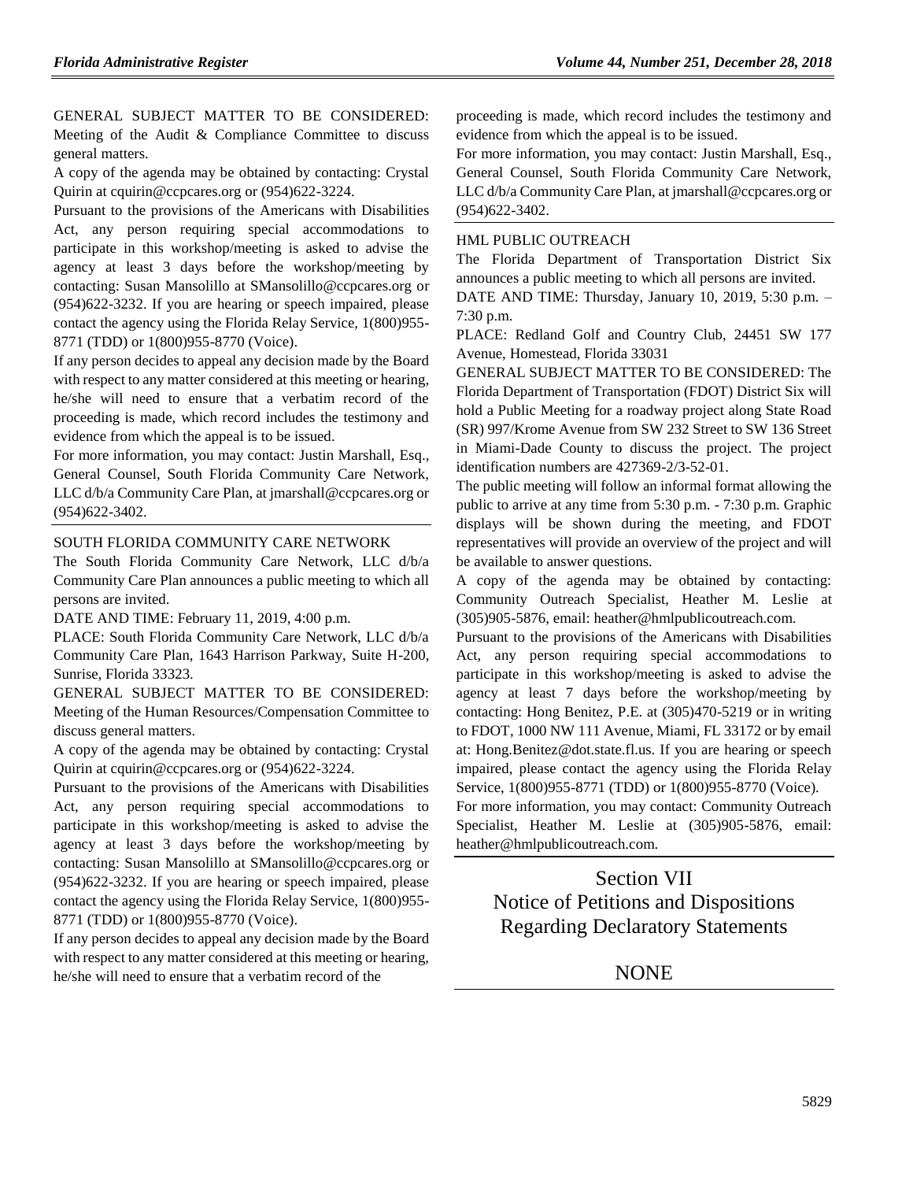GENERAL SUBJECT MATTER TO BE CONSIDERED: Meeting of the Audit & Compliance Committee to discuss general matters.

A copy of the agenda may be obtained by contacting: Crystal Quirin at cquirin@ccpcares.org or (954)622-3224.

Pursuant to the provisions of the Americans with Disabilities Act, any person requiring special accommodations to participate in this workshop/meeting is asked to advise the agency at least 3 days before the workshop/meeting by contacting: Susan Mansolillo at SMansolillo@ccpcares.org or (954)622-3232. If you are hearing or speech impaired, please contact the agency using the Florida Relay Service, 1(800)955-8771 (TDD) or 1(800)955-8770 (Voice).

If any person decides to appeal any decision made by the Board with respect to any matter considered at this meeting or hearing, he/she will need to ensure that a verbatim record of the proceeding is made, which record includes the testimony and evidence from which the appeal is to be issued.

For more information, you may contact: Justin Marshall, Esq., General Counsel, South Florida Community Care Network, LLC d/b/a Community Care Plan, at jmarshall@ccpcares.org or (954)622-3402.

SOUTH FLORIDA COMMUNITY CARE NETWORK

The South Florida Community Care Network, LLC d/b/a Community Care Plan announces a public meeting to which all persons are invited.

DATE AND TIME: February 11, 2019, 4:00 p.m.

PLACE: South Florida Community Care Network, LLC d/b/a Community Care Plan, 1643 Harrison Parkway, Suite H-200, Sunrise, Florida 33323.

GENERAL SUBJECT MATTER TO BE CONSIDERED: Meeting of the Human Resources/Compensation Committee to discuss general matters.

A copy of the agenda may be obtained by contacting: Crystal Quirin at cquirin@ccpcares.org or (954)622-3224.

Pursuant to the provisions of the Americans with Disabilities Act, any person requiring special accommodations to participate in this workshop/meeting is asked to advise the agency at least 3 days before the workshop/meeting by contacting: Susan Mansolillo at SMansolillo@ccpcares.org or (954)622-3232. If you are hearing or speech impaired, please contact the agency using the Florida Relay Service, 1(800)955-8771 (TDD) or 1(800)955-8770 (Voice).

If any person decides to appeal any decision made by the Board with respect to any matter considered at this meeting or hearing, he/she will need to ensure that a verbatim record of the proceeding is made, which record includes the testimony and evidence from which the appeal is to be issued.

For more information, you may contact: Justin Marshall, Esq., General Counsel, South Florida Community Care Network, LLC d/b/a Community Care Plan, at jmarshall@ccpcares.org or (954)622-3402.

HML PUBLIC OUTREACH

The Florida Department of Transportation District Six announces a public meeting to which all persons are invited.

DATE AND TIME: Thursday, January 10, 2019, 5:30 p.m. – 7:30 p.m.

PLACE: Redland Golf and Country Club, 24451 SW 177 Avenue, Homestead, Florida 33031

GENERAL SUBJECT MATTER TO BE CONSIDERED: The Florida Department of Transportation (FDOT) District Six will hold a Public Meeting for a roadway project along State Road (SR) 997/Krome Avenue from SW 232 Street to SW 136 Street in Miami-Dade County to discuss the project. The project identification numbers are 427369-2/3-52-01.

The public meeting will follow an informal format allowing the public to arrive at any time from 5:30 p.m. - 7:30 p.m. Graphic displays will be shown during the meeting, and FDOT representatives will provide an overview of the project and will be available to answer questions.

A copy of the agenda may be obtained by contacting: Community Outreach Specialist, Heather M. Leslie at (305)905-5876, email: heather@hmlpublicoutreach.com.

Pursuant to the provisions of the Americans with Disabilities Act, any person requiring special accommodations to participate in this workshop/meeting is asked to advise the agency at least 7 days before the workshop/meeting by contacting: Hong Benitez, P.E. at (305)470-5219 or in writing to FDOT, 1000 NW 111 Avenue, Miami, FL 33172 or by email at: Hong.Benitez@dot.state.fl.us. If you are hearing or speech impaired, please contact the agency using the Florida Relay Service, 1(800)955-8771 (TDD) or 1(800)955-8770 (Voice).

For more information, you may contact: Community Outreach Specialist, Heather M. Leslie at (305)905-5876, email: heather@hmlpublicoutreach.com.

# Section VII
# Notice of Petitions and Dispositions Regarding Declaratory Statements

NONE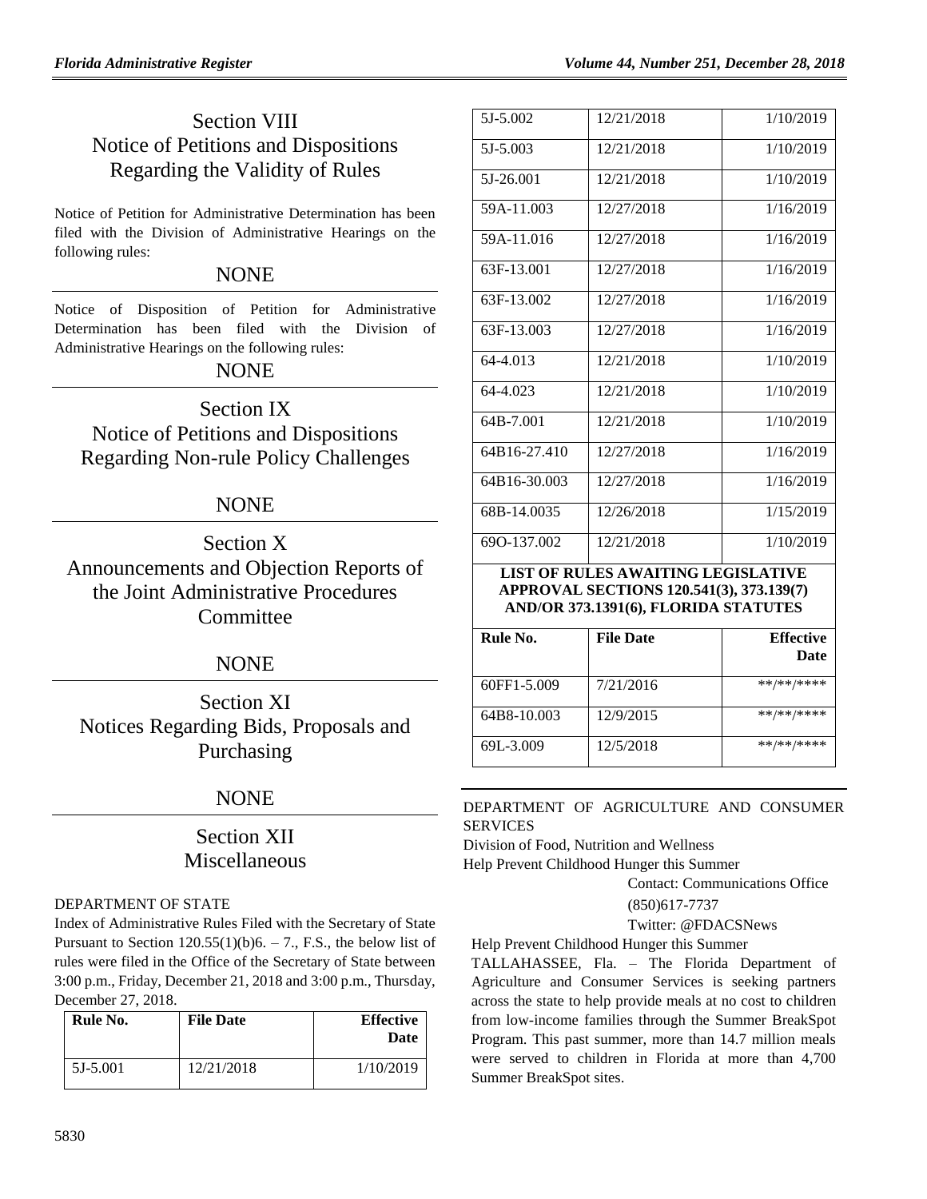## Section VIII
## Notice of Petitions and Dispositions Regarding the Validity of Rules

Notice of Petition for Administrative Determination has been filed with the Division of Administrative Hearings on the following rules:

NONE

Notice of Disposition of Petition for Administrative Determination has been filed with the Division of Administrative Hearings on the following rules:

NONE

## Section IX
## Notice of Petitions and Dispositions Regarding Non-rule Policy Challenges

NONE

## Section X
## Announcements and Objection Reports of the Joint Administrative Procedures Committee

NONE

## Section XI
## Notices Regarding Bids, Proposals and Purchasing

NONE

## Section XII
## Miscellaneous

DEPARTMENT OF STATE

Index of Administrative Rules Filed with the Secretary of State Pursuant to Section 120.55(1)(b)6. – 7., F.S., the below list of rules were filed in the Office of the Secretary of State between 3:00 p.m., Friday, December 21, 2018 and 3:00 p.m., Thursday, December 27, 2018.

| Rule No. | File Date | Effective Date |
|---|---|---|
| 5J-5.001 | 12/21/2018 | 1/10/2019 |
| 5J-5.002 | 12/21/2018 | 1/10/2019 |
| 5J-5.003 | 12/21/2018 | 1/10/2019 |
| 5J-26.001 | 12/21/2018 | 1/10/2019 |
| 59A-11.003 | 12/27/2018 | 1/16/2019 |
| 59A-11.016 | 12/27/2018 | 1/16/2019 |
| 63F-13.001 | 12/27/2018 | 1/16/2019 |
| 63F-13.002 | 12/27/2018 | 1/16/2019 |
| 63F-13.003 | 12/27/2018 | 1/16/2019 |
| 64-4.013 | 12/21/2018 | 1/10/2019 |
| 64-4.023 | 12/21/2018 | 1/10/2019 |
| 64B-7.001 | 12/21/2018 | 1/10/2019 |
| 64B16-27.410 | 12/27/2018 | 1/16/2019 |
| 64B16-30.003 | 12/27/2018 | 1/16/2019 |
| 68B-14.0035 | 12/26/2018 | 1/15/2019 |
| 69O-137.002 | 12/21/2018 | 1/10/2019 |

**LIST OF RULES AWAITING LEGISLATIVE APPROVAL SECTIONS 120.541(3), 373.139(7) AND/OR 373.1391(6), FLORIDA STATUTES**

| Rule No. | File Date | Effective Date |
|---|---|---|
| 60FF1-5.009 | 7/21/2016 | **/**/**** |
| 64B8-10.003 | 12/9/2015 | **/**/**** |
| 69L-3.009 | 12/5/2018 | **/**/**** |

DEPARTMENT OF AGRICULTURE AND CONSUMER SERVICES

Division of Food, Nutrition and Wellness

Help Prevent Childhood Hunger this Summer

Contact: Communications Office

(850)617-7737

Twitter: @FDACSNews

Help Prevent Childhood Hunger this Summer

TALLAHASSEE, Fla. – The Florida Department of Agriculture and Consumer Services is seeking partners across the state to help provide meals at no cost to children from low-income families through the Summer BreakSpot Program. This past summer, more than 14.7 million meals were served to children in Florida at more than 4,700 Summer BreakSpot sites.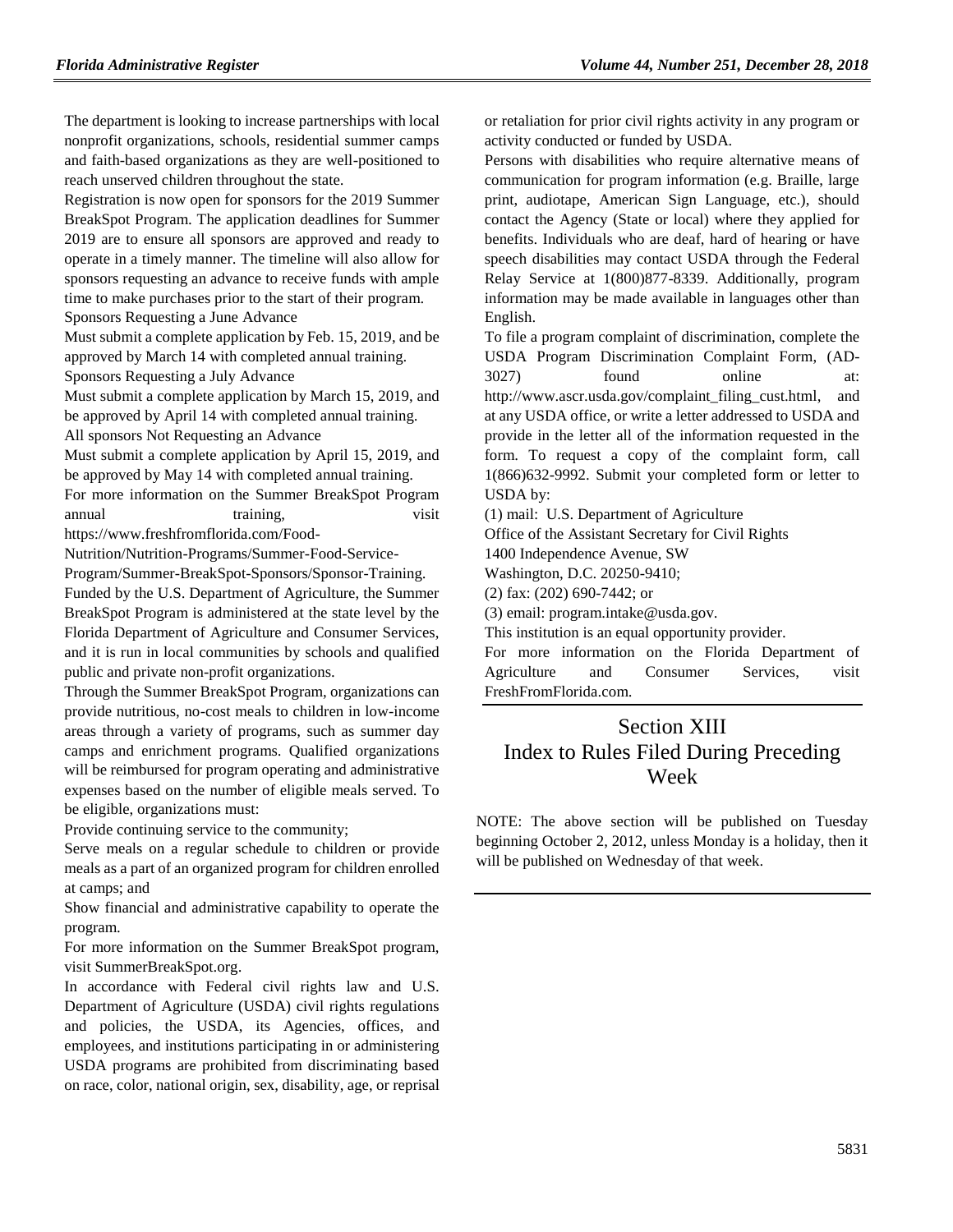The department is looking to increase partnerships with local nonprofit organizations, schools, residential summer camps and faith-based organizations as they are well-positioned to reach unserved children throughout the state.

Registration is now open for sponsors for the 2019 Summer BreakSpot Program. The application deadlines for Summer 2019 are to ensure all sponsors are approved and ready to operate in a timely manner. The timeline will also allow for sponsors requesting an advance to receive funds with ample time to make purchases prior to the start of their program.

Sponsors Requesting a June Advance

Must submit a complete application by Feb. 15, 2019, and be approved by March 14 with completed annual training.

Sponsors Requesting a July Advance

Must submit a complete application by March 15, 2019, and be approved by April 14 with completed annual training.

All sponsors Not Requesting an Advance

Must submit a complete application by April 15, 2019, and be approved by May 14 with completed annual training.

For more information on the Summer BreakSpot Program annual training, visit https://www.freshfromflorida.com/Food-Nutrition/Nutrition-Programs/Summer-Food-Service-Program/Summer-BreakSpot-Sponsors/Sponsor-Training.

Funded by the U.S. Department of Agriculture, the Summer BreakSpot Program is administered at the state level by the Florida Department of Agriculture and Consumer Services, and it is run in local communities by schools and qualified public and private non-profit organizations.

Through the Summer BreakSpot Program, organizations can provide nutritious, no-cost meals to children in low-income areas through a variety of programs, such as summer day camps and enrichment programs. Qualified organizations will be reimbursed for program operating and administrative expenses based on the number of eligible meals served. To be eligible, organizations must:

Provide continuing service to the community;

Serve meals on a regular schedule to children or provide meals as a part of an organized program for children enrolled at camps; and

Show financial and administrative capability to operate the program.

For more information on the Summer BreakSpot program, visit SummerBreakSpot.org.

In accordance with Federal civil rights law and U.S. Department of Agriculture (USDA) civil rights regulations and policies, the USDA, its Agencies, offices, and employees, and institutions participating in or administering USDA programs are prohibited from discriminating based on race, color, national origin, sex, disability, age, or reprisal or retaliation for prior civil rights activity in any program or activity conducted or funded by USDA.

Persons with disabilities who require alternative means of communication for program information (e.g. Braille, large print, audiotape, American Sign Language, etc.), should contact the Agency (State or local) where they applied for benefits. Individuals who are deaf, hard of hearing or have speech disabilities may contact USDA through the Federal Relay Service at 1(800)877-8339. Additionally, program information may be made available in languages other than English.

To file a program complaint of discrimination, complete the USDA Program Discrimination Complaint Form, (AD-3027) found online at: http://www.ascr.usda.gov/complaint_filing_cust.html, and at any USDA office, or write a letter addressed to USDA and provide in the letter all of the information requested in the form. To request a copy of the complaint form, call 1(866)632-9992. Submit your completed form or letter to USDA by:

(1) mail: U.S. Department of Agriculture
Office of the Assistant Secretary for Civil Rights
1400 Independence Avenue, SW
Washington, D.C. 20250-9410;

(2) fax: (202) 690-7442; or

(3) email: program.intake@usda.gov.

This institution is an equal opportunity provider.

For more information on the Florida Department of Agriculture and Consumer Services, visit FreshFromFlorida.com.

# Section XIII
# Index to Rules Filed During Preceding Week

NOTE: The above section will be published on Tuesday beginning October 2, 2012, unless Monday is a holiday, then it will be published on Wednesday of that week.